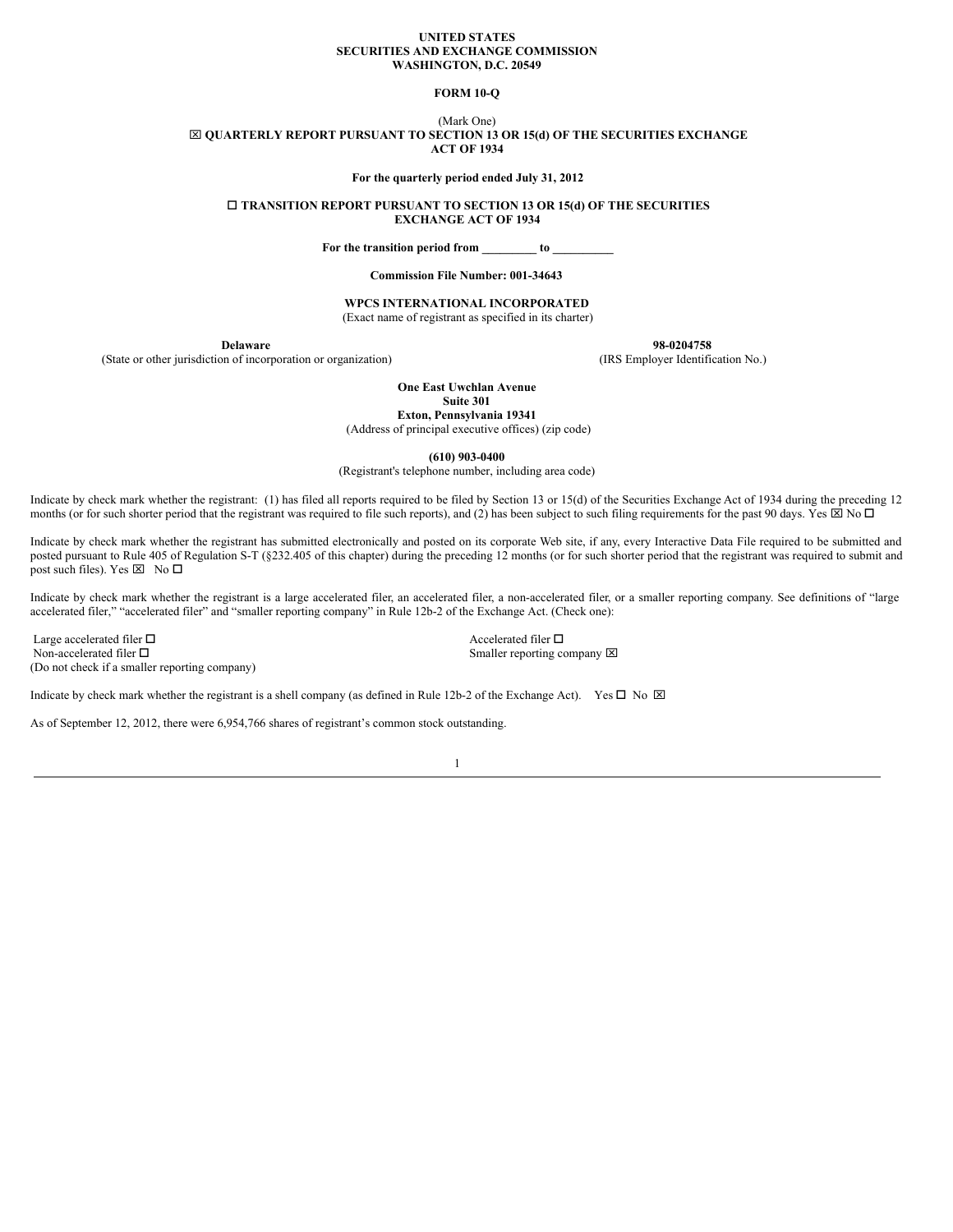**UNITED STATES**
**SECURITIES AND EXCHANGE COMMISSION**
**WASHINGTON, D.C. 20549**

**FORM 10-Q**

(Mark One)

☒ **QUARTERLY REPORT PURSUANT TO SECTION 13 OR 15(d) OF THE SECURITIES EXCHANGE ACT OF 1934**

**For the quarterly period ended July 31, 2012**

☐ **TRANSITION REPORT PURSUANT TO SECTION 13 OR 15(d) OF THE SECURITIES EXCHANGE ACT OF 1934**

**For the transition period from _________ to __________**

**Commission File Number: 001-34643**

**WPCS INTERNATIONAL INCORPORATED**
(Exact name of registrant as specified in its charter)

| **Delaware** | **98-0204758** |
|---|---|
| (State or other jurisdiction of incorporation or organization) | (IRS Employer Identification No.) |

**One East Uwchlan Avenue**
**Suite 301**
**Exton, Pennsylvania 19341**
(Address of principal executive offices) (zip code)

**(610) 903-0400**
(Registrant's telephone number, including area code)

Indicate by check mark whether the registrant: (1) has filed all reports required to be filed by Section 13 or 15(d) of the Securities Exchange Act of 1934 during the preceding 12 months (or for such shorter period that the registrant was required to file such reports), and (2) has been subject to such filing requirements for the past 90 days. Yes ☒ No ☐

Indicate by check mark whether the registrant has submitted electronically and posted on its corporate Web site, if any, every Interactive Data File required to be submitted and posted pursuant to Rule 405 of Regulation S-T (§232.405 of this chapter) during the preceding 12 months (or for such shorter period that the registrant was required to submit and post such files). Yes ☒ No ☐

Indicate by check mark whether the registrant is a large accelerated filer, an accelerated filer, a non-accelerated filer, or a smaller reporting company. See definitions of "large accelerated filer," "accelerated filer" and "smaller reporting company" in Rule 12b-2 of the Exchange Act. (Check one):

| | |
|---|---|
| Large accelerated filer ☐ | Accelerated filer ☐ |
| Non-accelerated filer ☐ (Do not check if a smaller reporting company) | Smaller reporting company ☒ |

Indicate by check mark whether the registrant is a shell company (as defined in Rule 12b-2 of the Exchange Act). Yes ☐ No ☒

As of September 12, 2012, there were 6,954,766 shares of registrant's common stock outstanding.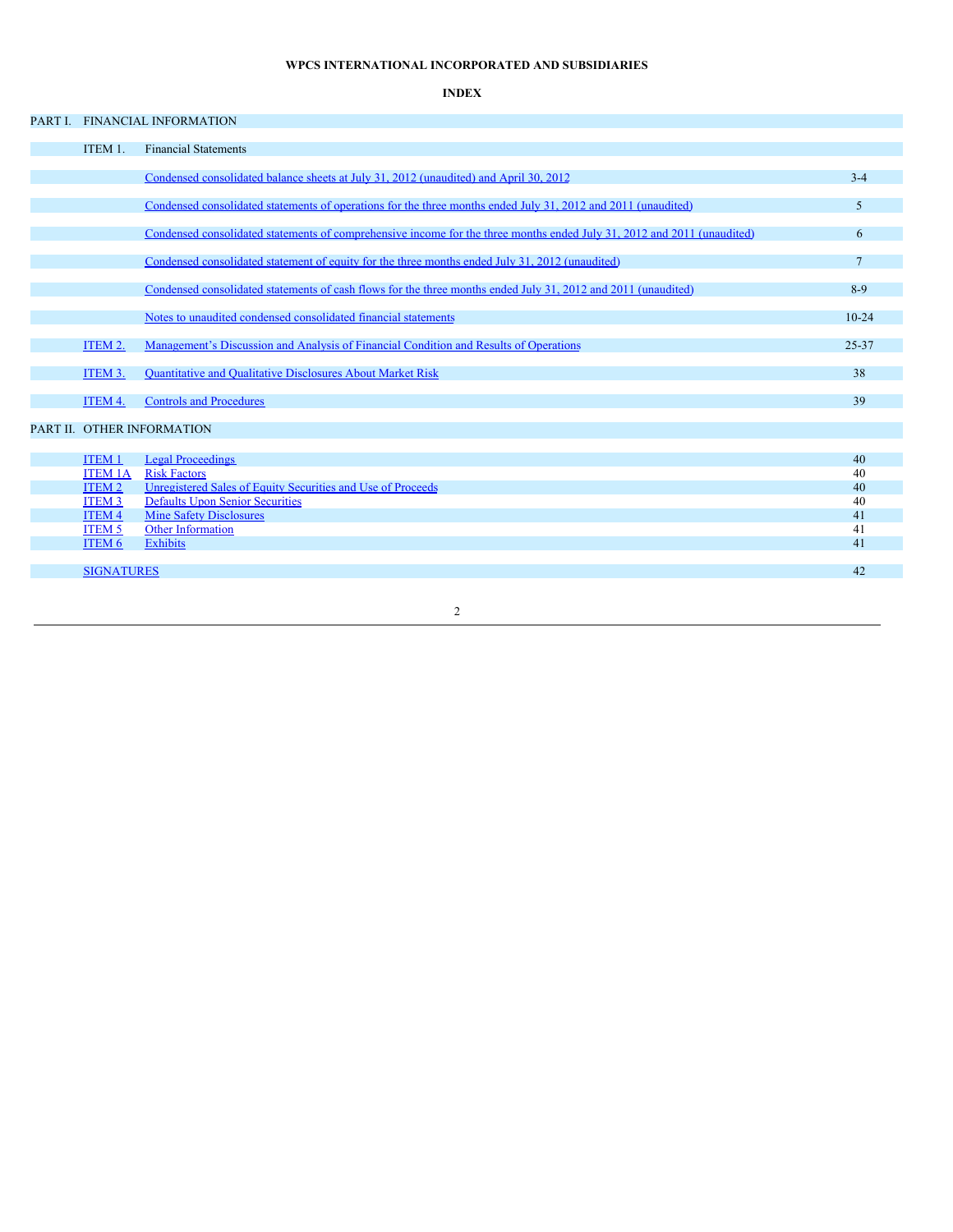**WPCS INTERNATIONAL INCORPORATED AND SUBSIDIARIES**

**INDEX**

| | | | |
|---|---|---|---|
| PART I. | FINANCIAL INFORMATION | | |
| | ITEM 1. | Financial Statements | |
| | | Condensed consolidated balance sheets at July 31, 2012 (unaudited) and April 30, 2012 | 3-4 |
| | | Condensed consolidated statements of operations for the three months ended July 31, 2012 and 2011 (unaudited) | 5 |
| | | Condensed consolidated statements of comprehensive income for the three months ended July 31, 2012 and 2011 (unaudited) | 6 |
| | | Condensed consolidated statement of equity for the three months ended July 31, 2012 (unaudited) | 7 |
| | | Condensed consolidated statements of cash flows for the three months ended July 31, 2012 and 2011 (unaudited) | 8-9 |
| | | Notes to unaudited condensed consolidated financial statements | 10-24 |
| | ITEM 2. | Management's Discussion and Analysis of Financial Condition and Results of Operations | 25-37 |
| | ITEM 3. | Quantitative and Qualitative Disclosures About Market Risk | 38 |
| | ITEM 4. | Controls and Procedures | 39 |
| PART II. | OTHER INFORMATION | | |
| | ITEM 1 | Legal Proceedings | 40 |
| | ITEM 1A | Risk Factors | 40 |
| | ITEM 2 | Unregistered Sales of Equity Securities and Use of Proceeds | 40 |
| | ITEM 3 | Defaults Upon Senior Securities | 40 |
| | ITEM 4 | Mine Safety Disclosures | 41 |
| | ITEM 5 | Other Information | 41 |
| | ITEM 6 | Exhibits | 41 |
| | SIGNATURES | | 42 |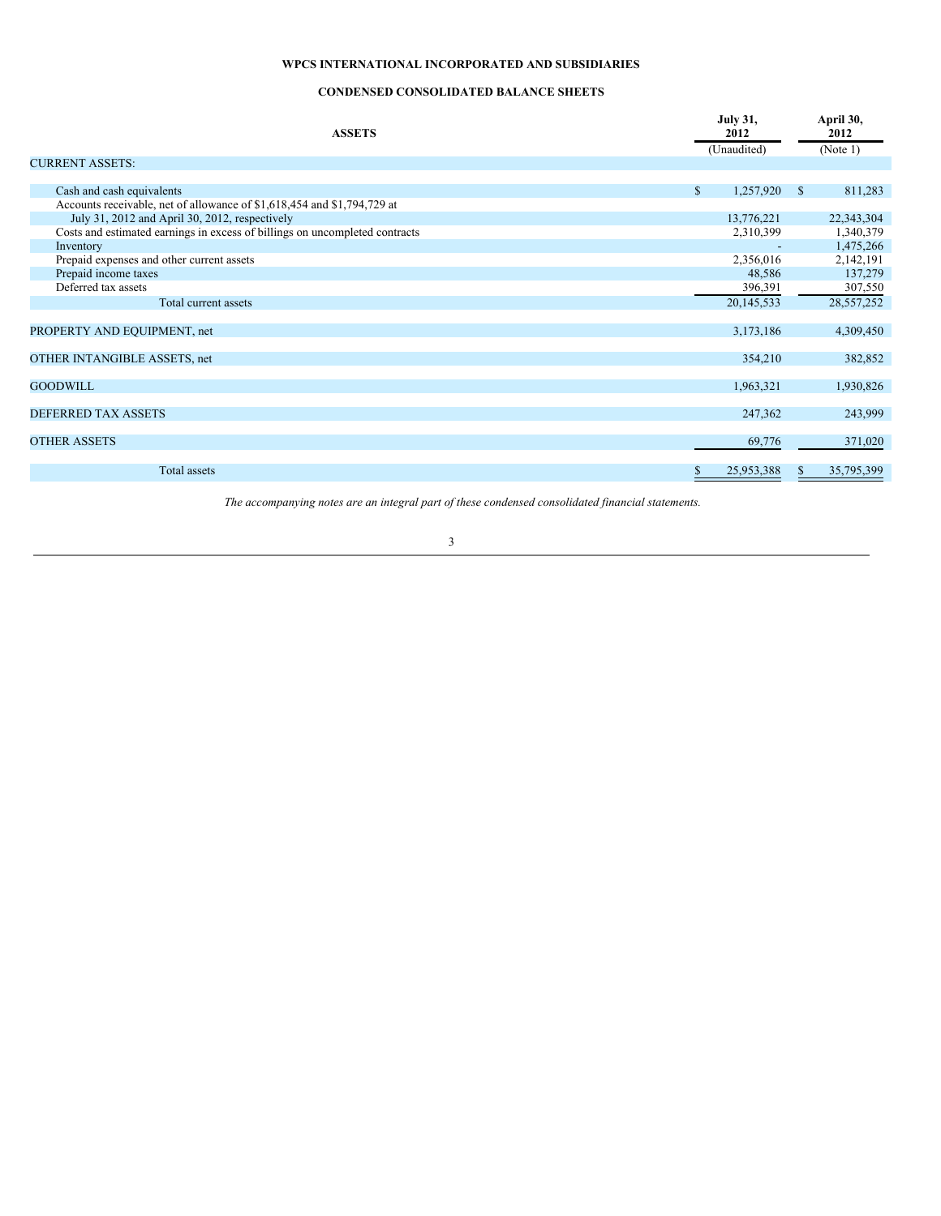**WPCS INTERNATIONAL INCORPORATED AND SUBSIDIARIES**

**CONDENSED CONSOLIDATED BALANCE SHEETS**

| **ASSETS** | **July 31, 2012** | **April 30, 2012** |
|---|---|---|
| | (Unaudited) | (Note 1) |
| CURRENT ASSETS: | | |
| Cash and cash equivalents | $ 1,257,920 | $ 811,283 |
| Accounts receivable, net of allowance of $1,618,454 and $1,794,729 at July 31, 2012 and April 30, 2012, respectively | 13,776,221 | 22,343,304 |
| Costs and estimated earnings in excess of billings on uncompleted contracts | 2,310,399 | 1,340,379 |
| Inventory | - | 1,475,266 |
| Prepaid expenses and other current assets | 2,356,016 | 2,142,191 |
| Prepaid income taxes | 48,586 | 137,279 |
| Deferred tax assets | 396,391 | 307,550 |
| Total current assets | 20,145,533 | 28,557,252 |
| PROPERTY AND EQUIPMENT, net | 3,173,186 | 4,309,450 |
| OTHER INTANGIBLE ASSETS, net | 354,210 | 382,852 |
| GOODWILL | 1,963,321 | 1,930,826 |
| DEFERRED TAX ASSETS | 247,362 | 243,999 |
| OTHER ASSETS | 69,776 | 371,020 |
| Total assets | $ 25,953,388 | $ 35,795,399 |

*The accompanying notes are an integral part of these condensed consolidated financial statements.*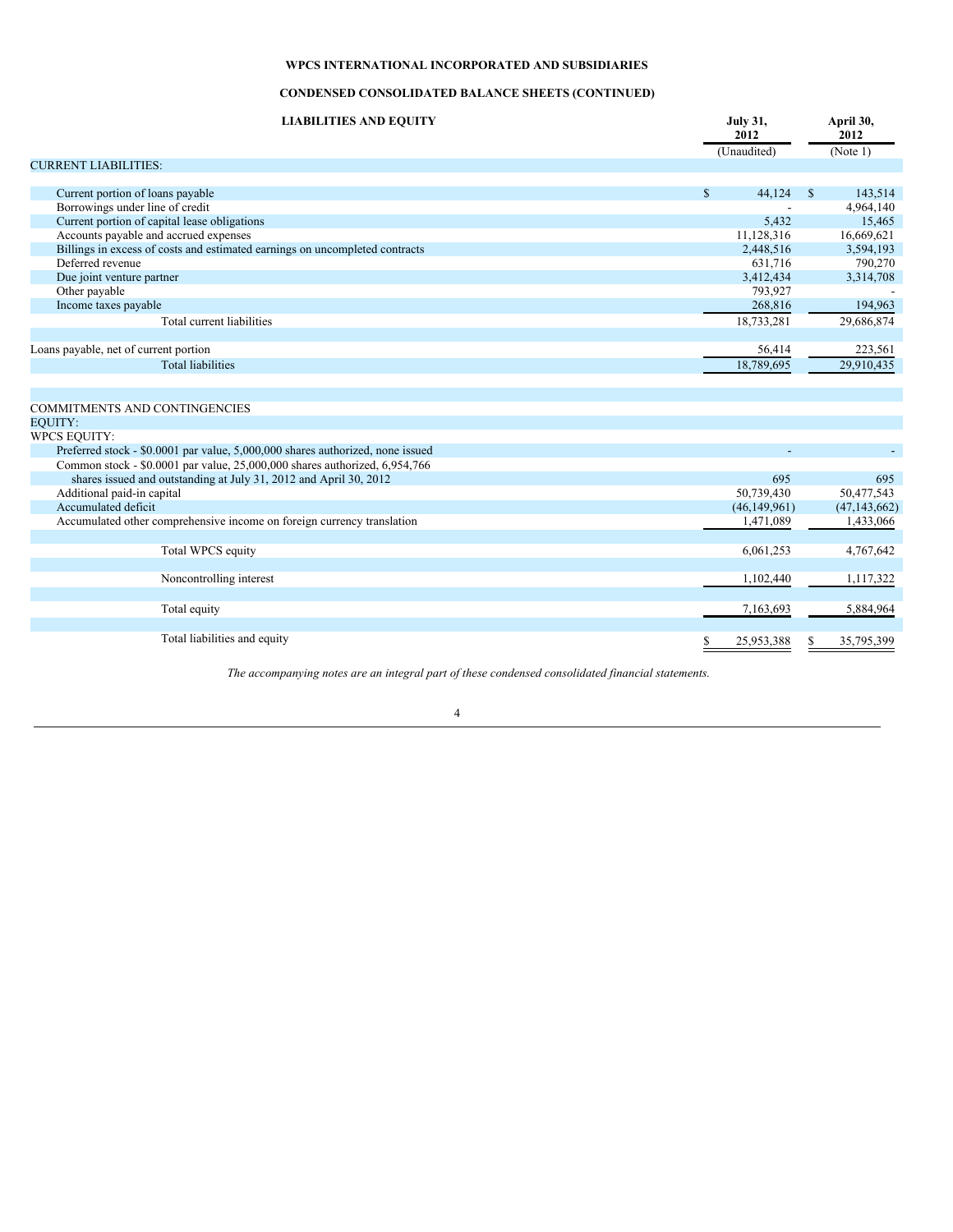**WPCS INTERNATIONAL INCORPORATED AND SUBSIDIARIES**

**CONDENSED CONSOLIDATED BALANCE SHEETS (CONTINUED)**

| **LIABILITIES AND EQUITY** | **July 31, 2012** | **April 30, 2012** |
|---|---|---|
| | (Unaudited) | (Note 1) |
| CURRENT LIABILITIES: | | |
| Current portion of loans payable | $ 44,124 | $ 143,514 |
| Borrowings under line of credit | - | 4,964,140 |
| Current portion of capital lease obligations | 5,432 | 15,465 |
| Accounts payable and accrued expenses | 11,128,316 | 16,669,621 |
| Billings in excess of costs and estimated earnings on uncompleted contracts | 2,448,516 | 3,594,193 |
| Deferred revenue | 631,716 | 790,270 |
| Due joint venture partner | 3,412,434 | 3,314,708 |
| Other payable | 793,927 | - |
| Income taxes payable | 268,816 | 194,963 |
| Total current liabilities | 18,733,281 | 29,686,874 |
| Loans payable, net of current portion | 56,414 | 223,561 |
| Total liabilities | 18,789,695 | 29,910,435 |
| COMMITMENTS AND CONTINGENCIES | | |
| EQUITY: | | |
| WPCS EQUITY: | | |
| Preferred stock - $0.0001 par value, 5,000,000 shares authorized, none issued | - | - |
| Common stock - $0.0001 par value, 25,000,000 shares authorized, 6,954,766 shares issued and outstanding at July 31, 2012 and April 30, 2012 | 695 | 695 |
| Additional paid-in capital | 50,739,430 | 50,477,543 |
| Accumulated deficit | (46,149,961) | (47,143,662) |
| Accumulated other comprehensive income on foreign currency translation | 1,471,089 | 1,433,066 |
| Total WPCS equity | 6,061,253 | 4,767,642 |
| Noncontrolling interest | 1,102,440 | 1,117,322 |
| Total equity | 7,163,693 | 5,884,964 |
| Total liabilities and equity | $ 25,953,388 | $ 35,795,399 |

*The accompanying notes are an integral part of these condensed consolidated financial statements.*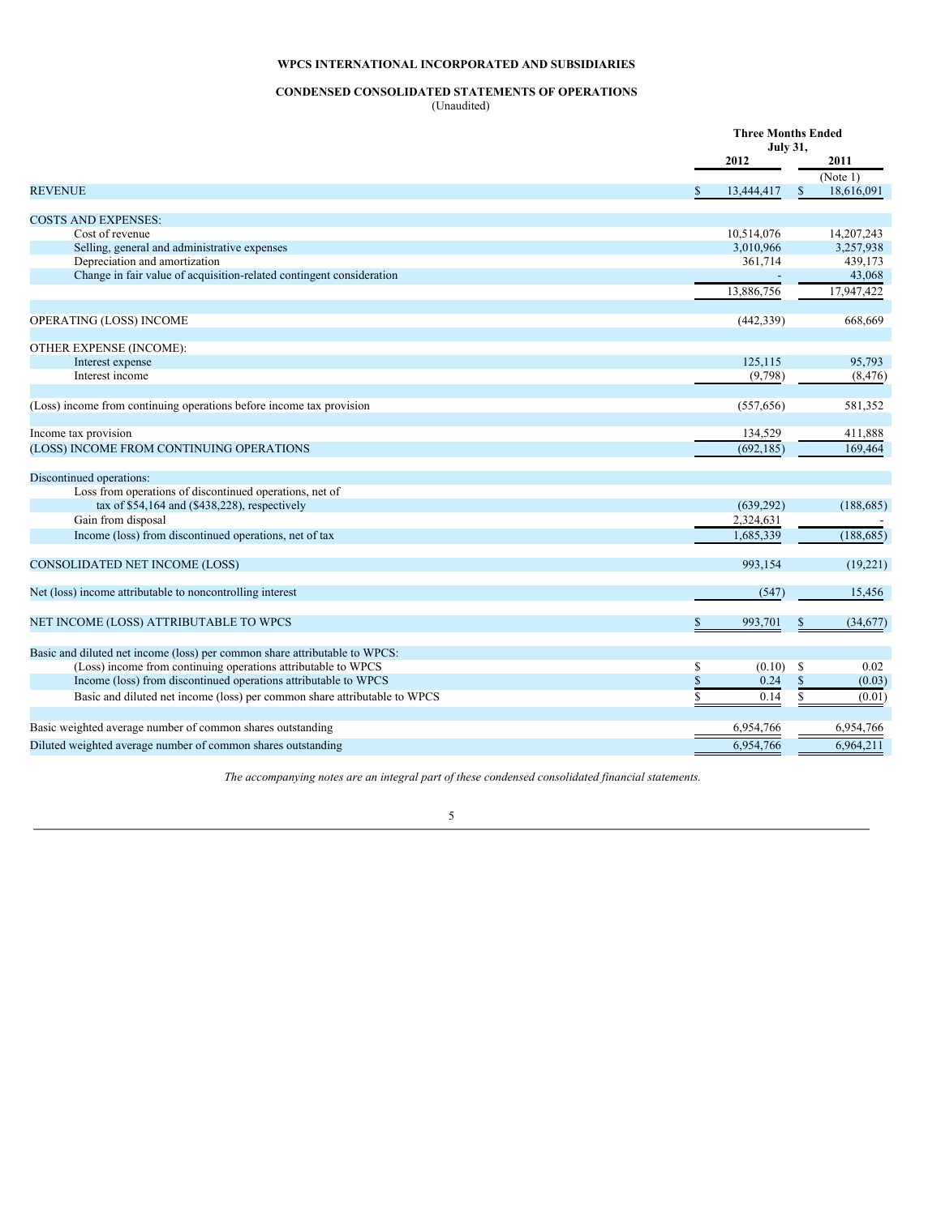**WPCS INTERNATIONAL INCORPORATED AND SUBSIDIARIES**

**CONDENSED CONSOLIDATED STATEMENTS OF OPERATIONS**
(Unaudited)

| | Three Months Ended July 31, | |
|---|---|---|
| | 2012 | 2011 |
| | | (Note 1) |
| REVENUE | $ 13,444,417 | $ 18,616,091 |
| | | |
| COSTS AND EXPENSES: | | |
| Cost of revenue | 10,514,076 | 14,207,243 |
| Selling, general and administrative expenses | 3,010,966 | 3,257,938 |
| Depreciation and amortization | 361,714 | 439,173 |
| Change in fair value of acquisition-related contingent consideration | - | 43,068 |
| | 13,886,756 | 17,947,422 |
| | | |
| OPERATING (LOSS) INCOME | (442,339) | 668,669 |
| | | |
| OTHER EXPENSE (INCOME): | | |
| Interest expense | 125,115 | 95,793 |
| Interest income | (9,798) | (8,476) |
| | | |
| (Loss) income from continuing operations before income tax provision | (557,656) | 581,352 |
| | | |
| Income tax provision | 134,529 | 411,888 |
| (LOSS) INCOME FROM CONTINUING OPERATIONS | (692,185) | 169,464 |
| | | |
| Discontinued operations: | | |
| Loss from operations of discontinued operations, net of tax of $54,164 and ($438,228), respectively | (639,292) | (188,685) |
| Gain from disposal | 2,324,631 | - |
| Income (loss) from discontinued operations, net of tax | 1,685,339 | (188,685) |
| | | |
| CONSOLIDATED NET INCOME (LOSS) | 993,154 | (19,221) |
| | | |
| Net (loss) income attributable to noncontrolling interest | (547) | 15,456 |
| | | |
| NET INCOME (LOSS) ATTRIBUTABLE TO WPCS | $ 993,701 | $ (34,677) |
| | | |
| Basic and diluted net income (loss) per common share attributable to WPCS: | | |
| (Loss) income from continuing operations attributable to WPCS | $ (0.10) | $ 0.02 |
| Income (loss) from discontinued operations attributable to WPCS | $ 0.24 | $ (0.03) |
| Basic and diluted net income (loss) per common share attributable to WPCS | $ 0.14 | $ (0.01) |
| | | |
| Basic weighted average number of common shares outstanding | 6,954,766 | 6,954,766 |
| Diluted weighted average number of common shares outstanding | 6,954,766 | 6,964,211 |

*The accompanying notes are an integral part of these condensed consolidated financial statements.*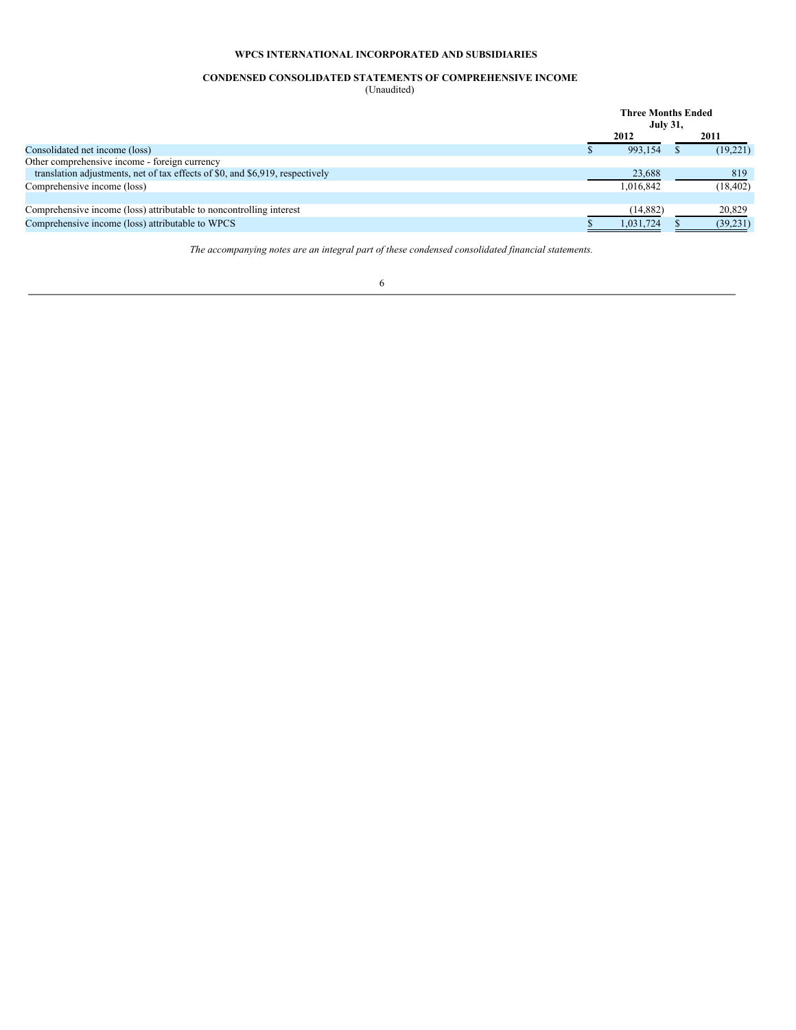# WPCS INTERNATIONAL INCORPORATED AND SUBSIDIARIES

## CONDENSED CONSOLIDATED STATEMENTS OF COMPREHENSIVE INCOME

(Unaudited)

| | Three Months Ended July 31, | |
|---|---|---|
| | 2012 | 2011 |
| Consolidated net income (loss) | $ 993,154 | $ (19,221) |
| Other comprehensive income - foreign currency translation adjustments, net of tax effects of $0, and $6,919, respectively | 23,688 | 819 |
| Comprehensive income (loss) | 1,016,842 | (18,402) |
| | | |
| Comprehensive income (loss) attributable to noncontrolling interest | (14,882) | 20,829 |
| Comprehensive income (loss) attributable to WPCS | $ 1,031,724 | $ (39,231) |

*The accompanying notes are an integral part of these condensed consolidated financial statements.*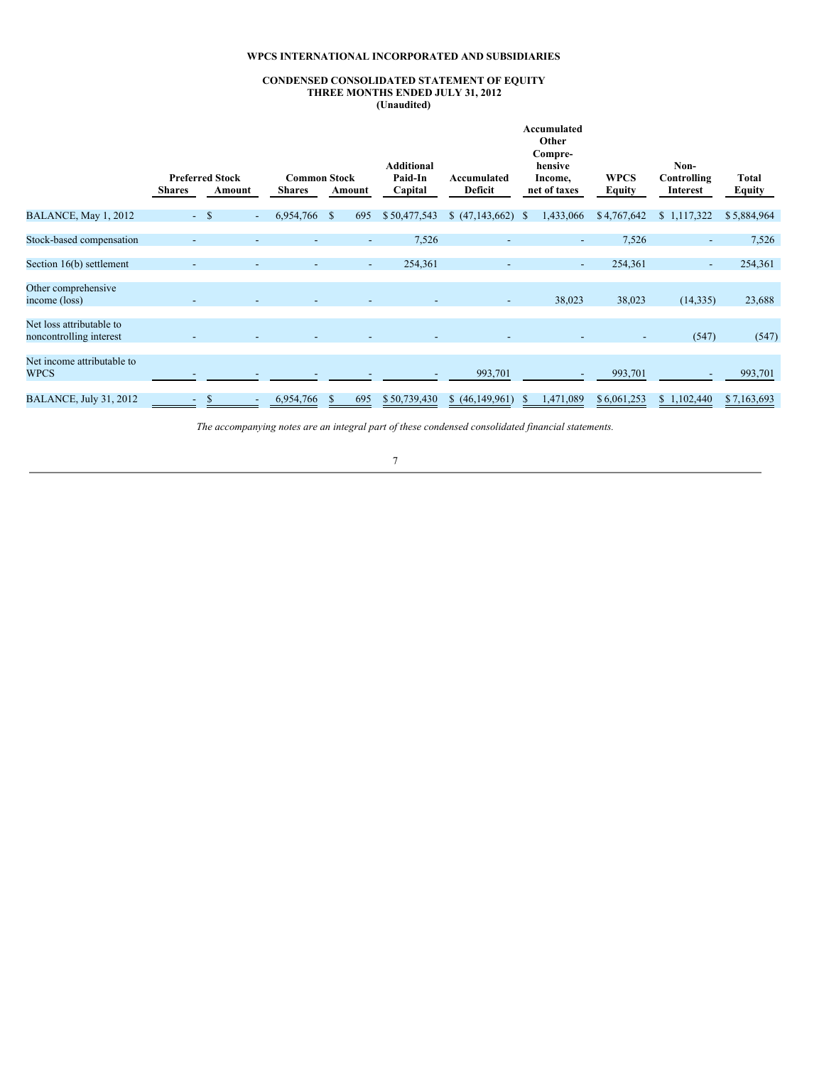**WPCS INTERNATIONAL INCORPORATED AND SUBSIDIARIES**

**CONDENSED CONSOLIDATED STATEMENT OF EQUITY**
**THREE MONTHS ENDED JULY 31, 2012**
**(Unaudited)**

| | Preferred Stock | | Common Stock | | Additional Paid-In Capital | Accumulated Deficit | Accumulated Other Compre-hensive Income, net of taxes | WPCS Equity | Non-Controlling Interest | Total Equity |
|---|---|---|---|---|---|---|---|---|---|---|
| | Shares | Amount | Shares | Amount | | | | | | |
| BALANCE, May 1, 2012 | - | $ - | 6,954,766 | $ 695 | $ 50,477,543 | $ (47,143,662) | $ 1,433,066 | $ 4,767,642 | $ 1,117,322 | $ 5,884,964 |
| Stock-based compensation | - | - | - | - | 7,526 | - | - | 7,526 | - | 7,526 |
| Section 16(b) settlement | - | - | - | - | 254,361 | - | - | 254,361 | - | 254,361 |
| Other comprehensive income (loss) | - | - | - | - | - | - | 38,023 | 38,023 | (14,335) | 23,688 |
| Net loss attributable to noncontrolling interest | - | - | - | - | - | - | - | - | (547) | (547) |
| Net income attributable to WPCS | - | - | - | - | - | 993,701 | - | 993,701 | - | 993,701 |
| BALANCE, July 31, 2012 | - | $ - | 6,954,766 | $ 695 | $ 50,739,430 | $ (46,149,961) | $ 1,471,089 | $ 6,061,253 | $ 1,102,440 | $ 7,163,693 |

*The accompanying notes are an integral part of these condensed consolidated financial statements.*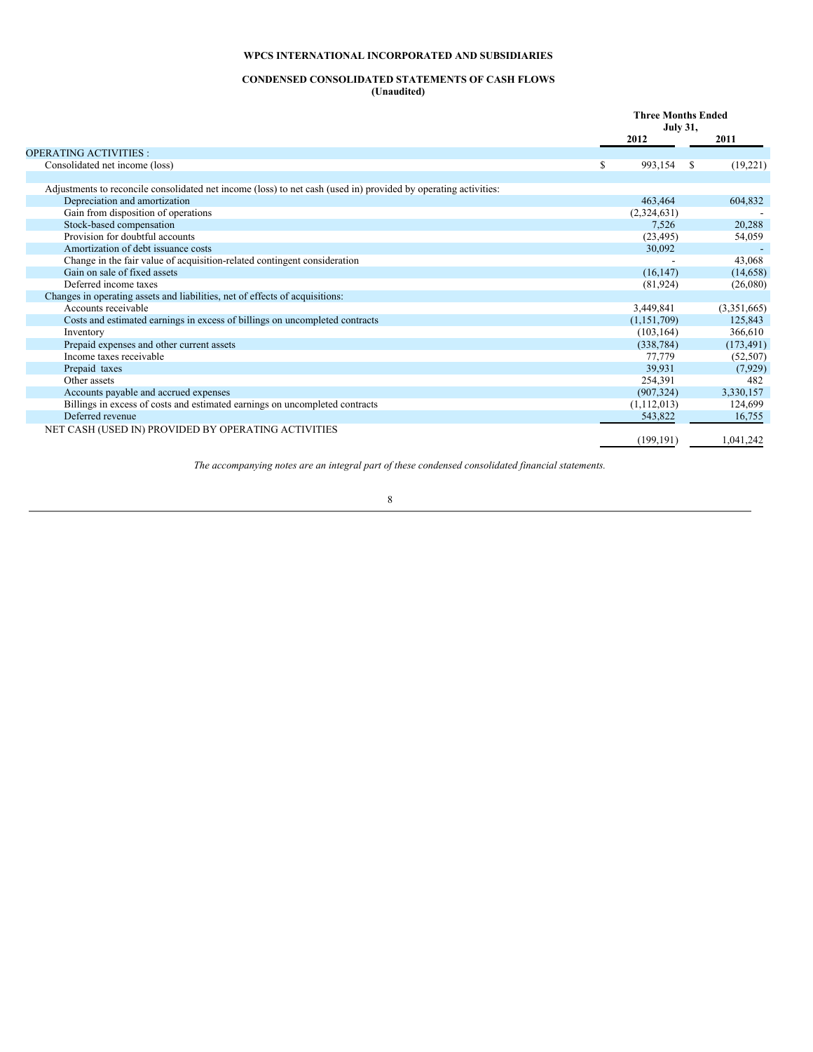**WPCS INTERNATIONAL INCORPORATED AND SUBSIDIARIES**

**CONDENSED CONSOLIDATED STATEMENTS OF CASH FLOWS**
**(Unaudited)**

| | Three Months Ended July 31, | |
|---|---|---|
| | 2012 | 2011 |
| OPERATING ACTIVITIES : | | |
| Consolidated net income (loss) | $ 993,154 | $ (19,221) |
| | | |
| Adjustments to reconcile consolidated net income (loss) to net cash (used in) provided by operating activities: | | |
| Depreciation and amortization | 463,464 | 604,832 |
| Gain from disposition of operations | (2,324,631) | - |
| Stock-based compensation | 7,526 | 20,288 |
| Provision for doubtful accounts | (23,495) | 54,059 |
| Amortization of debt issuance costs | 30,092 | - |
| Change in the fair value of acquisition-related contingent consideration | - | 43,068 |
| Gain on sale of fixed assets | (16,147) | (14,658) |
| Deferred income taxes | (81,924) | (26,080) |
| Changes in operating assets and liabilities, net of effects of acquisitions: | | |
| Accounts receivable | 3,449,841 | (3,351,665) |
| Costs and estimated earnings in excess of billings on uncompleted contracts | (1,151,709) | 125,843 |
| Inventory | (103,164) | 366,610 |
| Prepaid expenses and other current assets | (338,784) | (173,491) |
| Income taxes receivable | 77,779 | (52,507) |
| Prepaid taxes | 39,931 | (7,929) |
| Other assets | 254,391 | 482 |
| Accounts payable and accrued expenses | (907,324) | 3,330,157 |
| Billings in excess of costs and estimated earnings on uncompleted contracts | (1,112,013) | 124,699 |
| Deferred revenue | 543,822 | 16,755 |
| NET CASH (USED IN) PROVIDED BY OPERATING ACTIVITIES | (199,191) | 1,041,242 |

*The accompanying notes are an integral part of these condensed consolidated financial statements.*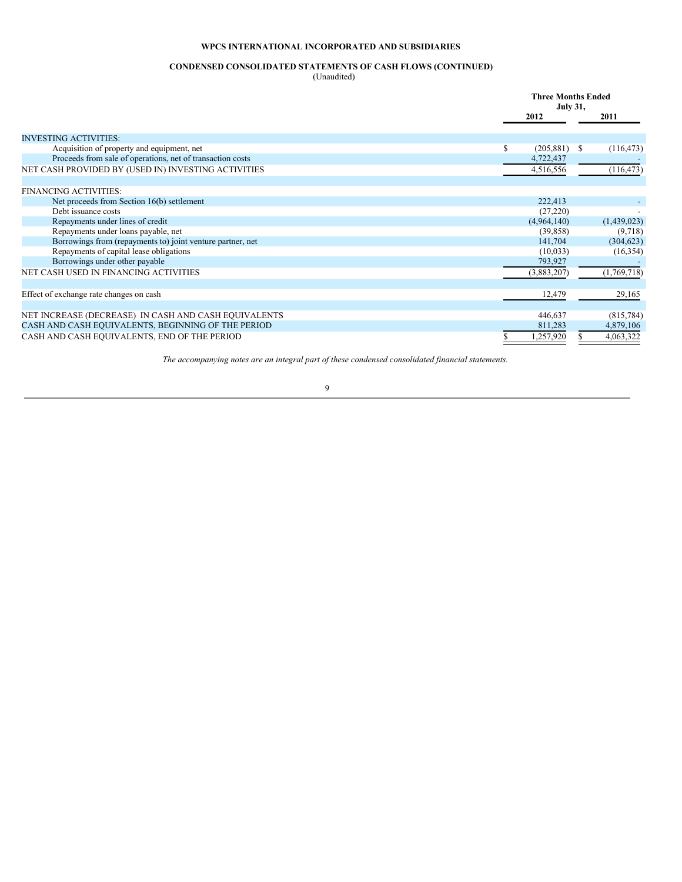**WPCS INTERNATIONAL INCORPORATED AND SUBSIDIARIES**

**CONDENSED CONSOLIDATED STATEMENTS OF CASH FLOWS (CONTINUED)**
(Unaudited)

| | Three Months Ended July 31, | |
|---|---|---|
| | 2012 | 2011 |
| INVESTING ACTIVITIES: | | |
| Acquisition of property and equipment, net | $ (205,881) | $ (116,473) |
| Proceeds from sale of operations, net of transaction costs | 4,722,437 | - |
| NET CASH PROVIDED BY (USED IN) INVESTING ACTIVITIES | 4,516,556 | (116,473) |
| | | |
| FINANCING ACTIVITIES: | | |
| Net proceeds from Section 16(b) settlement | 222,413 | - |
| Debt issuance costs | (27,220) | - |
| Repayments under lines of credit | (4,964,140) | (1,439,023) |
| Repayments under loans payable, net | (39,858) | (9,718) |
| Borrowings from (repayments to) joint venture partner, net | 141,704 | (304,623) |
| Repayments of capital lease obligations | (10,033) | (16,354) |
| Borrowings under other payable | 793,927 | - |
| NET CASH USED IN FINANCING ACTIVITIES | (3,883,207) | (1,769,718) |
| | | |
| Effect of exchange rate changes on cash | 12,479 | 29,165 |
| | | |
| NET INCREASE (DECREASE) IN CASH AND CASH EQUIVALENTS | 446,637 | (815,784) |
| CASH AND CASH EQUIVALENTS, BEGINNING OF THE PERIOD | 811,283 | 4,879,106 |
| CASH AND CASH EQUIVALENTS, END OF THE PERIOD | $ 1,257,920 | $ 4,063,322 |

*The accompanying notes are an integral part of these condensed consolidated financial statements.*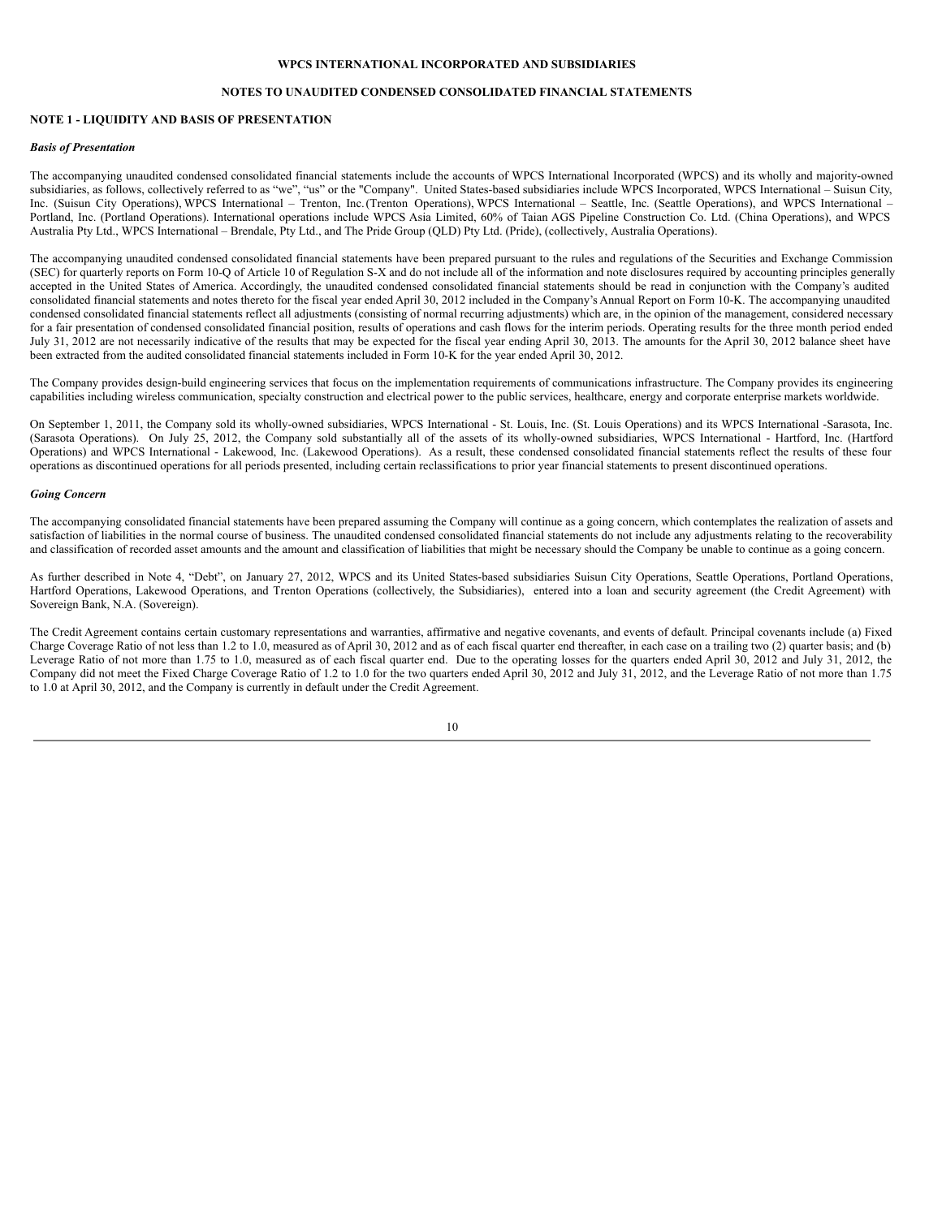**WPCS INTERNATIONAL INCORPORATED AND SUBSIDIARIES**

**NOTES TO UNAUDITED CONDENSED CONSOLIDATED FINANCIAL STATEMENTS**

**NOTE 1 - LIQUIDITY AND BASIS OF PRESENTATION**

***Basis of Presentation***

The accompanying unaudited condensed consolidated financial statements include the accounts of WPCS International Incorporated (WPCS) and its wholly and majority-owned subsidiaries, as follows, collectively referred to as "we", "us" or the "Company". United States-based subsidiaries include WPCS Incorporated, WPCS International – Suisun City, Inc. (Suisun City Operations), WPCS International – Trenton, Inc. (Trenton Operations), WPCS International – Seattle, Inc. (Seattle Operations), and WPCS International – Portland, Inc. (Portland Operations). International operations include WPCS Asia Limited, 60% of Taian AGS Pipeline Construction Co. Ltd. (China Operations), and WPCS Australia Pty Ltd., WPCS International – Brendale, Pty Ltd., and The Pride Group (QLD) Pty Ltd. (Pride), (collectively, Australia Operations).

The accompanying unaudited condensed consolidated financial statements have been prepared pursuant to the rules and regulations of the Securities and Exchange Commission (SEC) for quarterly reports on Form 10-Q of Article 10 of Regulation S-X and do not include all of the information and note disclosures required by accounting principles generally accepted in the United States of America. Accordingly, the unaudited condensed consolidated financial statements should be read in conjunction with the Company's audited consolidated financial statements and notes thereto for the fiscal year ended April 30, 2012 included in the Company's Annual Report on Form 10-K. The accompanying unaudited condensed consolidated financial statements reflect all adjustments (consisting of normal recurring adjustments) which are, in the opinion of the management, considered necessary for a fair presentation of condensed consolidated financial position, results of operations and cash flows for the interim periods. Operating results for the three month period ended July 31, 2012 are not necessarily indicative of the results that may be expected for the fiscal year ending April 30, 2013. The amounts for the April 30, 2012 balance sheet have been extracted from the audited consolidated financial statements included in Form 10-K for the year ended April 30, 2012.

The Company provides design-build engineering services that focus on the implementation requirements of communications infrastructure. The Company provides its engineering capabilities including wireless communication, specialty construction and electrical power to the public services, healthcare, energy and corporate enterprise markets worldwide.

On September 1, 2011, the Company sold its wholly-owned subsidiaries, WPCS International - St. Louis, Inc. (St. Louis Operations) and its WPCS International -Sarasota, Inc. (Sarasota Operations). On July 25, 2012, the Company sold substantially all of the assets of its wholly-owned subsidiaries, WPCS International - Hartford, Inc. (Hartford Operations) and WPCS International - Lakewood, Inc. (Lakewood Operations). As a result, these condensed consolidated financial statements reflect the results of these four operations as discontinued operations for all periods presented, including certain reclassifications to prior year financial statements to present discontinued operations.

***Going Concern***

The accompanying consolidated financial statements have been prepared assuming the Company will continue as a going concern, which contemplates the realization of assets and satisfaction of liabilities in the normal course of business. The unaudited condensed consolidated financial statements do not include any adjustments relating to the recoverability and classification of recorded asset amounts and the amount and classification of liabilities that might be necessary should the Company be unable to continue as a going concern.

As further described in Note 4, "Debt", on January 27, 2012, WPCS and its United States-based subsidiaries Suisun City Operations, Seattle Operations, Portland Operations, Hartford Operations, Lakewood Operations, and Trenton Operations (collectively, the Subsidiaries), entered into a loan and security agreement (the Credit Agreement) with Sovereign Bank, N.A. (Sovereign).

The Credit Agreement contains certain customary representations and warranties, affirmative and negative covenants, and events of default. Principal covenants include (a) Fixed Charge Coverage Ratio of not less than 1.2 to 1.0, measured as of April 30, 2012 and as of each fiscal quarter end thereafter, in each case on a trailing two (2) quarter basis; and (b) Leverage Ratio of not more than 1.75 to 1.0, measured as of each fiscal quarter end. Due to the operating losses for the quarters ended April 30, 2012 and July 31, 2012, the Company did not meet the Fixed Charge Coverage Ratio of 1.2 to 1.0 for the two quarters ended April 30, 2012 and July 31, 2012, and the Leverage Ratio of not more than 1.75 to 1.0 at April 30, 2012, and the Company is currently in default under the Credit Agreement.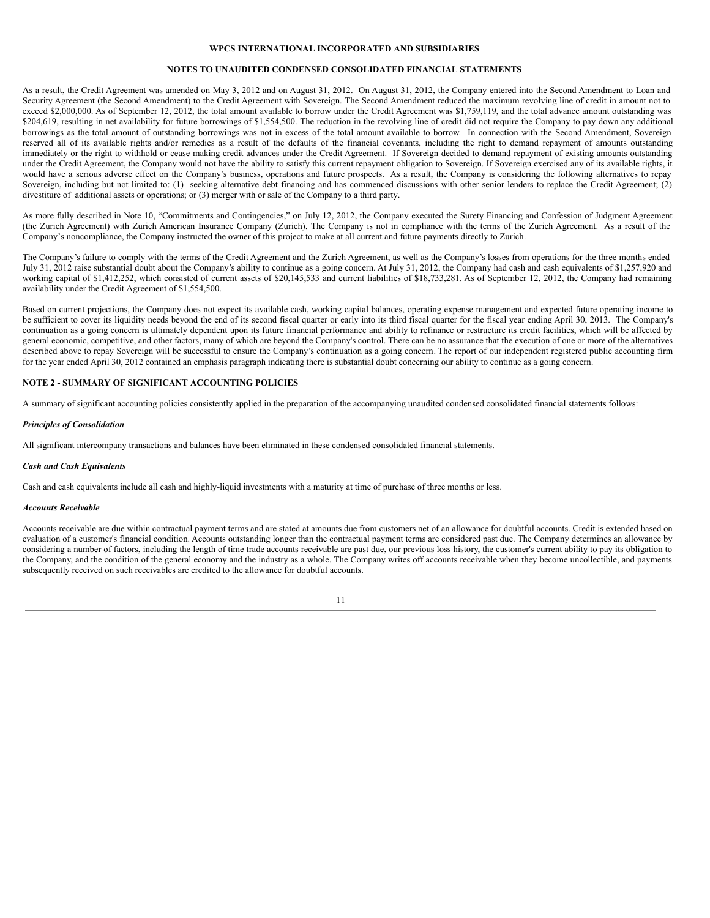As a result, the Credit Agreement was amended on May 3, 2012 and on August 31, 2012. On August 31, 2012, the Company entered into the Second Amendment to Loan and Security Agreement (the Second Amendment) to the Credit Agreement with Sovereign. The Second Amendment reduced the maximum revolving line of credit in amount not to exceed $2,000,000. As of September 12, 2012, the total amount available to borrow under the Credit Agreement was $1,759,119, and the total advance amount outstanding was $204,619, resulting in net availability for future borrowings of $1,554,500. The reduction in the revolving line of credit did not require the Company to pay down any additional borrowings as the total amount of outstanding borrowings was not in excess of the total amount available to borrow. In connection with the Second Amendment, Sovereign reserved all of its available rights and/or remedies as a result of the defaults of the financial covenants, including the right to demand repayment of amounts outstanding immediately or the right to withhold or cease making credit advances under the Credit Agreement. If Sovereign decided to demand repayment of existing amounts outstanding under the Credit Agreement, the Company would not have the ability to satisfy this current repayment obligation to Sovereign. If Sovereign exercised any of its available rights, it would have a serious adverse effect on the Company's business, operations and future prospects. As a result, the Company is considering the following alternatives to repay Sovereign, including but not limited to: (1) seeking alternative debt financing and has commenced discussions with other senior lenders to replace the Credit Agreement; (2) divestiture of additional assets or operations; or (3) merger with or sale of the Company to a third party.

As more fully described in Note 10, "Commitments and Contingencies," on July 12, 2012, the Company executed the Surety Financing and Confession of Judgment Agreement (the Zurich Agreement) with Zurich American Insurance Company (Zurich). The Company is not in compliance with the terms of the Zurich Agreement. As a result of the Company's noncompliance, the Company instructed the owner of this project to make at all current and future payments directly to Zurich.

The Company's failure to comply with the terms of the Credit Agreement and the Zurich Agreement, as well as the Company's losses from operations for the three months ended July 31, 2012 raise substantial doubt about the Company's ability to continue as a going concern. At July 31, 2012, the Company had cash and cash equivalents of $1,257,920 and working capital of $1,412,252, which consisted of current assets of $20,145,533 and current liabilities of $18,733,281. As of September 12, 2012, the Company had remaining availability under the Credit Agreement of $1,554,500.

Based on current projections, the Company does not expect its available cash, working capital balances, operating expense management and expected future operating income to be sufficient to cover its liquidity needs beyond the end of its second fiscal quarter or early into its third fiscal quarter for the fiscal year ending April 30, 2013. The Company's continuation as a going concern is ultimately dependent upon its future financial performance and ability to refinance or restructure its credit facilities, which will be affected by general economic, competitive, and other factors, many of which are beyond the Company's control. There can be no assurance that the execution of one or more of the alternatives described above to repay Sovereign will be successful to ensure the Company's continuation as a going concern. The report of our independent registered public accounting firm for the year ended April 30, 2012 contained an emphasis paragraph indicating there is substantial doubt concerning our ability to continue as a going concern.

## NOTE 2 - SUMMARY OF SIGNIFICANT ACCOUNTING POLICIES

A summary of significant accounting policies consistently applied in the preparation of the accompanying unaudited condensed consolidated financial statements follows:

***Principles of Consolidation***

All significant intercompany transactions and balances have been eliminated in these condensed consolidated financial statements.

***Cash and Cash Equivalents***

Cash and cash equivalents include all cash and highly-liquid investments with a maturity at time of purchase of three months or less.

***Accounts Receivable***

Accounts receivable are due within contractual payment terms and are stated at amounts due from customers net of an allowance for doubtful accounts. Credit is extended based on evaluation of a customer's financial condition. Accounts outstanding longer than the contractual payment terms are considered past due. The Company determines an allowance by considering a number of factors, including the length of time trade accounts receivable are past due, our previous loss history, the customer's current ability to pay its obligation to the Company, and the condition of the general economy and the industry as a whole. The Company writes off accounts receivable when they become uncollectible, and payments subsequently received on such receivables are credited to the allowance for doubtful accounts.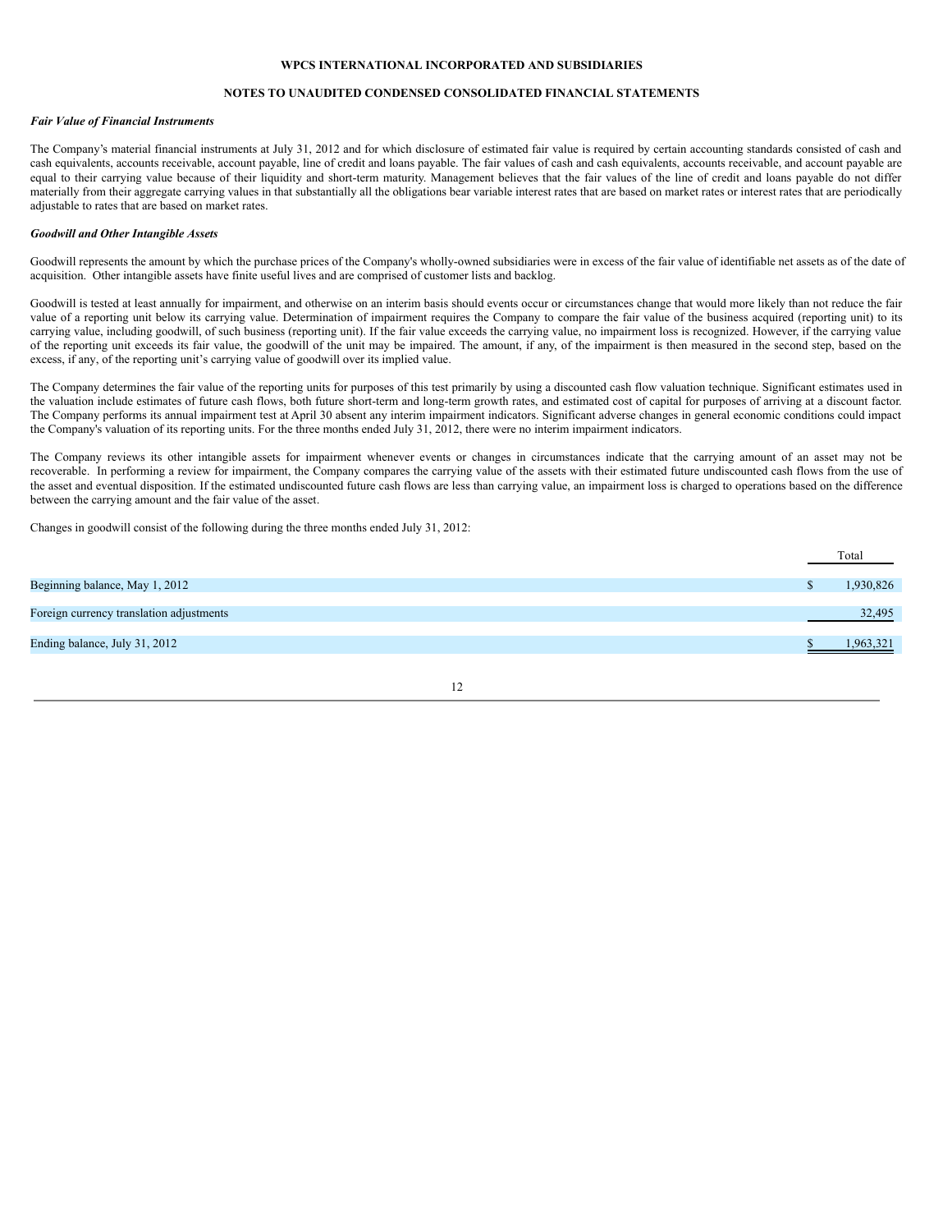**WPCS INTERNATIONAL INCORPORATED AND SUBSIDIARIES**

**NOTES TO UNAUDITED CONDENSED CONSOLIDATED FINANCIAL STATEMENTS**

***Fair Value of Financial Instruments***

The Company's material financial instruments at July 31, 2012 and for which disclosure of estimated fair value is required by certain accounting standards consisted of cash and cash equivalents, accounts receivable, account payable, line of credit and loans payable. The fair values of cash and cash equivalents, accounts receivable, and account payable are equal to their carrying value because of their liquidity and short-term maturity. Management believes that the fair values of the line of credit and loans payable do not differ materially from their aggregate carrying values in that substantially all the obligations bear variable interest rates that are based on market rates or interest rates that are periodically adjustable to rates that are based on market rates.

***Goodwill and Other Intangible Assets***

Goodwill represents the amount by which the purchase prices of the Company's wholly-owned subsidiaries were in excess of the fair value of identifiable net assets as of the date of acquisition. Other intangible assets have finite useful lives and are comprised of customer lists and backlog.

Goodwill is tested at least annually for impairment, and otherwise on an interim basis should events occur or circumstances change that would more likely than not reduce the fair value of a reporting unit below its carrying value. Determination of impairment requires the Company to compare the fair value of the business acquired (reporting unit) to its carrying value, including goodwill, of such business (reporting unit). If the fair value exceeds the carrying value, no impairment loss is recognized. However, if the carrying value of the reporting unit exceeds its fair value, the goodwill of the unit may be impaired. The amount, if any, of the impairment is then measured in the second step, based on the excess, if any, of the reporting unit's carrying value of goodwill over its implied value.

The Company determines the fair value of the reporting units for purposes of this test primarily by using a discounted cash flow valuation technique. Significant estimates used in the valuation include estimates of future cash flows, both future short-term and long-term growth rates, and estimated cost of capital for purposes of arriving at a discount factor. The Company performs its annual impairment test at April 30 absent any interim impairment indicators. Significant adverse changes in general economic conditions could impact the Company's valuation of its reporting units. For the three months ended July 31, 2012, there were no interim impairment indicators.

The Company reviews its other intangible assets for impairment whenever events or changes in circumstances indicate that the carrying amount of an asset may not be recoverable. In performing a review for impairment, the Company compares the carrying value of the assets with their estimated future undiscounted cash flows from the use of the asset and eventual disposition. If the estimated undiscounted future cash flows are less than carrying value, an impairment loss is charged to operations based on the difference between the carrying amount and the fair value of the asset.

Changes in goodwill consist of the following during the three months ended July 31, 2012:

| | Total |
|---|---|
| Beginning balance, May 1, 2012 | $ 1,930,826 |
| Foreign currency translation adjustments | 32,495 |
| Ending balance, July 31, 2012 | $ 1,963,321 |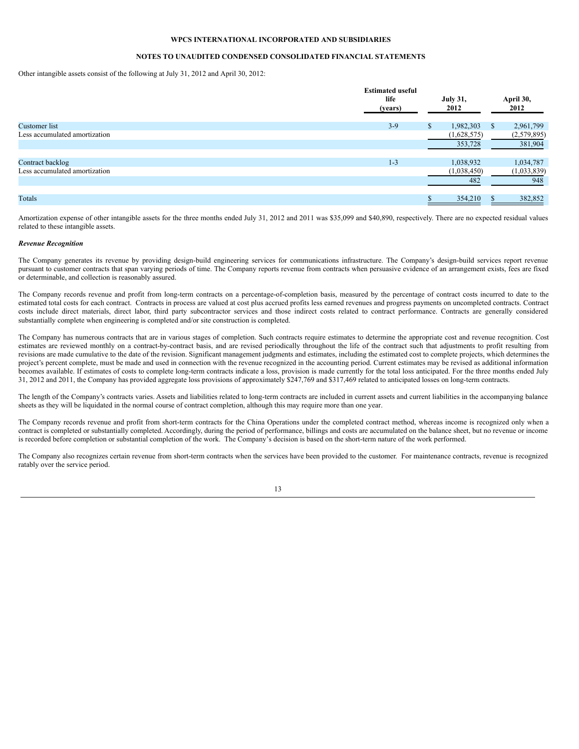Other intangible assets consist of the following at July 31, 2012 and April 30, 2012:

| | Estimated useful life (years) | July 31, 2012 | April 30, 2012 |
|---|---|---|---|
| Customer list | 3-9 | $ 1,982,303 | $ 2,961,799 |
| Less accumulated amortization | | (1,628,575) | (2,579,895) |
| | | 353,728 | 381,904 |
| | | | |
| Contract backlog | 1-3 | 1,038,932 | 1,034,787 |
| Less accumulated amortization | | (1,038,450) | (1,033,839) |
| | | 482 | 948 |
| | | | |
| Totals | | $ 354,210 | $ 382,852 |

Amortization expense of other intangible assets for the three months ended July 31, 2012 and 2011 was $35,099 and $40,890, respectively. There are no expected residual values related to these intangible assets.

***Revenue Recognition***

The Company generates its revenue by providing design-build engineering services for communications infrastructure. The Company's design-build services report revenue pursuant to customer contracts that span varying periods of time. The Company reports revenue from contracts when persuasive evidence of an arrangement exists, fees are fixed or determinable, and collection is reasonably assured.

The Company records revenue and profit from long-term contracts on a percentage-of-completion basis, measured by the percentage of contract costs incurred to date to the estimated total costs for each contract. Contracts in process are valued at cost plus accrued profits less earned revenues and progress payments on uncompleted contracts. Contract costs include direct materials, direct labor, third party subcontractor services and those indirect costs related to contract performance. Contracts are generally considered substantially complete when engineering is completed and/or site construction is completed.

The Company has numerous contracts that are in various stages of completion. Such contracts require estimates to determine the appropriate cost and revenue recognition. Cost estimates are reviewed monthly on a contract-by-contract basis, and are revised periodically throughout the life of the contract such that adjustments to profit resulting from revisions are made cumulative to the date of the revision. Significant management judgments and estimates, including the estimated cost to complete projects, which determines the project's percent complete, must be made and used in connection with the revenue recognized in the accounting period. Current estimates may be revised as additional information becomes available. If estimates of costs to complete long-term contracts indicate a loss, provision is made currently for the total loss anticipated. For the three months ended July 31, 2012 and 2011, the Company has provided aggregate loss provisions of approximately $247,769 and $317,469 related to anticipated losses on long-term contracts.

The length of the Company's contracts varies. Assets and liabilities related to long-term contracts are included in current assets and current liabilities in the accompanying balance sheets as they will be liquidated in the normal course of contract completion, although this may require more than one year.

The Company records revenue and profit from short-term contracts for the China Operations under the completed contract method, whereas income is recognized only when a contract is completed or substantially completed. Accordingly, during the period of performance, billings and costs are accumulated on the balance sheet, but no revenue or income is recorded before completion or substantial completion of the work. The Company's decision is based on the short-term nature of the work performed.

The Company also recognizes certain revenue from short-term contracts when the services have been provided to the customer. For maintenance contracts, revenue is recognized ratably over the service period.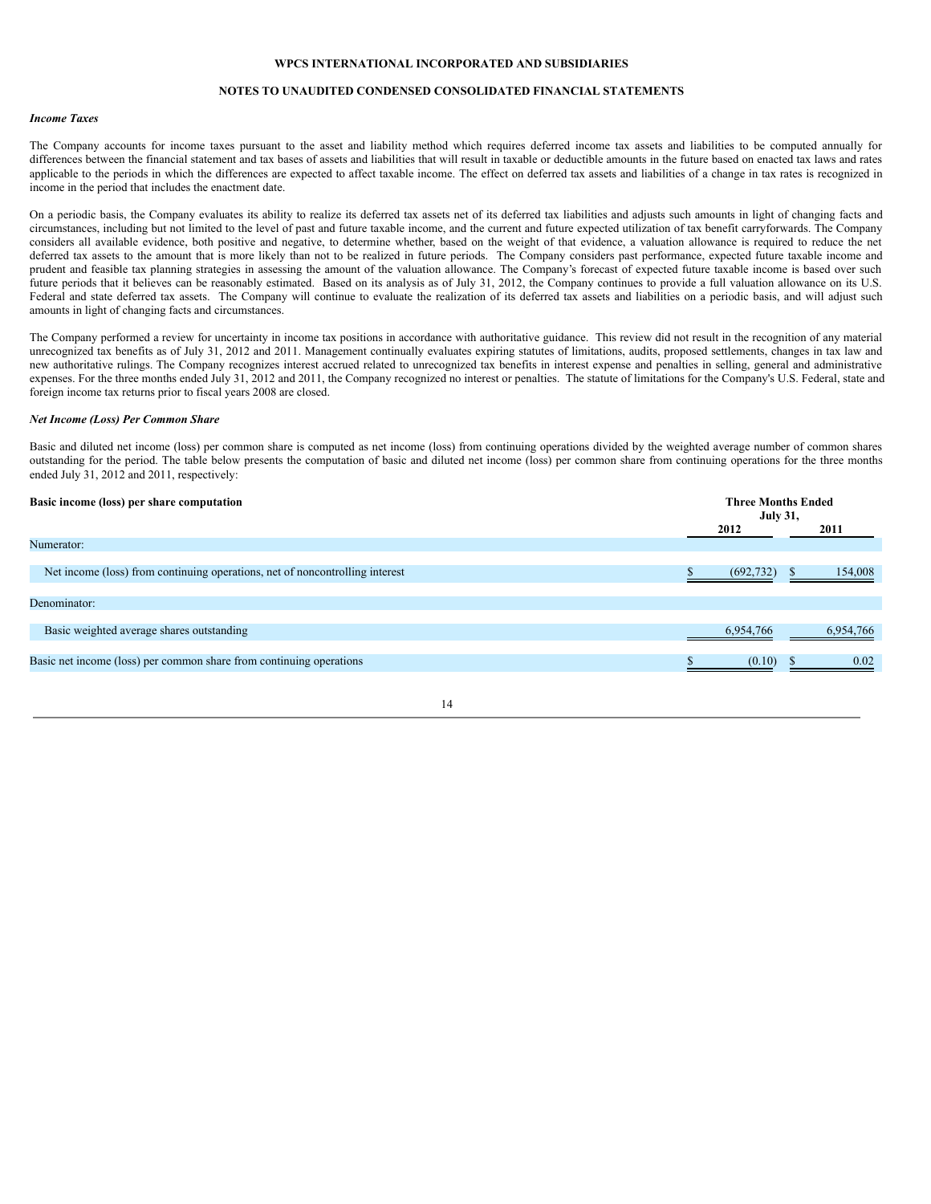**WPCS INTERNATIONAL INCORPORATED AND SUBSIDIARIES**

**NOTES TO UNAUDITED CONDENSED CONSOLIDATED FINANCIAL STATEMENTS**

***Income Taxes***

The Company accounts for income taxes pursuant to the asset and liability method which requires deferred income tax assets and liabilities to be computed annually for differences between the financial statement and tax bases of assets and liabilities that will result in taxable or deductible amounts in the future based on enacted tax laws and rates applicable to the periods in which the differences are expected to affect taxable income. The effect on deferred tax assets and liabilities of a change in tax rates is recognized in income in the period that includes the enactment date.

On a periodic basis, the Company evaluates its ability to realize its deferred tax assets net of its deferred tax liabilities and adjusts such amounts in light of changing facts and circumstances, including but not limited to the level of past and future taxable income, and the current and future expected utilization of tax benefit carryforwards. The Company considers all available evidence, both positive and negative, to determine whether, based on the weight of that evidence, a valuation allowance is required to reduce the net deferred tax assets to the amount that is more likely than not to be realized in future periods. The Company considers past performance, expected future taxable income and prudent and feasible tax planning strategies in assessing the amount of the valuation allowance. The Company's forecast of expected future taxable income is based over such future periods that it believes can be reasonably estimated. Based on its analysis as of July 31, 2012, the Company continues to provide a full valuation allowance on its U.S. Federal and state deferred tax assets. The Company will continue to evaluate the realization of its deferred tax assets and liabilities on a periodic basis, and will adjust such amounts in light of changing facts and circumstances.

The Company performed a review for uncertainty in income tax positions in accordance with authoritative guidance. This review did not result in the recognition of any material unrecognized tax benefits as of July 31, 2012 and 2011. Management continually evaluates expiring statutes of limitations, audits, proposed settlements, changes in tax law and new authoritative rulings. The Company recognizes interest accrued related to unrecognized tax benefits in interest expense and penalties in selling, general and administrative expenses. For the three months ended July 31, 2012 and 2011, the Company recognized no interest or penalties. The statute of limitations for the Company's U.S. Federal, state and foreign income tax returns prior to fiscal years 2008 are closed.

***Net Income (Loss) Per Common Share***

Basic and diluted net income (loss) per common share is computed as net income (loss) from continuing operations divided by the weighted average number of common shares outstanding for the period. The table below presents the computation of basic and diluted net income (loss) per common share from continuing operations for the three months ended July 31, 2012 and 2011, respectively:

| **Basic income (loss) per share computation** | **Three Months Ended July 31, 2012** | **Three Months Ended July 31, 2011** |
|---|---|---|
| Numerator: | | |
| Net income (loss) from continuing operations, net of noncontrolling interest | $ (692,732) | $ 154,008 |
| Denominator: | | |
| Basic weighted average shares outstanding | 6,954,766 | 6,954,766 |
| Basic net income (loss) per common share from continuing operations | $ (0.10) | $ 0.02 |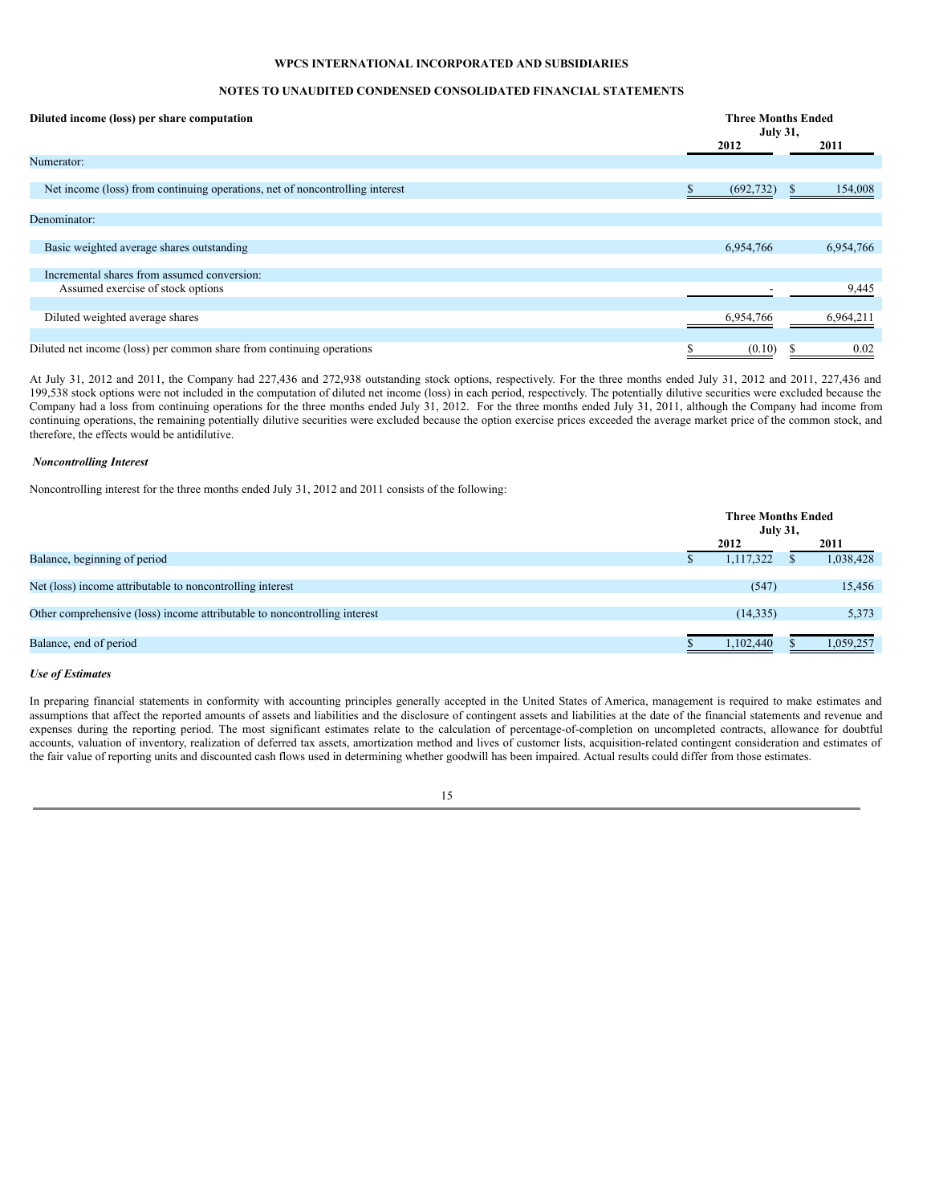**WPCS INTERNATIONAL INCORPORATED AND SUBSIDIARIES**

**NOTES TO UNAUDITED CONDENSED CONSOLIDATED FINANCIAL STATEMENTS**

| **Diluted income (loss) per share computation** | **Three Months Ended July 31,** | |
|---|---|---|
| | **2012** | **2011** |
| Numerator: | | |
| Net income (loss) from continuing operations, net of noncontrolling interest | $ (692,732) | $ 154,008 |
| Denominator: | | |
| Basic weighted average shares outstanding | 6,954,766 | 6,954,766 |
| Incremental shares from assumed conversion: | | |
| Assumed exercise of stock options | - | 9,445 |
| Diluted weighted average shares | 6,954,766 | 6,964,211 |
| Diluted net income (loss) per common share from continuing operations | $ (0.10) | $ 0.02 |

At July 31, 2012 and 2011, the Company had 227,436 and 272,938 outstanding stock options, respectively. For the three months ended July 31, 2012 and 2011, 227,436 and 199,538 stock options were not included in the computation of diluted net income (loss) in each period, respectively. The potentially dilutive securities were excluded because the Company had a loss from continuing operations for the three months ended July 31, 2012. For the three months ended July 31, 2011, although the Company had income from continuing operations, the remaining potentially dilutive securities were excluded because the option exercise prices exceeded the average market price of the common stock, and therefore, the effects would be antidilutive.

***Noncontrolling Interest***

Noncontrolling interest for the three months ended July 31, 2012 and 2011 consists of the following:

| | **Three Months Ended July 31,** | |
|---|---|---|
| | **2012** | **2011** |
| Balance, beginning of period | $ 1,117,322 | $ 1,038,428 |
| Net (loss) income attributable to noncontrolling interest | (547) | 15,456 |
| Other comprehensive (loss) income attributable to noncontrolling interest | (14,335) | 5,373 |
| Balance, end of period | $ 1,102,440 | $ 1,059,257 |

***Use of Estimates***

In preparing financial statements in conformity with accounting principles generally accepted in the United States of America, management is required to make estimates and assumptions that affect the reported amounts of assets and liabilities and the disclosure of contingent assets and liabilities at the date of the financial statements and revenue and expenses during the reporting period. The most significant estimates relate to the calculation of percentage-of-completion on uncompleted contracts, allowance for doubtful accounts, valuation of inventory, realization of deferred tax assets, amortization method and lives of customer lists, acquisition-related contingent consideration and estimates of the fair value of reporting units and discounted cash flows used in determining whether goodwill has been impaired. Actual results could differ from those estimates.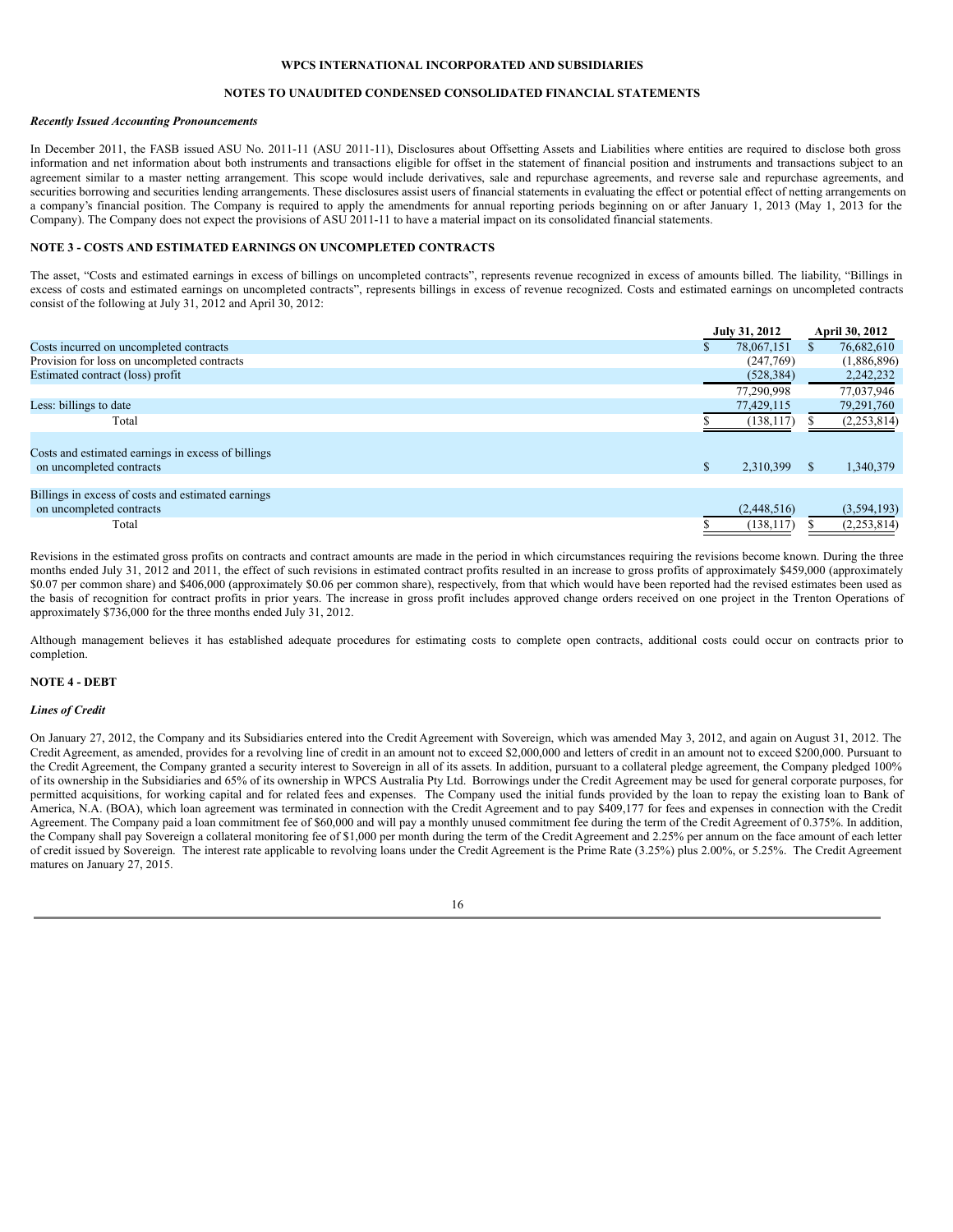**WPCS INTERNATIONAL INCORPORATED AND SUBSIDIARIES**

**NOTES TO UNAUDITED CONDENSED CONSOLIDATED FINANCIAL STATEMENTS**

***Recently Issued Accounting Pronouncements***

In December 2011, the FASB issued ASU No. 2011-11 (ASU 2011-11), Disclosures about Offsetting Assets and Liabilities where entities are required to disclose both gross information and net information about both instruments and transactions eligible for offset in the statement of financial position and instruments and transactions subject to an agreement similar to a master netting arrangement. This scope would include derivatives, sale and repurchase agreements, and reverse sale and repurchase agreements, and securities borrowing and securities lending arrangements. These disclosures assist users of financial statements in evaluating the effect or potential effect of netting arrangements on a company's financial position. The Company is required to apply the amendments for annual reporting periods beginning on or after January 1, 2013 (May 1, 2013 for the Company). The Company does not expect the provisions of ASU 2011-11 to have a material impact on its consolidated financial statements.

**NOTE 3 - COSTS AND ESTIMATED EARNINGS ON UNCOMPLETED CONTRACTS**

The asset, "Costs and estimated earnings in excess of billings on uncompleted contracts", represents revenue recognized in excess of amounts billed. The liability, "Billings in excess of costs and estimated earnings on uncompleted contracts", represents billings in excess of revenue recognized. Costs and estimated earnings on uncompleted contracts consist of the following at July 31, 2012 and April 30, 2012:

| | July 31, 2012 | April 30, 2012 |
|---|---|---|
| Costs incurred on uncompleted contracts | $ 78,067,151 | $ 76,682,610 |
| Provision for loss on uncompleted contracts | (247,769) | (1,886,896) |
| Estimated contract (loss) profit | (528,384) | 2,242,232 |
| | 77,290,998 | 77,037,946 |
| Less: billings to date | 77,429,115 | 79,291,760 |
| Total | $ (138,117) | $ (2,253,814) |
| | | |
| Costs and estimated earnings in excess of billings on uncompleted contracts | $ 2,310,399 | $ 1,340,379 |
| | | |
| Billings in excess of costs and estimated earnings on uncompleted contracts | (2,448,516) | (3,594,193) |
| Total | $ (138,117) | $ (2,253,814) |

Revisions in the estimated gross profits on contracts and contract amounts are made in the period in which circumstances requiring the revisions become known. During the three months ended July 31, 2012 and 2011, the effect of such revisions in estimated contract profits resulted in an increase to gross profits of approximately $459,000 (approximately $0.07 per common share) and $406,000 (approximately $0.06 per common share), respectively, from that which would have been reported had the revised estimates been used as the basis of recognition for contract profits in prior years. The increase in gross profit includes approved change orders received on one project in the Trenton Operations of approximately $736,000 for the three months ended July 31, 2012.

Although management believes it has established adequate procedures for estimating costs to complete open contracts, additional costs could occur on contracts prior to completion.

**NOTE 4 - DEBT**

***Lines of Credit***

On January 27, 2012, the Company and its Subsidiaries entered into the Credit Agreement with Sovereign, which was amended May 3, 2012, and again on August 31, 2012. The Credit Agreement, as amended, provides for a revolving line of credit in an amount not to exceed $2,000,000 and letters of credit in an amount not to exceed $200,000. Pursuant to the Credit Agreement, the Company granted a security interest to Sovereign in all of its assets. In addition, pursuant to a collateral pledge agreement, the Company pledged 100% of its ownership in the Subsidiaries and 65% of its ownership in WPCS Australia Pty Ltd. Borrowings under the Credit Agreement may be used for general corporate purposes, for permitted acquisitions, for working capital and for related fees and expenses. The Company used the initial funds provided by the loan to repay the existing loan to Bank of America, N.A. (BOA), which loan agreement was terminated in connection with the Credit Agreement and to pay $409,177 for fees and expenses in connection with the Credit Agreement. The Company paid a loan commitment fee of $60,000 and will pay a monthly unused commitment fee during the term of the Credit Agreement of 0.375%. In addition, the Company shall pay Sovereign a collateral monitoring fee of $1,000 per month during the term of the Credit Agreement and 2.25% per annum on the face amount of each letter of credit issued by Sovereign. The interest rate applicable to revolving loans under the Credit Agreement is the Prime Rate (3.25%) plus 2.00%, or 5.25%. The Credit Agreement matures on January 27, 2015.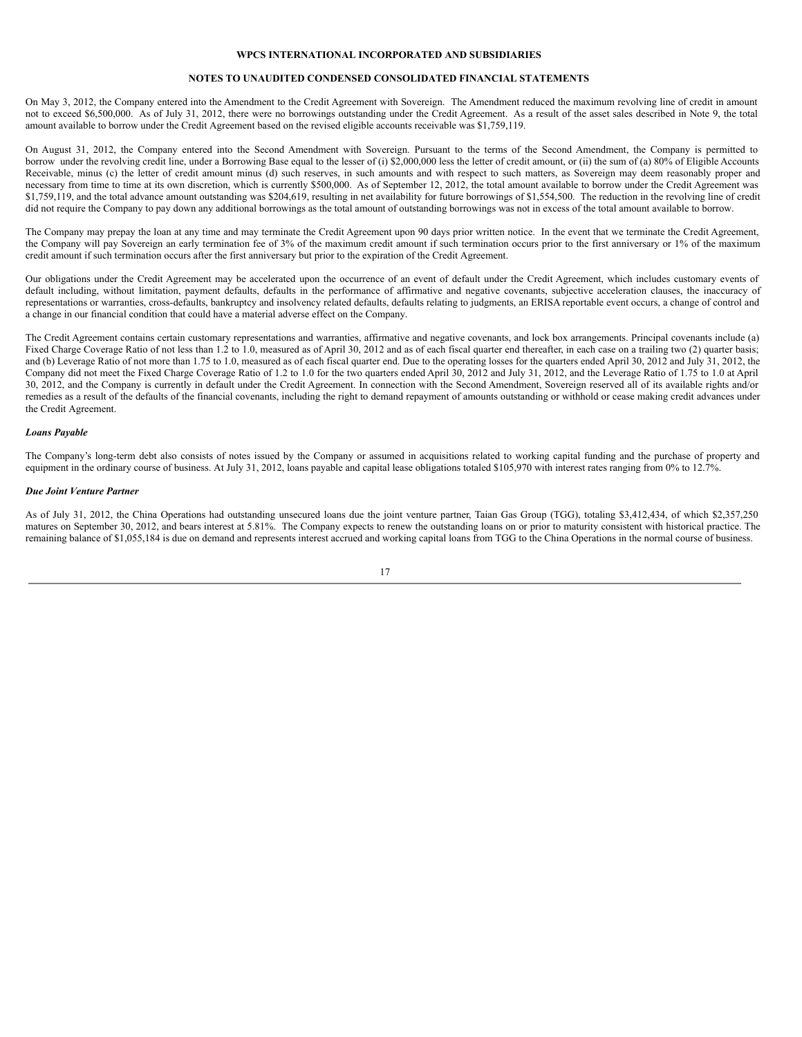On May 3, 2012, the Company entered into the Amendment to the Credit Agreement with Sovereign. The Amendment reduced the maximum revolving line of credit in amount not to exceed $6,500,000. As of July 31, 2012, there were no borrowings outstanding under the Credit Agreement. As a result of the asset sales described in Note 9, the total amount available to borrow under the Credit Agreement based on the revised eligible accounts receivable was $1,759,119.

On August 31, 2012, the Company entered into the Second Amendment with Sovereign. Pursuant to the terms of the Second Amendment, the Company is permitted to borrow under the revolving credit line, under a Borrowing Base equal to the lesser of (i) $2,000,000 less the letter of credit amount, or (ii) the sum of (a) 80% of Eligible Accounts Receivable, minus (c) the letter of credit amount minus (d) such reserves, in such amounts and with respect to such matters, as Sovereign may deem reasonably proper and necessary from time to time at its own discretion, which is currently $500,000. As of September 12, 2012, the total amount available to borrow under the Credit Agreement was $1,759,119, and the total advance amount outstanding was $204,619, resulting in net availability for future borrowings of $1,554,500. The reduction in the revolving line of credit did not require the Company to pay down any additional borrowings as the total amount of outstanding borrowings was not in excess of the total amount available to borrow.

The Company may prepay the loan at any time and may terminate the Credit Agreement upon 90 days prior written notice. In the event that we terminate the Credit Agreement, the Company will pay Sovereign an early termination fee of 3% of the maximum credit amount if such termination occurs prior to the first anniversary or 1% of the maximum credit amount if such termination occurs after the first anniversary but prior to the expiration of the Credit Agreement.

Our obligations under the Credit Agreement may be accelerated upon the occurrence of an event of default under the Credit Agreement, which includes customary events of default including, without limitation, payment defaults, defaults in the performance of affirmative and negative covenants, subjective acceleration clauses, the inaccuracy of representations or warranties, cross-defaults, bankruptcy and insolvency related defaults, defaults relating to judgments, an ERISA reportable event occurs, a change of control and a change in our financial condition that could have a material adverse effect on the Company.

The Credit Agreement contains certain customary representations and warranties, affirmative and negative covenants, and lock box arrangements. Principal covenants include (a) Fixed Charge Coverage Ratio of not less than 1.2 to 1.0, measured as of April 30, 2012 and as of each fiscal quarter end thereafter, in each case on a trailing two (2) quarter basis; and (b) Leverage Ratio of not more than 1.75 to 1.0, measured as of each fiscal quarter end. Due to the operating losses for the quarters ended April 30, 2012 and July 31, 2012, the Company did not meet the Fixed Charge Coverage Ratio of 1.2 to 1.0 for the two quarters ended April 30, 2012 and July 31, 2012, and the Leverage Ratio of 1.75 to 1.0 at April 30, 2012, and the Company is currently in default under the Credit Agreement. In connection with the Second Amendment, Sovereign reserved all of its available rights and/or remedies as a result of the defaults of the financial covenants, including the right to demand repayment of amounts outstanding or withhold or cease making credit advances under the Credit Agreement.

***Loans Payable***

The Company's long-term debt also consists of notes issued by the Company or assumed in acquisitions related to working capital funding and the purchase of property and equipment in the ordinary course of business. At July 31, 2012, loans payable and capital lease obligations totaled $105,970 with interest rates ranging from 0% to 12.7%.

***Due Joint Venture Partner***

As of July 31, 2012, the China Operations had outstanding unsecured loans due the joint venture partner, Taian Gas Group (TGG), totaling $3,412,434, of which $2,357,250 matures on September 30, 2012, and bears interest at 5.81%. The Company expects to renew the outstanding loans on or prior to maturity consistent with historical practice. The remaining balance of $1,055,184 is due on demand and represents interest accrued and working capital loans from TGG to the China Operations in the normal course of business.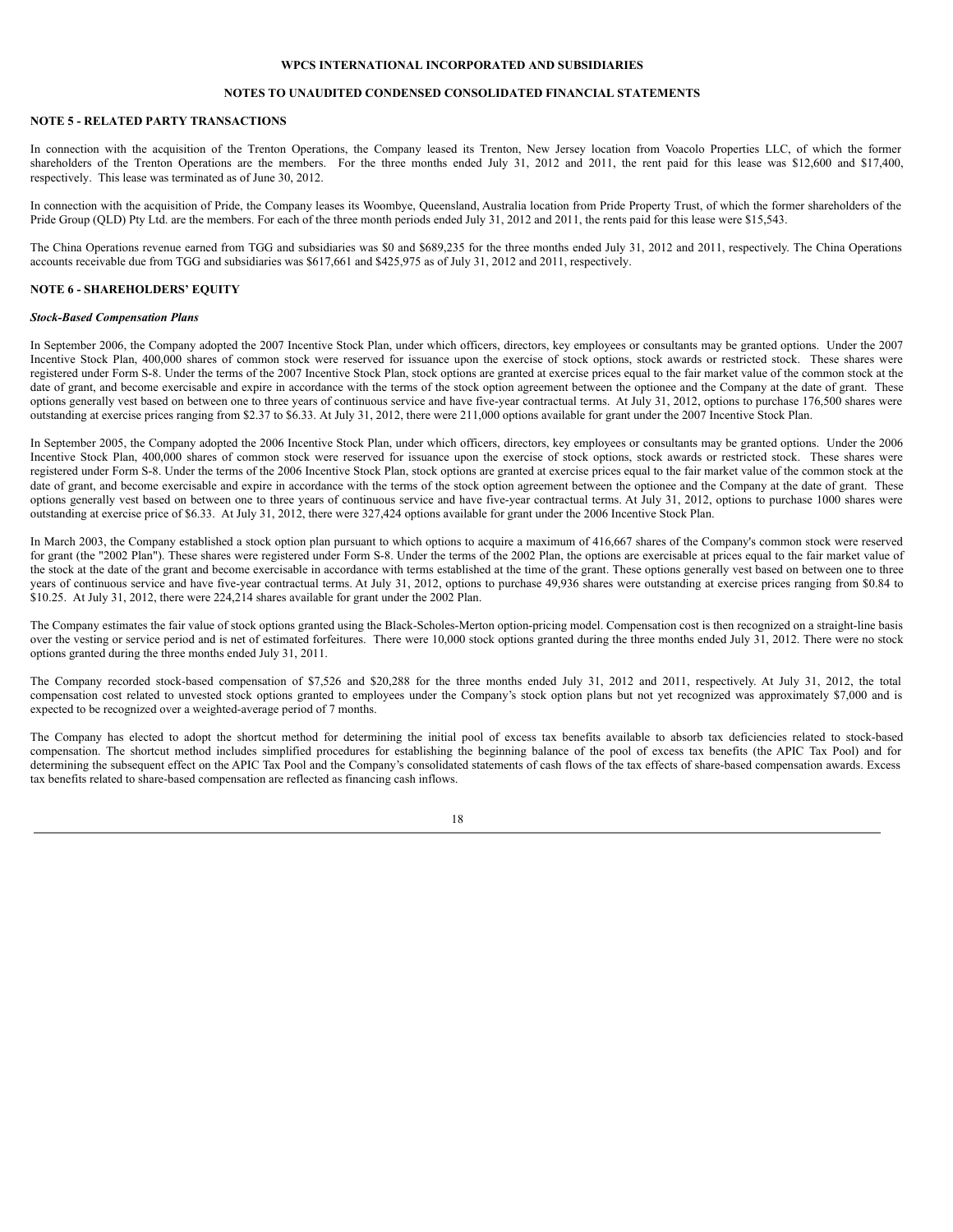**WPCS INTERNATIONAL INCORPORATED AND SUBSIDIARIES**

**NOTES TO UNAUDITED CONDENSED CONSOLIDATED FINANCIAL STATEMENTS**

## NOTE 5 - RELATED PARTY TRANSACTIONS

In connection with the acquisition of the Trenton Operations, the Company leased its Trenton, New Jersey location from Voacolo Properties LLC, of which the former shareholders of the Trenton Operations are the members. For the three months ended July 31, 2012 and 2011, the rent paid for this lease was $12,600 and $17,400, respectively. This lease was terminated as of June 30, 2012.

In connection with the acquisition of Pride, the Company leases its Woombye, Queensland, Australia location from Pride Property Trust, of which the former shareholders of the Pride Group (QLD) Pty Ltd. are the members. For each of the three month periods ended July 31, 2012 and 2011, the rents paid for this lease were $15,543.

The China Operations revenue earned from TGG and subsidiaries was $0 and $689,235 for the three months ended July 31, 2012 and 2011, respectively. The China Operations accounts receivable due from TGG and subsidiaries was $617,661 and $425,975 as of July 31, 2012 and 2011, respectively.

## NOTE 6 - SHAREHOLDERS' EQUITY

***Stock-Based Compensation Plans***

In September 2006, the Company adopted the 2007 Incentive Stock Plan, under which officers, directors, key employees or consultants may be granted options. Under the 2007 Incentive Stock Plan, 400,000 shares of common stock were reserved for issuance upon the exercise of stock options, stock awards or restricted stock. These shares were registered under Form S-8. Under the terms of the 2007 Incentive Stock Plan, stock options are granted at exercise prices equal to the fair market value of the common stock at the date of grant, and become exercisable and expire in accordance with the terms of the stock option agreement between the optionee and the Company at the date of grant. These options generally vest based on between one to three years of continuous service and have five-year contractual terms. At July 31, 2012, options to purchase 176,500 shares were outstanding at exercise prices ranging from $2.37 to $6.33. At July 31, 2012, there were 211,000 options available for grant under the 2007 Incentive Stock Plan.

In September 2005, the Company adopted the 2006 Incentive Stock Plan, under which officers, directors, key employees or consultants may be granted options. Under the 2006 Incentive Stock Plan, 400,000 shares of common stock were reserved for issuance upon the exercise of stock options, stock awards or restricted stock. These shares were registered under Form S-8. Under the terms of the 2006 Incentive Stock Plan, stock options are granted at exercise prices equal to the fair market value of the common stock at the date of grant, and become exercisable and expire in accordance with the terms of the stock option agreement between the optionee and the Company at the date of grant. These options generally vest based on between one to three years of continuous service and have five-year contractual terms. At July 31, 2012, options to purchase 1000 shares were outstanding at exercise price of $6.33. At July 31, 2012, there were 327,424 options available for grant under the 2006 Incentive Stock Plan.

In March 2003, the Company established a stock option plan pursuant to which options to acquire a maximum of 416,667 shares of the Company's common stock were reserved for grant (the "2002 Plan"). These shares were registered under Form S-8. Under the terms of the 2002 Plan, the options are exercisable at prices equal to the fair market value of the stock at the date of the grant and become exercisable in accordance with terms established at the time of the grant. These options generally vest based on between one to three years of continuous service and have five-year contractual terms. At July 31, 2012, options to purchase 49,936 shares were outstanding at exercise prices ranging from $0.84 to $10.25. At July 31, 2012, there were 224,214 shares available for grant under the 2002 Plan.

The Company estimates the fair value of stock options granted using the Black-Scholes-Merton option-pricing model. Compensation cost is then recognized on a straight-line basis over the vesting or service period and is net of estimated forfeitures. There were 10,000 stock options granted during the three months ended July 31, 2012. There were no stock options granted during the three months ended July 31, 2011.

The Company recorded stock-based compensation of $7,526 and $20,288 for the three months ended July 31, 2012 and 2011, respectively. At July 31, 2012, the total compensation cost related to unvested stock options granted to employees under the Company's stock option plans but not yet recognized was approximately $7,000 and is expected to be recognized over a weighted-average period of 7 months.

The Company has elected to adopt the shortcut method for determining the initial pool of excess tax benefits available to absorb tax deficiencies related to stock-based compensation. The shortcut method includes simplified procedures for establishing the beginning balance of the pool of excess tax benefits (the APIC Tax Pool) and for determining the subsequent effect on the APIC Tax Pool and the Company's consolidated statements of cash flows of the tax effects of share-based compensation awards. Excess tax benefits related to share-based compensation are reflected as financing cash inflows.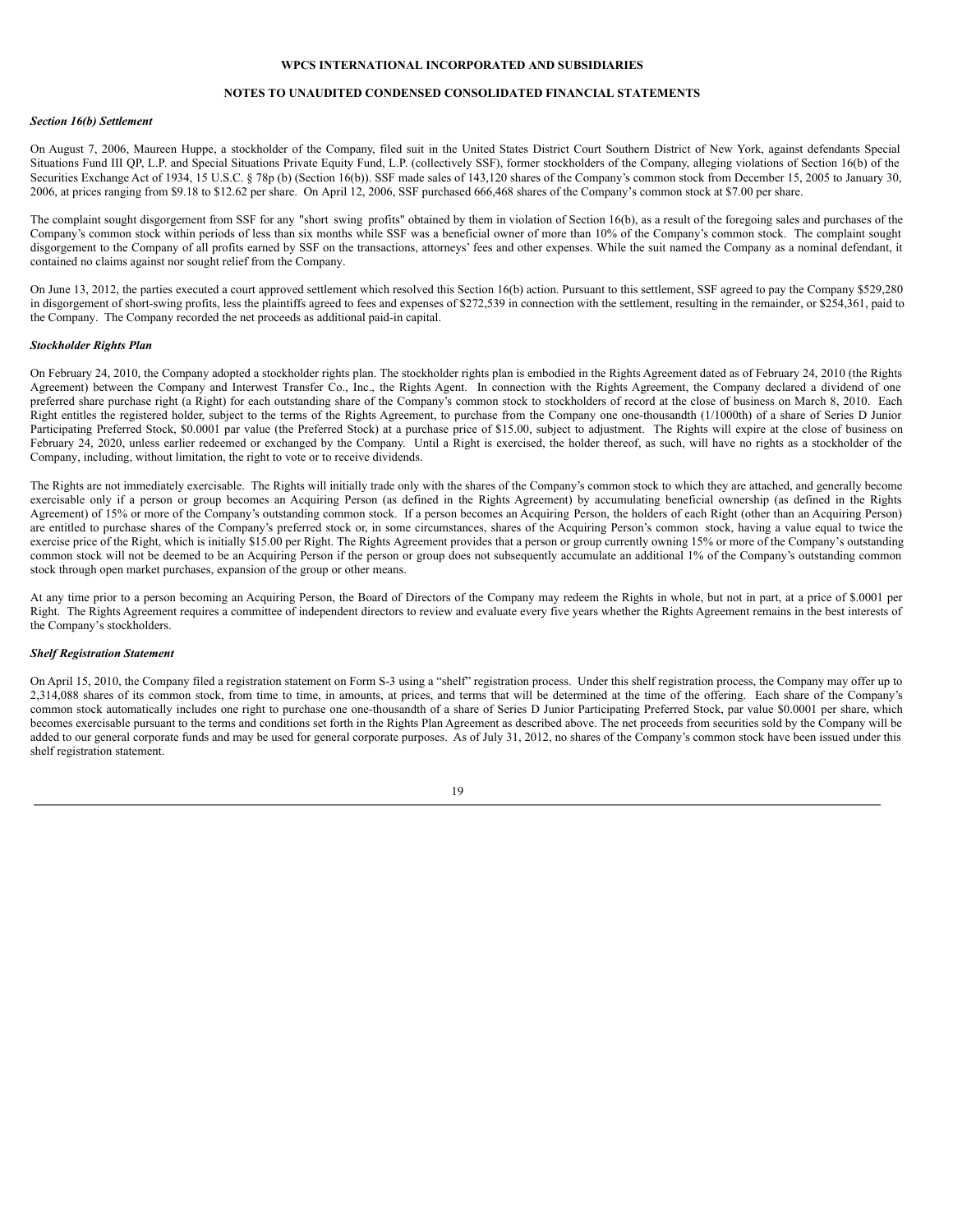WPCS INTERNATIONAL INCORPORATED AND SUBSIDIARIES

NOTES TO UNAUDITED CONDENSED CONSOLIDATED FINANCIAL STATEMENTS

***Section 16(b) Settlement***

On August 7, 2006, Maureen Huppe, a stockholder of the Company, filed suit in the United States District Court Southern District of New York, against defendants Special Situations Fund III QP, L.P. and Special Situations Private Equity Fund, L.P. (collectively SSF), former stockholders of the Company, alleging violations of Section 16(b) of the Securities Exchange Act of 1934, 15 U.S.C. § 78p (b) (Section 16(b)). SSF made sales of 143,120 shares of the Company's common stock from December 15, 2005 to January 30, 2006, at prices ranging from $9.18 to $12.62 per share. On April 12, 2006, SSF purchased 666,468 shares of the Company's common stock at $7.00 per share.

The complaint sought disgorgement from SSF for any "short swing profits" obtained by them in violation of Section 16(b), as a result of the foregoing sales and purchases of the Company's common stock within periods of less than six months while SSF was a beneficial owner of more than 10% of the Company's common stock. The complaint sought disgorgement to the Company of all profits earned by SSF on the transactions, attorneys' fees and other expenses. While the suit named the Company as a nominal defendant, it contained no claims against nor sought relief from the Company.

On June 13, 2012, the parties executed a court approved settlement which resolved this Section 16(b) action. Pursuant to this settlement, SSF agreed to pay the Company $529,280 in disgorgement of short-swing profits, less the plaintiffs agreed to fees and expenses of $272,539 in connection with the settlement, resulting in the remainder, or $254,361, paid to the Company. The Company recorded the net proceeds as additional paid-in capital.

***Stockholder Rights Plan***

On February 24, 2010, the Company adopted a stockholder rights plan. The stockholder rights plan is embodied in the Rights Agreement dated as of February 24, 2010 (the Rights Agreement) between the Company and Interwest Transfer Co., Inc., the Rights Agent. In connection with the Rights Agreement, the Company declared a dividend of one preferred share purchase right (a Right) for each outstanding share of the Company's common stock to stockholders of record at the close of business on March 8, 2010. Each Right entitles the registered holder, subject to the terms of the Rights Agreement, to purchase from the Company one one-thousandth (1/1000th) of a share of Series D Junior Participating Preferred Stock, $0.0001 par value (the Preferred Stock) at a purchase price of $15.00, subject to adjustment. The Rights will expire at the close of business on February 24, 2020, unless earlier redeemed or exchanged by the Company. Until a Right is exercised, the holder thereof, as such, will have no rights as a stockholder of the Company, including, without limitation, the right to vote or to receive dividends.

The Rights are not immediately exercisable. The Rights will initially trade only with the shares of the Company's common stock to which they are attached, and generally become exercisable only if a person or group becomes an Acquiring Person (as defined in the Rights Agreement) by accumulating beneficial ownership (as defined in the Rights Agreement) of 15% or more of the Company's outstanding common stock. If a person becomes an Acquiring Person, the holders of each Right (other than an Acquiring Person) are entitled to purchase shares of the Company's preferred stock or, in some circumstances, shares of the Acquiring Person's common stock, having a value equal to twice the exercise price of the Right, which is initially $15.00 per Right. The Rights Agreement provides that a person or group currently owning 15% or more of the Company's outstanding common stock will not be deemed to be an Acquiring Person if the person or group does not subsequently accumulate an additional 1% of the Company's outstanding common stock through open market purchases, expansion of the group or other means.

At any time prior to a person becoming an Acquiring Person, the Board of Directors of the Company may redeem the Rights in whole, but not in part, at a price of $.0001 per Right. The Rights Agreement requires a committee of independent directors to review and evaluate every five years whether the Rights Agreement remains in the best interests of the Company's stockholders.

***Shelf Registration Statement***

On April 15, 2010, the Company filed a registration statement on Form S-3 using a "shelf" registration process. Under this shelf registration process, the Company may offer up to 2,314,088 shares of its common stock, from time to time, in amounts, at prices, and terms that will be determined at the time of the offering. Each share of the Company's common stock automatically includes one right to purchase one one-thousandth of a share of Series D Junior Participating Preferred Stock, par value $0.0001 per share, which becomes exercisable pursuant to the terms and conditions set forth in the Rights Plan Agreement as described above. The net proceeds from securities sold by the Company will be added to our general corporate funds and may be used for general corporate purposes. As of July 31, 2012, no shares of the Company's common stock have been issued under this shelf registration statement.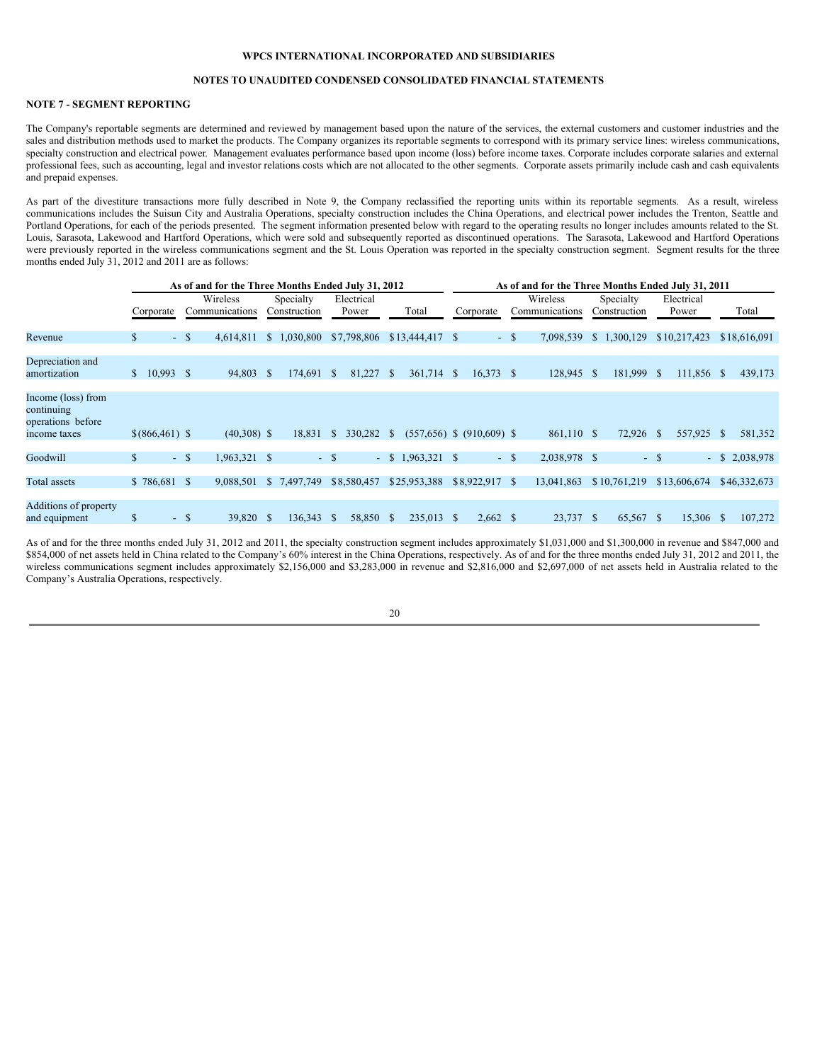**WPCS INTERNATIONAL INCORPORATED AND SUBSIDIARIES**

**NOTES TO UNAUDITED CONDENSED CONSOLIDATED FINANCIAL STATEMENTS**

**NOTE 7 - SEGMENT REPORTING**

The Company's reportable segments are determined and reviewed by management based upon the nature of the services, the external customers and customer industries and the sales and distribution methods used to market the products. The Company organizes its reportable segments to correspond with its primary service lines: wireless communications, specialty construction and electrical power. Management evaluates performance based upon income (loss) before income taxes. Corporate includes corporate salaries and external professional fees, such as accounting, legal and investor relations costs which are not allocated to the other segments. Corporate assets primarily include cash and cash equivalents and prepaid expenses.

As part of the divestiture transactions more fully described in Note 9, the Company reclassified the reporting units within its reportable segments. As a result, wireless communications includes the Suisun City and Australia Operations, specialty construction includes the China Operations, and electrical power includes the Trenton, Seattle and Portland Operations, for each of the periods presented. The segment information presented below with regard to the operating results no longer includes amounts related to the St. Louis, Sarasota, Lakewood and Hartford Operations, which were sold and subsequently reported as discontinued operations. The Sarasota, Lakewood and Hartford Operations were previously reported in the wireless communications segment and the St. Louis Operation was reported in the specialty construction segment. Segment results for the three months ended July 31, 2012 and 2011 are as follows:

| | As of and for the Three Months Ended July 31, 2012 | | | | | As of and for the Three Months Ended July 31, 2011 | | | | |
|---|---|---|---|---|---|---|---|---|---|---|
| | Corporate | Wireless Communications | Specialty Construction | Electrical Power | Total | Corporate | Wireless Communications | Specialty Construction | Electrical Power | Total |
| Revenue | $ - | $ 4,614,811 | $ 1,030,800 | $ 7,798,806 | $ 13,444,417 | $ - | $ 7,098,539 | $ 1,300,129 | $ 10,217,423 | $ 18,616,091 |
| Depreciation and amortization | $ 10,993 | $ 94,803 | $ 174,691 | $ 81,227 | $ 361,714 | $ 16,373 | $ 128,945 | $ 181,999 | $ 111,856 | $ 439,173 |
| Income (loss) from continuing operations before income taxes | $ (866,461) | $ (40,308) | $ 18,831 | $ 330,282 | $ (557,656) | $ (910,609) | $ 861,110 | $ 72,926 | $ 557,925 | $ 581,352 |
| Goodwill | $ - | $ 1,963,321 | $ - | $ - | $ 1,963,321 | $ - | $ 2,038,978 | $ - | $ - | $ 2,038,978 |
| Total assets | $ 786,681 | $ 9,088,501 | $ 7,497,749 | $ 8,580,457 | $ 25,953,388 | $ 8,922,917 | $ 13,041,863 | $ 10,761,219 | $ 13,606,674 | $ 46,332,673 |
| Additions of property and equipment | $ - | $ 39,820 | $ 136,343 | $ 58,850 | $ 235,013 | $ 2,662 | $ 23,737 | $ 65,567 | $ 15,306 | $ 107,272 |

As of and for the three months ended July 31, 2012 and 2011, the specialty construction segment includes approximately $1,031,000 and $1,300,000 in revenue and $847,000 and $854,000 of net assets held in China related to the Company's 60% interest in the China Operations, respectively. As of and for the three months ended July 31, 2012 and 2011, the wireless communications segment includes approximately $2,156,000 and $3,283,000 in revenue and $2,816,000 and $2,697,000 of net assets held in Australia related to the Company's Australia Operations, respectively.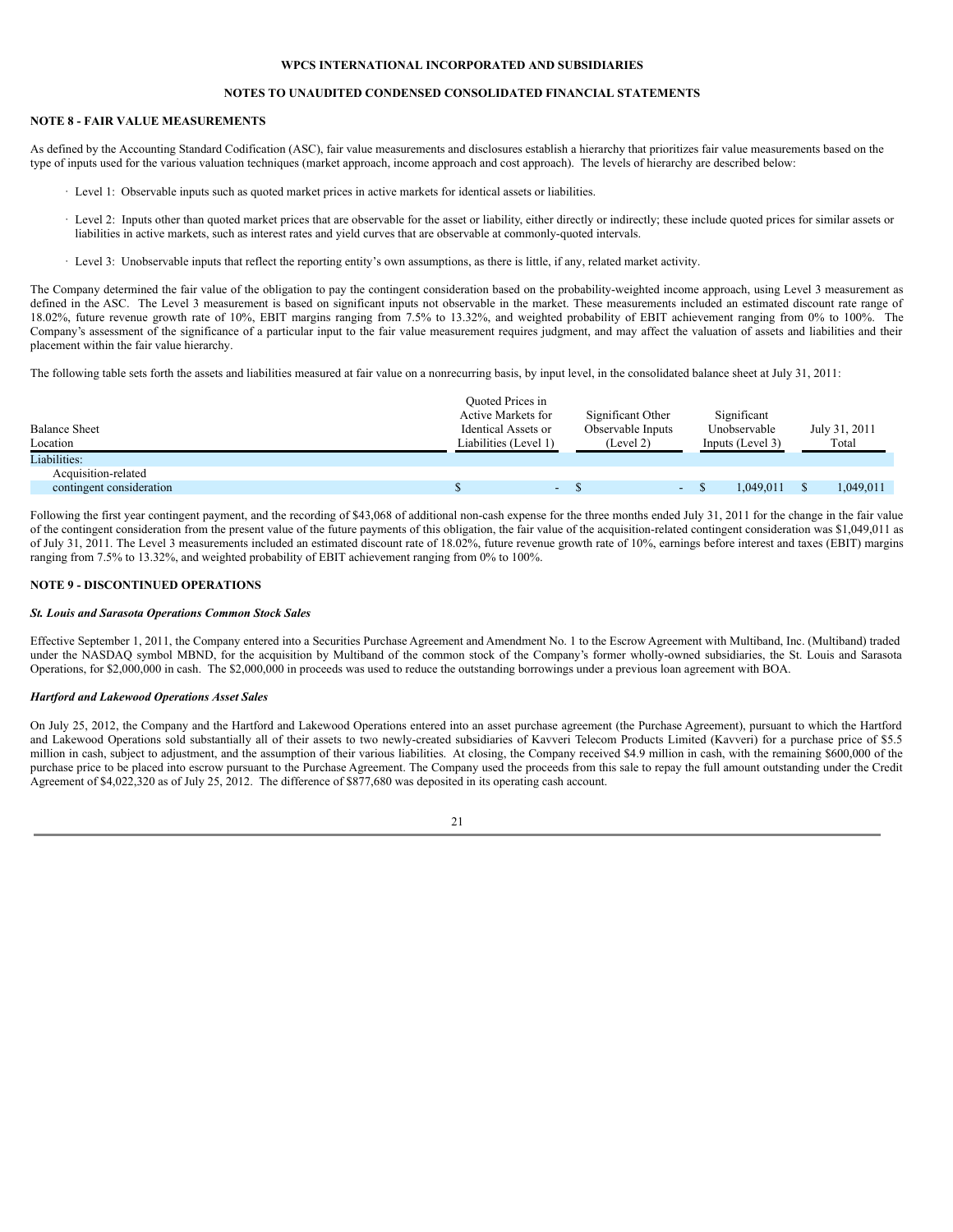**WPCS INTERNATIONAL INCORPORATED AND SUBSIDIARIES**

**NOTES TO UNAUDITED CONDENSED CONSOLIDATED FINANCIAL STATEMENTS**

## NOTE 8 - FAIR VALUE MEASUREMENTS

As defined by the Accounting Standard Codification (ASC), fair value measurements and disclosures establish a hierarchy that prioritizes fair value measurements based on the type of inputs used for the various valuation techniques (market approach, income approach and cost approach). The levels of hierarchy are described below:

- Level 1: Observable inputs such as quoted market prices in active markets for identical assets or liabilities.
- Level 2: Inputs other than quoted market prices that are observable for the asset or liability, either directly or indirectly; these include quoted prices for similar assets or liabilities in active markets, such as interest rates and yield curves that are observable at commonly-quoted intervals.
- Level 3: Unobservable inputs that reflect the reporting entity's own assumptions, as there is little, if any, related market activity.

The Company determined the fair value of the obligation to pay the contingent consideration based on the probability-weighted income approach, using Level 3 measurement as defined in the ASC. The Level 3 measurement is based on significant inputs not observable in the market. These measurements included an estimated discount rate range of 18.02%, future revenue growth rate of 10%, EBIT margins ranging from 7.5% to 13.32%, and weighted probability of EBIT achievement ranging from 0% to 100%. The Company's assessment of the significance of a particular input to the fair value measurement requires judgment, and may affect the valuation of assets and liabilities and their placement within the fair value hierarchy.

The following table sets forth the assets and liabilities measured at fair value on a nonrecurring basis, by input level, in the consolidated balance sheet at July 31, 2011:

| Balance Sheet Location | Quoted Prices in Active Markets for Identical Assets or Liabilities (Level 1) | Significant Other Observable Inputs (Level 2) | Significant Unobservable Inputs (Level 3) | July 31, 2011 Total |
|---|---|---|---|---|
| Liabilities: | | | | |
| Acquisition-related contingent consideration | $ - | $ - | $ 1,049,011 | $ 1,049,011 |

Following the first year contingent payment, and the recording of $43,068 of additional non-cash expense for the three months ended July 31, 2011 for the change in the fair value of the contingent consideration from the present value of the future payments of this obligation, the fair value of the acquisition-related contingent consideration was $1,049,011 as of July 31, 2011. The Level 3 measurements included an estimated discount rate of 18.02%, future revenue growth rate of 10%, earnings before interest and taxes (EBIT) margins ranging from 7.5% to 13.32%, and weighted probability of EBIT achievement ranging from 0% to 100%.

## NOTE 9 - DISCONTINUED OPERATIONS

### *St. Louis and Sarasota Operations Common Stock Sales*

Effective September 1, 2011, the Company entered into a Securities Purchase Agreement and Amendment No. 1 to the Escrow Agreement with Multiband, Inc. (Multiband) traded under the NASDAQ symbol MBND, for the acquisition by Multiband of the common stock of the Company's former wholly-owned subsidiaries, the St. Louis and Sarasota Operations, for $2,000,000 in cash. The $2,000,000 in proceeds was used to reduce the outstanding borrowings under a previous loan agreement with BOA.

### *Hartford and Lakewood Operations Asset Sales*

On July 25, 2012, the Company and the Hartford and Lakewood Operations entered into an asset purchase agreement (the Purchase Agreement), pursuant to which the Hartford and Lakewood Operations sold substantially all of their assets to two newly-created subsidiaries of Kavveri Telecom Products Limited (Kavveri) for a purchase price of $5.5 million in cash, subject to adjustment, and the assumption of their various liabilities. At closing, the Company received $4.9 million in cash, with the remaining $600,000 of the purchase price to be placed into escrow pursuant to the Purchase Agreement. The Company used the proceeds from this sale to repay the full amount outstanding under the Credit Agreement of $4,022,320 as of July 25, 2012. The difference of $877,680 was deposited in its operating cash account.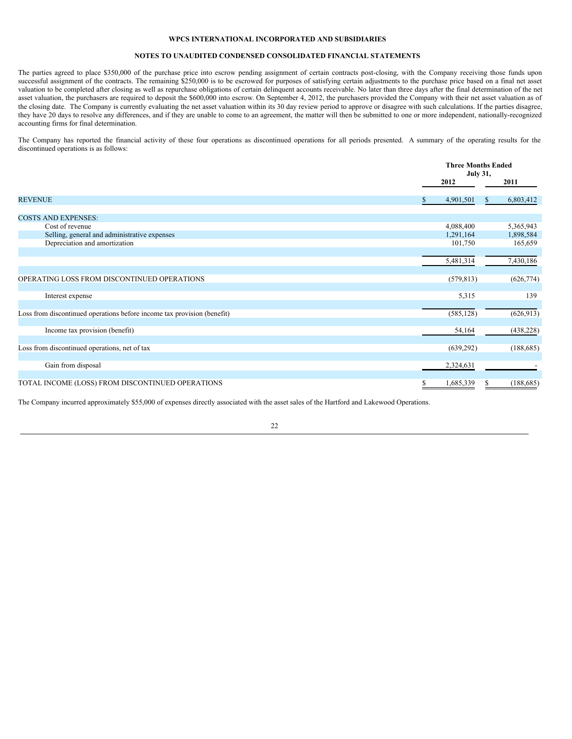**WPCS INTERNATIONAL INCORPORATED AND SUBSIDIARIES**

**NOTES TO UNAUDITED CONDENSED CONSOLIDATED FINANCIAL STATEMENTS**

The parties agreed to place $350,000 of the purchase price into escrow pending assignment of certain contracts post-closing, with the Company receiving those funds upon successful assignment of the contracts. The remaining $250,000 is to be escrowed for purposes of satisfying certain adjustments to the purchase price based on a final net asset valuation to be completed after closing as well as repurchase obligations of certain delinquent accounts receivable. No later than three days after the final determination of the net asset valuation, the purchasers are required to deposit the $600,000 into escrow. On September 4, 2012, the purchasers provided the Company with their net asset valuation as of the closing date. The Company is currently evaluating the net asset valuation within its 30 day review period to approve or disagree with such calculations. If the parties disagree, they have 20 days to resolve any differences, and if they are unable to come to an agreement, the matter will then be submitted to one or more independent, nationally-recognized accounting firms for final determination.

The Company has reported the financial activity of these four operations as discontinued operations for all periods presented. A summary of the operating results for the discontinued operations is as follows:

| | Three Months Ended July 31, | |
|---|---|---|
| | 2012 | 2011 |
| REVENUE | $ 4,901,501 | $ 6,803,412 |
| COSTS AND EXPENSES: | | |
| Cost of revenue | 4,088,400 | 5,365,943 |
| Selling, general and administrative expenses | 1,291,164 | 1,898,584 |
| Depreciation and amortization | 101,750 | 165,659 |
| | 5,481,314 | 7,430,186 |
| OPERATING LOSS FROM DISCONTINUED OPERATIONS | (579,813) | (626,774) |
| Interest expense | 5,315 | 139 |
| Loss from discontinued operations before income tax provision (benefit) | (585,128) | (626,913) |
| Income tax provision (benefit) | 54,164 | (438,228) |
| Loss from discontinued operations, net of tax | (639,292) | (188,685) |
| Gain from disposal | 2,324,631 | - |
| TOTAL INCOME (LOSS) FROM DISCONTINUED OPERATIONS | $ 1,685,339 | $ (188,685) |

The Company incurred approximately $55,000 of expenses directly associated with the asset sales of the Hartford and Lakewood Operations.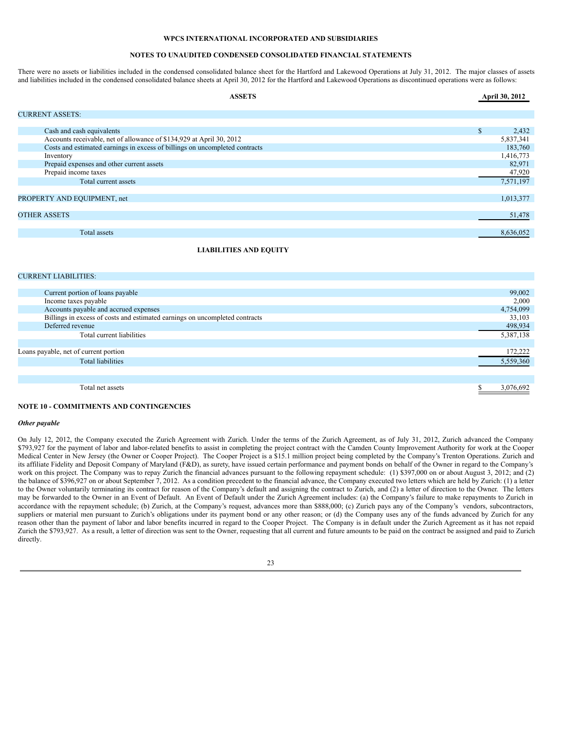**WPCS INTERNATIONAL INCORPORATED AND SUBSIDIARIES**

**NOTES TO UNAUDITED CONDENSED CONSOLIDATED FINANCIAL STATEMENTS**

There were no assets or liabilities included in the condensed consolidated balance sheet for the Hartford and Lakewood Operations at July 31, 2012. The major classes of assets and liabilities included in the condensed consolidated balance sheets at April 30, 2012 for the Hartford and Lakewood Operations as discontinued operations were as follows:

| ASSETS | April 30, 2012 |
|---|---|
| CURRENT ASSETS: | |
| Cash and cash equivalents | $ 2,432 |
| Accounts receivable, net of allowance of $134,929 at April 30, 2012 | 5,837,341 |
| Costs and estimated earnings in excess of billings on uncompleted contracts | 183,760 |
| Inventory | 1,416,773 |
| Prepaid expenses and other current assets | 82,971 |
| Prepaid income taxes | 47,920 |
| Total current assets | 7,571,197 |
| PROPERTY AND EQUIPMENT, net | 1,013,377 |
| OTHER ASSETS | 51,478 |
| Total assets | 8,636,052 |
| **LIABILITIES AND EQUITY** | |
| CURRENT LIABILITIES: | |
| Current portion of loans payable | 99,002 |
| Income taxes payable | 2,000 |
| Accounts payable and accrued expenses | 4,754,099 |
| Billings in excess of costs and estimated earnings on uncompleted contracts | 33,103 |
| Deferred revenue | 498,934 |
| Total current liabilities | 5,387,138 |
| Loans payable, net of current portion | 172,222 |
| Total liabilities | 5,559,360 |
| Total net assets | $ 3,076,692 |

**NOTE 10 - COMMITMENTS AND CONTINGENCIES**

***Other payable***

On July 12, 2012, the Company executed the Zurich Agreement with Zurich. Under the terms of the Zurich Agreement, as of July 31, 2012, Zurich advanced the Company $793,927 for the payment of labor and labor-related benefits to assist in completing the project contract with the Camden County Improvement Authority for work at the Cooper Medical Center in New Jersey (the Owner or Cooper Project). The Cooper Project is a $15.1 million project being completed by the Company's Trenton Operations. Zurich and its affiliate Fidelity and Deposit Company of Maryland (F&D), as surety, have issued certain performance and payment bonds on behalf of the Owner in regard to the Company's work on this project. The Company was to repay Zurich the financial advances pursuant to the following repayment schedule: (1) $397,000 on or about August 3, 2012; and (2) the balance of $396,927 on or about September 7, 2012. As a condition precedent to the financial advance, the Company executed two letters which are held by Zurich: (1) a letter to the Owner voluntarily terminating its contract for reason of the Company's default and assigning the contract to Zurich, and (2) a letter of direction to the Owner. The letters may be forwarded to the Owner in an Event of Default. An Event of Default under the Zurich Agreement includes: (a) the Company's failure to make repayments to Zurich in accordance with the repayment schedule; (b) Zurich, at the Company's request, advances more than $888,000; (c) Zurich pays any of the Company's vendors, subcontractors, suppliers or material men pursuant to Zurich's obligations under its payment bond or any other reason; or (d) the Company uses any of the funds advanced by Zurich for any reason other than the payment of labor and labor benefits incurred in regard to the Cooper Project. The Company is in default under the Zurich Agreement as it has not repaid Zurich the $793,927. As a result, a letter of direction was sent to the Owner, requesting that all current and future amounts to be paid on the contract be assigned and paid to Zurich directly.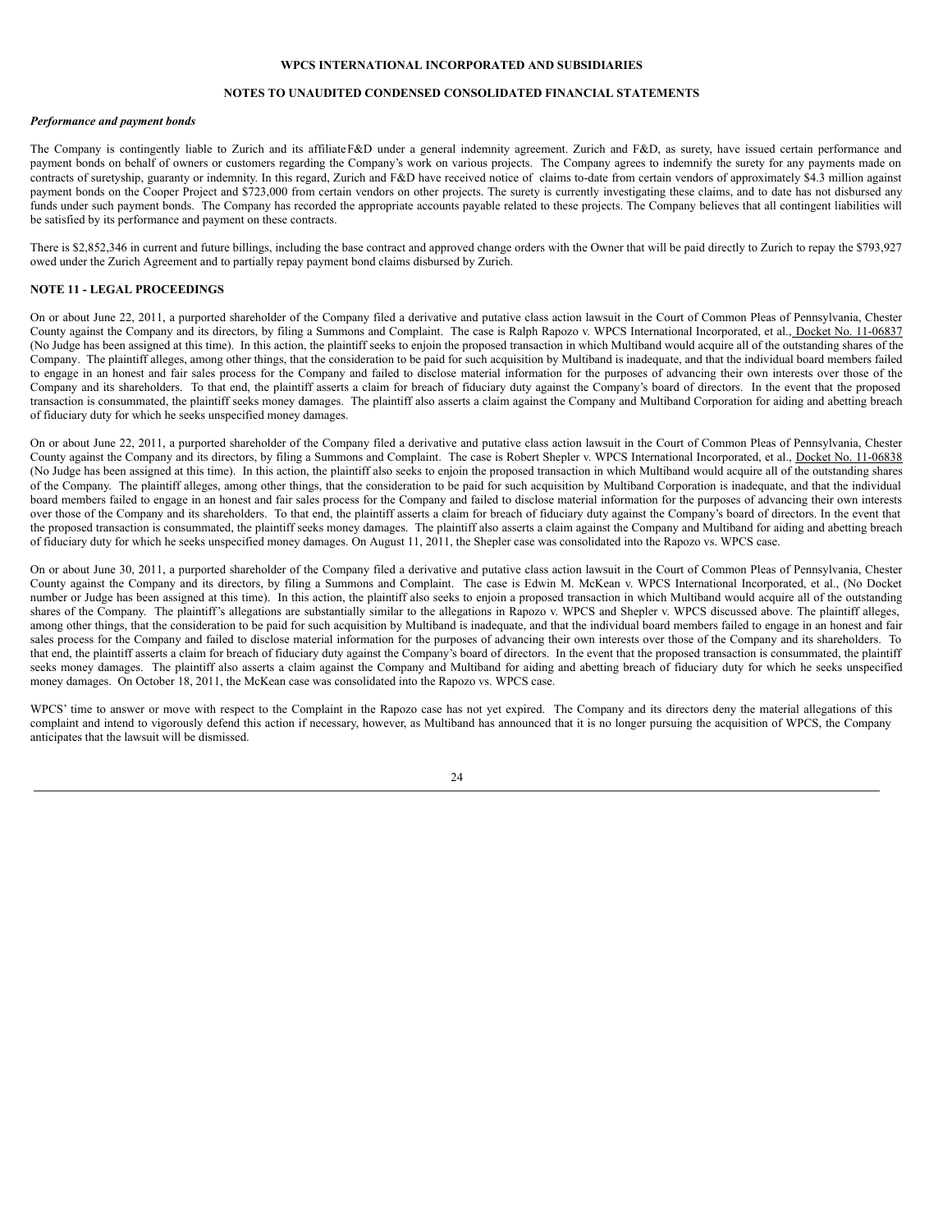*Performance and payment bonds*

The Company is contingently liable to Zurich and its affiliate F&D under a general indemnity agreement. Zurich and F&D, as surety, have issued certain performance and payment bonds on behalf of owners or customers regarding the Company's work on various projects. The Company agrees to indemnify the surety for any payments made on contracts of suretyship, guaranty or indemnity. In this regard, Zurich and F&D have received notice of claims to-date from certain vendors of approximately $4.3 million against payment bonds on the Cooper Project and $723,000 from certain vendors on other projects. The surety is currently investigating these claims, and to date has not disbursed any funds under such payment bonds. The Company has recorded the appropriate accounts payable related to these projects. The Company believes that all contingent liabilities will be satisfied by its performance and payment on these contracts.

There is $2,852,346 in current and future billings, including the base contract and approved change orders with the Owner that will be paid directly to Zurich to repay the $793,927 owed under the Zurich Agreement and to partially repay payment bond claims disbursed by Zurich.

**NOTE 11 - LEGAL PROCEEDINGS**

On or about June 22, 2011, a purported shareholder of the Company filed a derivative and putative class action lawsuit in the Court of Common Pleas of Pennsylvania, Chester County against the Company and its directors, by filing a Summons and Complaint. The case is Ralph Rapozo v. WPCS International Incorporated, et al., Docket No. 11-06837 (No Judge has been assigned at this time). In this action, the plaintiff seeks to enjoin the proposed transaction in which Multiband would acquire all of the outstanding shares of the Company. The plaintiff alleges, among other things, that the consideration to be paid for such acquisition by Multiband is inadequate, and that the individual board members failed to engage in an honest and fair sales process for the Company and failed to disclose material information for the purposes of advancing their own interests over those of the Company and its shareholders. To that end, the plaintiff asserts a claim for breach of fiduciary duty against the Company's board of directors. In the event that the proposed transaction is consummated, the plaintiff seeks money damages. The plaintiff also asserts a claim against the Company and Multiband Corporation for aiding and abetting breach of fiduciary duty for which he seeks unspecified money damages.

On or about June 22, 2011, a purported shareholder of the Company filed a derivative and putative class action lawsuit in the Court of Common Pleas of Pennsylvania, Chester County against the Company and its directors, by filing a Summons and Complaint. The case is Robert Shepler v. WPCS International Incorporated, et al., Docket No. 11-06838 (No Judge has been assigned at this time). In this action, the plaintiff also seeks to enjoin the proposed transaction in which Multiband would acquire all of the outstanding shares of the Company. The plaintiff alleges, among other things, that the consideration to be paid for such acquisition by Multiband Corporation is inadequate, and that the individual board members failed to engage in an honest and fair sales process for the Company and failed to disclose material information for the purposes of advancing their own interests over those of the Company and its shareholders. To that end, the plaintiff asserts a claim for breach of fiduciary duty against the Company's board of directors. In the event that the proposed transaction is consummated, the plaintiff seeks money damages. The plaintiff also asserts a claim against the Company and Multiband for aiding and abetting breach of fiduciary duty for which he seeks unspecified money damages. On August 11, 2011, the Shepler case was consolidated into the Rapozo vs. WPCS case.

On or about June 30, 2011, a purported shareholder of the Company filed a derivative and putative class action lawsuit in the Court of Common Pleas of Pennsylvania, Chester County against the Company and its directors, by filing a Summons and Complaint. The case is Edwin M. McKean v. WPCS International Incorporated, et al., (No Docket number or Judge has been assigned at this time). In this action, the plaintiff also seeks to enjoin a proposed transaction in which Multiband would acquire all of the outstanding shares of the Company. The plaintiff's allegations are substantially similar to the allegations in Rapozo v. WPCS and Shepler v. WPCS discussed above. The plaintiff alleges, among other things, that the consideration to be paid for such acquisition by Multiband is inadequate, and that the individual board members failed to engage in an honest and fair sales process for the Company and failed to disclose material information for the purposes of advancing their own interests over those of the Company and its shareholders. To that end, the plaintiff asserts a claim for breach of fiduciary duty against the Company's board of directors. In the event that the proposed transaction is consummated, the plaintiff seeks money damages. The plaintiff also asserts a claim against the Company and Multiband for aiding and abetting breach of fiduciary duty for which he seeks unspecified money damages. On October 18, 2011, the McKean case was consolidated into the Rapozo vs. WPCS case.

WPCS' time to answer or move with respect to the Complaint in the Rapozo case has not yet expired. The Company and its directors deny the material allegations of this complaint and intend to vigorously defend this action if necessary, however, as Multiband has announced that it is no longer pursuing the acquisition of WPCS, the Company anticipates that the lawsuit will be dismissed.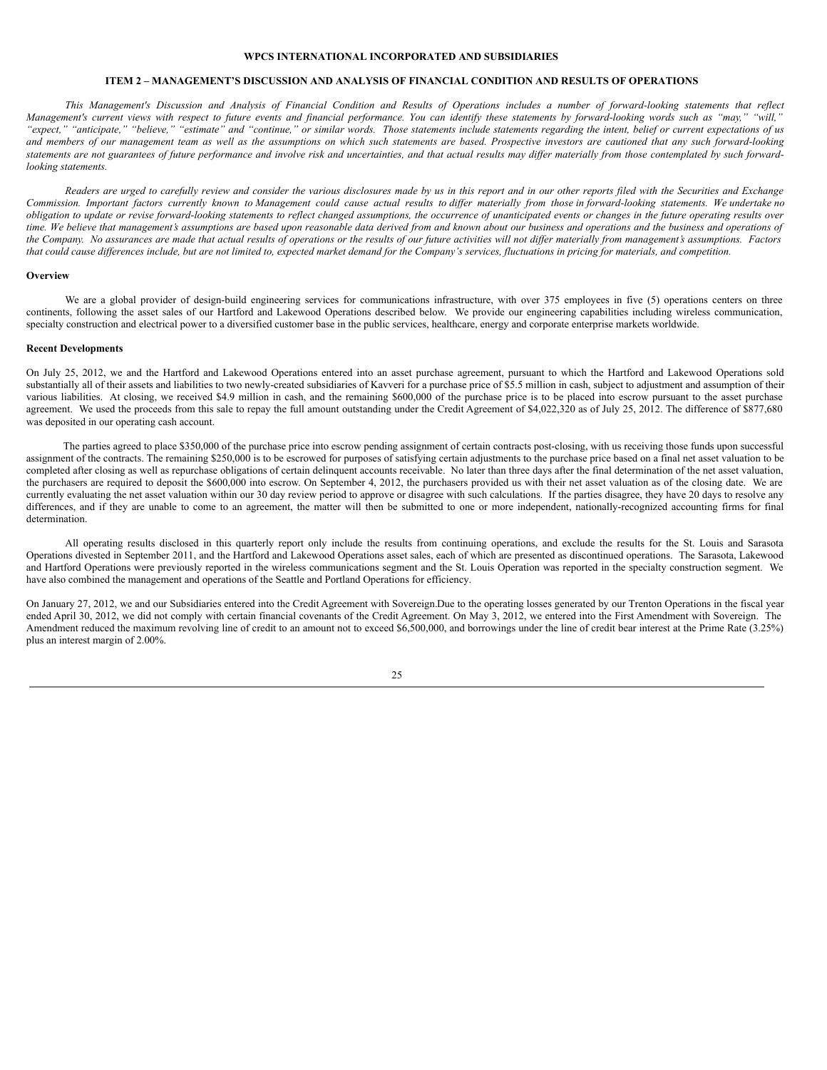**WPCS INTERNATIONAL INCORPORATED AND SUBSIDIARIES**

**ITEM 2 – MANAGEMENT'S DISCUSSION AND ANALYSIS OF FINANCIAL CONDITION AND RESULTS OF OPERATIONS**

*This Management's Discussion and Analysis of Financial Condition and Results of Operations includes a number of forward-looking statements that reflect Management's current views with respect to future events and financial performance. You can identify these statements by forward-looking words such as "may," "will," "expect," "anticipate," "believe," "estimate" and "continue," or similar words. Those statements include statements regarding the intent, belief or current expectations of us and members of our management team as well as the assumptions on which such statements are based. Prospective investors are cautioned that any such forward-looking statements are not guarantees of future performance and involve risk and uncertainties, and that actual results may differ materially from those contemplated by such forward-looking statements.*

*Readers are urged to carefully review and consider the various disclosures made by us in this report and in our other reports filed with the Securities and Exchange Commission. Important factors currently known to Management could cause actual results to differ materially from those in forward-looking statements. We undertake no obligation to update or revise forward-looking statements to reflect changed assumptions, the occurrence of unanticipated events or changes in the future operating results over time. We believe that management's assumptions are based upon reasonable data derived from and known about our business and operations and the business and operations of the Company. No assurances are made that actual results of operations or the results of our future activities will not differ materially from management's assumptions. Factors that could cause differences include, but are not limited to, expected market demand for the Company's services, fluctuations in pricing for materials, and competition.*

**Overview**

We are a global provider of design-build engineering services for communications infrastructure, with over 375 employees in five (5) operations centers on three continents, following the asset sales of our Hartford and Lakewood Operations described below. We provide our engineering capabilities including wireless communication, specialty construction and electrical power to a diversified customer base in the public services, healthcare, energy and corporate enterprise markets worldwide.

**Recent Developments**

On July 25, 2012, we and the Hartford and Lakewood Operations entered into an asset purchase agreement, pursuant to which the Hartford and Lakewood Operations sold substantially all of their assets and liabilities to two newly-created subsidiaries of Kavveri for a purchase price of $5.5 million in cash, subject to adjustment and assumption of their various liabilities. At closing, we received $4.9 million in cash, and the remaining $600,000 of the purchase price is to be placed into escrow pursuant to the asset purchase agreement. We used the proceeds from this sale to repay the full amount outstanding under the Credit Agreement of $4,022,320 as of July 25, 2012. The difference of $877,680 was deposited in our operating cash account.

The parties agreed to place $350,000 of the purchase price into escrow pending assignment of certain contracts post-closing, with us receiving those funds upon successful assignment of the contracts. The remaining $250,000 is to be escrowed for purposes of satisfying certain adjustments to the purchase price based on a final net asset valuation to be completed after closing as well as repurchase obligations of certain delinquent accounts receivable. No later than three days after the final determination of the net asset valuation, the purchasers are required to deposit the $600,000 into escrow. On September 4, 2012, the purchasers provided us with their net asset valuation as of the closing date. We are currently evaluating the net asset valuation within our 30 day review period to approve or disagree with such calculations. If the parties disagree, they have 20 days to resolve any differences, and if they are unable to come to an agreement, the matter will then be submitted to one or more independent, nationally-recognized accounting firms for final determination.

All operating results disclosed in this quarterly report only include the results from continuing operations, and exclude the results for the St. Louis and Sarasota Operations divested in September 2011, and the Hartford and Lakewood Operations asset sales, each of which are presented as discontinued operations. The Sarasota, Lakewood and Hartford Operations were previously reported in the wireless communications segment and the St. Louis Operation was reported in the specialty construction segment. We have also combined the management and operations of the Seattle and Portland Operations for efficiency.

On January 27, 2012, we and our Subsidiaries entered into the Credit Agreement with Sovereign.Due to the operating losses generated by our Trenton Operations in the fiscal year ended April 30, 2012, we did not comply with certain financial covenants of the Credit Agreement. On May 3, 2012, we entered into the First Amendment with Sovereign. The Amendment reduced the maximum revolving line of credit to an amount not to exceed $6,500,000, and borrowings under the line of credit bear interest at the Prime Rate (3.25%) plus an interest margin of 2.00%.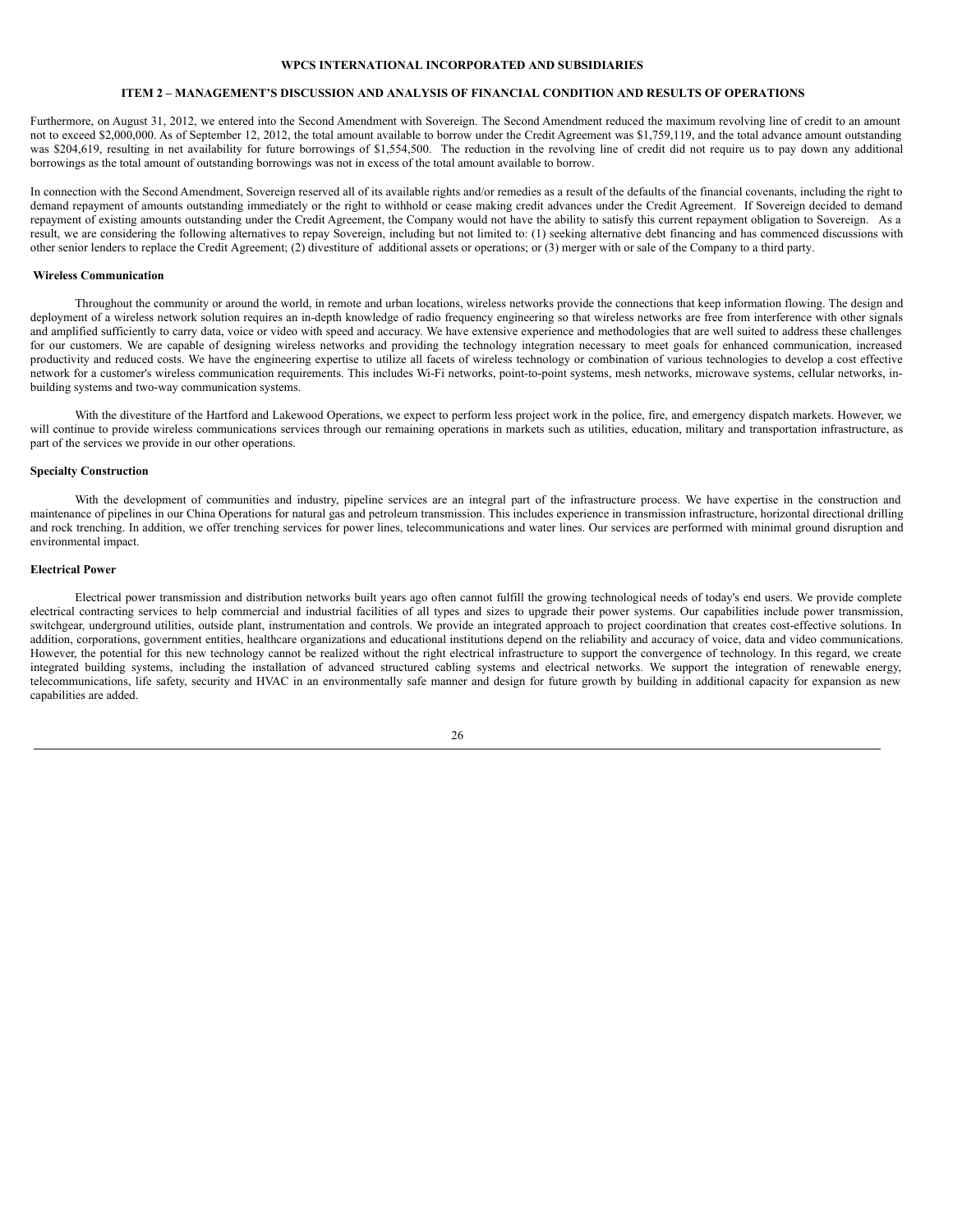Furthermore, on August 31, 2012, we entered into the Second Amendment with Sovereign. The Second Amendment reduced the maximum revolving line of credit to an amount not to exceed $2,000,000. As of September 12, 2012, the total amount available to borrow under the Credit Agreement was $1,759,119, and the total advance amount outstanding was $204,619, resulting in net availability for future borrowings of $1,554,500. The reduction in the revolving line of credit did not require us to pay down any additional borrowings as the total amount of outstanding borrowings was not in excess of the total amount available to borrow.

In connection with the Second Amendment, Sovereign reserved all of its available rights and/or remedies as a result of the defaults of the financial covenants, including the right to demand repayment of amounts outstanding immediately or the right to withhold or cease making credit advances under the Credit Agreement. If Sovereign decided to demand repayment of existing amounts outstanding under the Credit Agreement, the Company would not have the ability to satisfy this current repayment obligation to Sovereign. As a result, we are considering the following alternatives to repay Sovereign, including but not limited to: (1) seeking alternative debt financing and has commenced discussions with other senior lenders to replace the Credit Agreement; (2) divestiture of additional assets or operations; or (3) merger with or sale of the Company to a third party.

**Wireless Communication**

Throughout the community or around the world, in remote and urban locations, wireless networks provide the connections that keep information flowing. The design and deployment of a wireless network solution requires an in-depth knowledge of radio frequency engineering so that wireless networks are free from interference with other signals and amplified sufficiently to carry data, voice or video with speed and accuracy. We have extensive experience and methodologies that are well suited to address these challenges for our customers. We are capable of designing wireless networks and providing the technology integration necessary to meet goals for enhanced communication, increased productivity and reduced costs. We have the engineering expertise to utilize all facets of wireless technology or combination of various technologies to develop a cost effective network for a customer's wireless communication requirements. This includes Wi-Fi networks, point-to-point systems, mesh networks, microwave systems, cellular networks, in-building systems and two-way communication systems.

With the divestiture of the Hartford and Lakewood Operations, we expect to perform less project work in the police, fire, and emergency dispatch markets. However, we will continue to provide wireless communications services through our remaining operations in markets such as utilities, education, military and transportation infrastructure, as part of the services we provide in our other operations.

**Specialty Construction**

With the development of communities and industry, pipeline services are an integral part of the infrastructure process. We have expertise in the construction and maintenance of pipelines in our China Operations for natural gas and petroleum transmission. This includes experience in transmission infrastructure, horizontal directional drilling and rock trenching. In addition, we offer trenching services for power lines, telecommunications and water lines. Our services are performed with minimal ground disruption and environmental impact.

**Electrical Power**

Electrical power transmission and distribution networks built years ago often cannot fulfill the growing technological needs of today's end users. We provide complete electrical contracting services to help commercial and industrial facilities of all types and sizes to upgrade their power systems. Our capabilities include power transmission, switchgear, underground utilities, outside plant, instrumentation and controls. We provide an integrated approach to project coordination that creates cost-effective solutions. In addition, corporations, government entities, healthcare organizations and educational institutions depend on the reliability and accuracy of voice, data and video communications. However, the potential for this new technology cannot be realized without the right electrical infrastructure to support the convergence of technology. In this regard, we create integrated building systems, including the installation of advanced structured cabling systems and electrical networks. We support the integration of renewable energy, telecommunications, life safety, security and HVAC in an environmentally safe manner and design for future growth by building in additional capacity for expansion as new capabilities are added.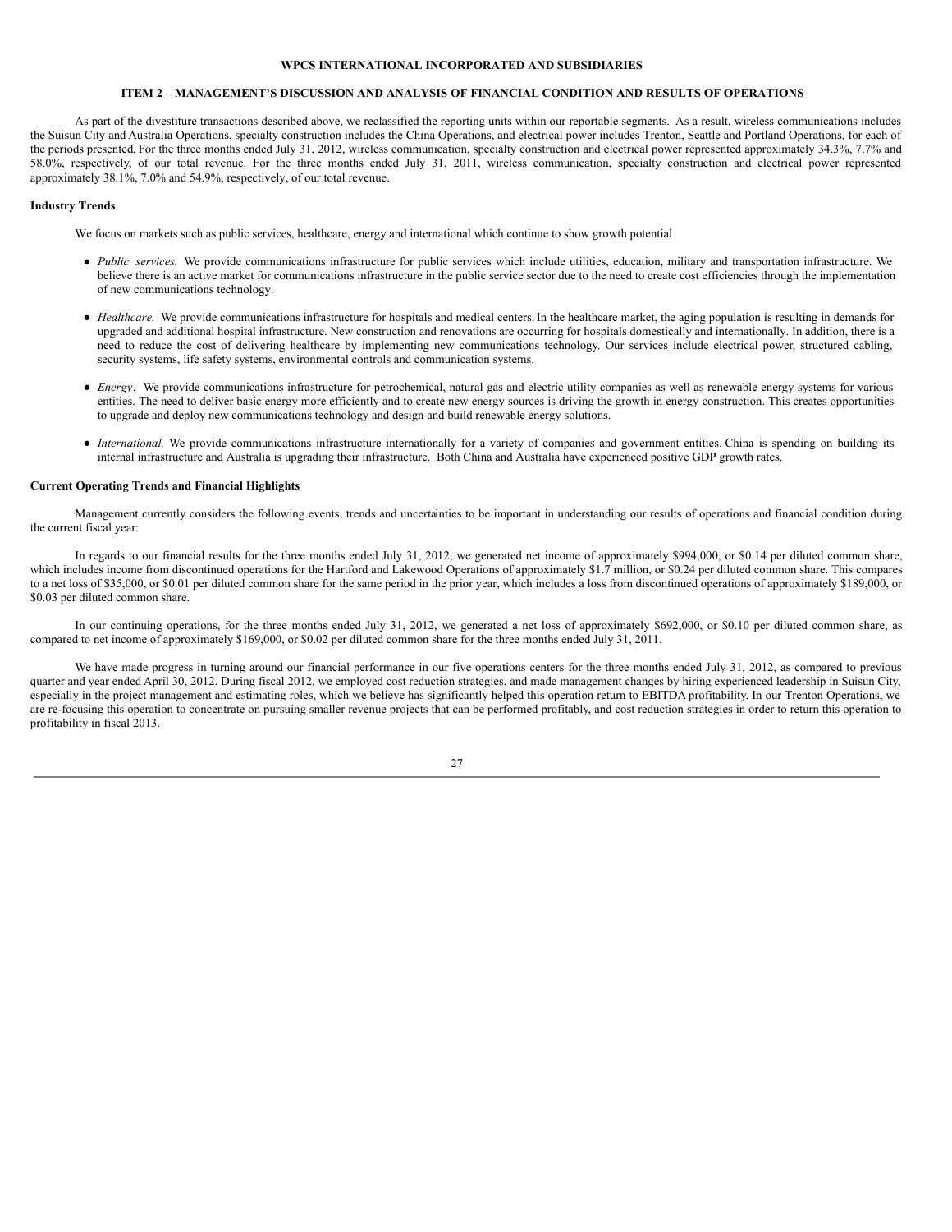**WPCS INTERNATIONAL INCORPORATED AND SUBSIDIARIES**

**ITEM 2 – MANAGEMENT'S DISCUSSION AND ANALYSIS OF FINANCIAL CONDITION AND RESULTS OF OPERATIONS**

As part of the divestiture transactions described above, we reclassified the reporting units within our reportable segments. As a result, wireless communications includes the Suisun City and Australia Operations, specialty construction includes the China Operations, and electrical power includes Trenton, Seattle and Portland Operations, for each of the periods presented. For the three months ended July 31, 2012, wireless communication, specialty construction and electrical power represented approximately 34.3%, 7.7% and 58.0%, respectively, of our total revenue. For the three months ended July 31, 2011, wireless communication, specialty construction and electrical power represented approximately 38.1%, 7.0% and 54.9%, respectively, of our total revenue.

**Industry Trends**

We focus on markets such as public services, healthcare, energy and international which continue to show growth potential

- *Public services.* We provide communications infrastructure for public services which include utilities, education, military and transportation infrastructure. We believe there is an active market for communications infrastructure in the public service sector due to the need to create cost efficiencies through the implementation of new communications technology.

- *Healthcare.* We provide communications infrastructure for hospitals and medical centers. In the healthcare market, the aging population is resulting in demands for upgraded and additional hospital infrastructure. New construction and renovations are occurring for hospitals domestically and internationally. In addition, there is a need to reduce the cost of delivering healthcare by implementing new communications technology. Our services include electrical power, structured cabling, security systems, life safety systems, environmental controls and communication systems.

- *Energy*. We provide communications infrastructure for petrochemical, natural gas and electric utility companies as well as renewable energy systems for various entities. The need to deliver basic energy more efficiently and to create new energy sources is driving the growth in energy construction. This creates opportunities to upgrade and deploy new communications technology and design and build renewable energy solutions.

- *International.* We provide communications infrastructure internationally for a variety of companies and government entities. China is spending on building its internal infrastructure and Australia is upgrading their infrastructure. Both China and Australia have experienced positive GDP growth rates.

**Current Operating Trends and Financial Highlights**

Management currently considers the following events, trends and uncertainties to be important in understanding our results of operations and financial condition during the current fiscal year:

In regards to our financial results for the three months ended July 31, 2012, we generated net income of approximately $994,000, or $0.14 per diluted common share, which includes income from discontinued operations for the Hartford and Lakewood Operations of approximately $1.7 million, or $0.24 per diluted common share. This compares to a net loss of $35,000, or $0.01 per diluted common share for the same period in the prior year, which includes a loss from discontinued operations of approximately $189,000, or $0.03 per diluted common share.

In our continuing operations, for the three months ended July 31, 2012, we generated a net loss of approximately $692,000, or $0.10 per diluted common share, as compared to net income of approximately $169,000, or $0.02 per diluted common share for the three months ended July 31, 2011.

We have made progress in turning around our financial performance in our five operations centers for the three months ended July 31, 2012, as compared to previous quarter and year ended April 30, 2012. During fiscal 2012, we employed cost reduction strategies, and made management changes by hiring experienced leadership in Suisun City, especially in the project management and estimating roles, which we believe has significantly helped this operation return to EBITDA profitability. In our Trenton Operations, we are re-focusing this operation to concentrate on pursuing smaller revenue projects that can be performed profitably, and cost reduction strategies in order to return this operation to profitability in fiscal 2013.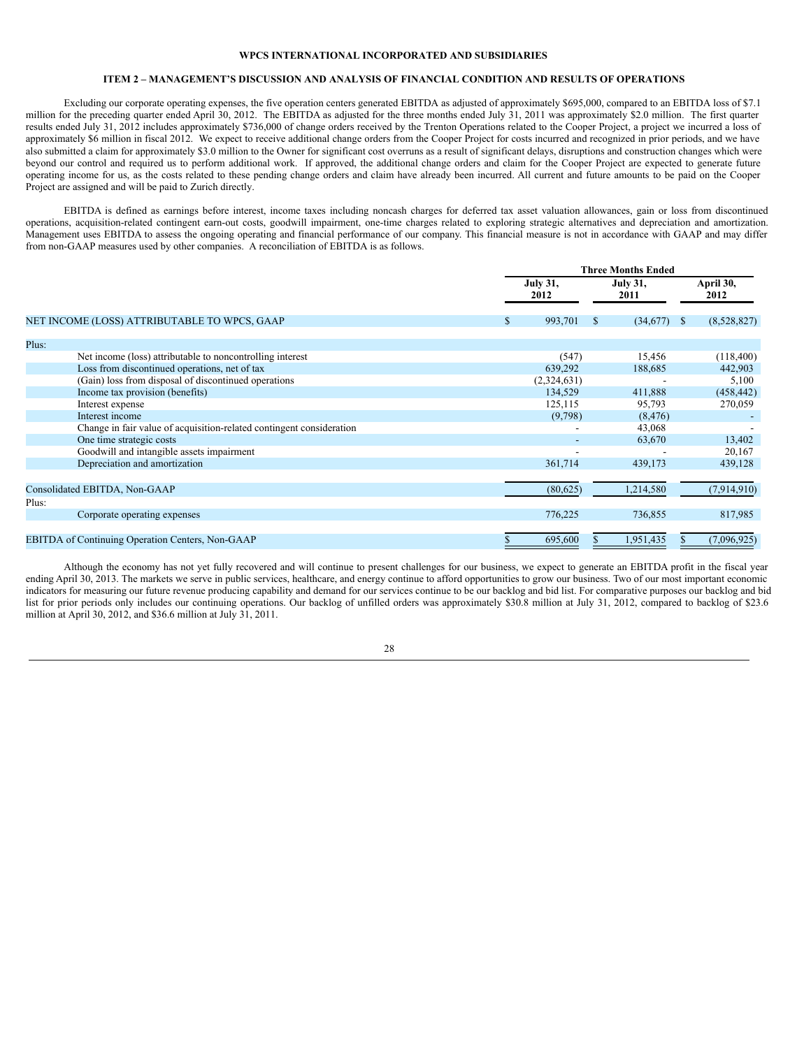**WPCS INTERNATIONAL INCORPORATED AND SUBSIDIARIES**

**ITEM 2 – MANAGEMENT'S DISCUSSION AND ANALYSIS OF FINANCIAL CONDITION AND RESULTS OF OPERATIONS**

Excluding our corporate operating expenses, the five operation centers generated EBITDA as adjusted of approximately $695,000, compared to an EBITDA loss of $7.1 million for the preceding quarter ended April 30, 2012. The EBITDA as adjusted for the three months ended July 31, 2011 was approximately $2.0 million. The first quarter results ended July 31, 2012 includes approximately $736,000 of change orders received by the Trenton Operations related to the Cooper Project, a project we incurred a loss of approximately $6 million in fiscal 2012. We expect to receive additional change orders from the Cooper Project for costs incurred and recognized in prior periods, and we have also submitted a claim for approximately $3.0 million to the Owner for significant cost overruns as a result of significant delays, disruptions and construction changes which were beyond our control and required us to perform additional work. If approved, the additional change orders and claim for the Cooper Project are expected to generate future operating income for us, as the costs related to these pending change orders and claim have already been incurred. All current and future amounts to be paid on the Cooper Project are assigned and will be paid to Zurich directly.

EBITDA is defined as earnings before interest, income taxes including noncash charges for deferred tax asset valuation allowances, gain or loss from discontinued operations, acquisition-related contingent earn-out costs, goodwill impairment, one-time charges related to exploring strategic alternatives and depreciation and amortization. Management uses EBITDA to assess the ongoing operating and financial performance of our company. This financial measure is not in accordance with GAAP and may differ from non-GAAP measures used by other companies. A reconciliation of EBITDA is as follows.

| | Three Months Ended | | |
|---|---|---|---|
| | July 31, 2012 | July 31, 2011 | April 30, 2012 |
| NET INCOME (LOSS) ATTRIBUTABLE TO WPCS, GAAP | $ 993,701 | $ (34,677) | $ (8,528,827) |
| Plus: | | | |
| Net income (loss) attributable to noncontrolling interest | (547) | 15,456 | (118,400) |
| Loss from discontinued operations, net of tax | 639,292 | 188,685 | 442,903 |
| (Gain) loss from disposal of discontinued operations | (2,324,631) | - | 5,100 |
| Income tax provision (benefits) | 134,529 | 411,888 | (458,442) |
| Interest expense | 125,115 | 95,793 | 270,059 |
| Interest income | (9,798) | (8,476) | - |
| Change in fair value of acquisition-related contingent consideration | - | 43,068 | - |
| One time strategic costs | - | 63,670 | 13,402 |
| Goodwill and intangible assets impairment | - | - | 20,167 |
| Depreciation and amortization | 361,714 | 439,173 | 439,128 |
| Consolidated EBITDA, Non-GAAP | (80,625) | 1,214,580 | (7,914,910) |
| Plus: | | | |
| Corporate operating expenses | 776,225 | 736,855 | 817,985 |
| EBITDA of Continuing Operation Centers, Non-GAAP | $ 695,600 | $ 1,951,435 | $ (7,096,925) |

Although the economy has not yet fully recovered and will continue to present challenges for our business, we expect to generate an EBITDA profit in the fiscal year ending April 30, 2013. The markets we serve in public services, healthcare, and energy continue to afford opportunities to grow our business. Two of our most important economic indicators for measuring our future revenue producing capability and demand for our services continue to be our backlog and bid list. For comparative purposes our backlog and bid list for prior periods only includes our continuing operations. Our backlog of unfilled orders was approximately $30.8 million at July 31, 2012, compared to backlog of $23.6 million at April 30, 2012, and $36.6 million at July 31, 2011.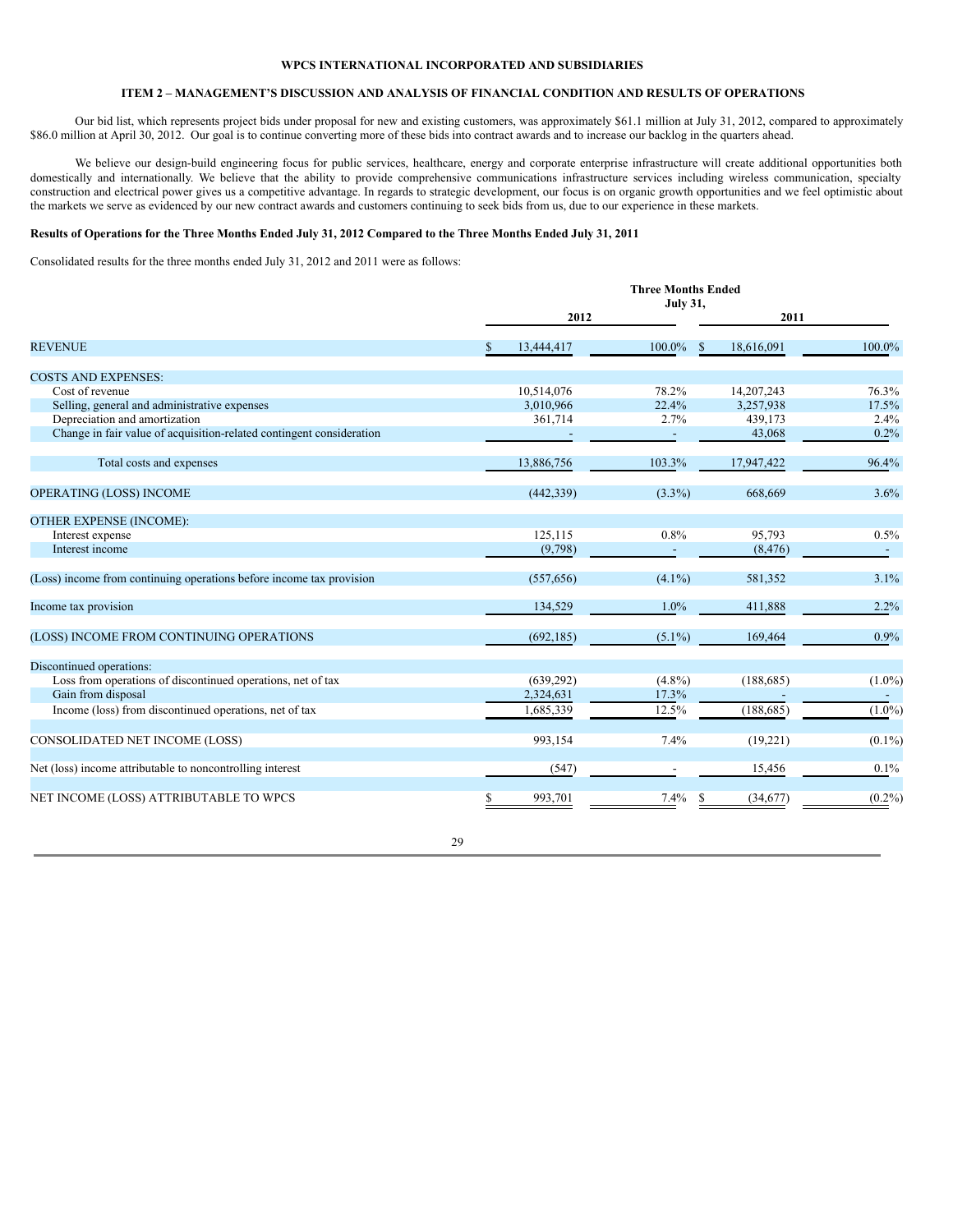**WPCS INTERNATIONAL INCORPORATED AND SUBSIDIARIES**

**ITEM 2 – MANAGEMENT'S DISCUSSION AND ANALYSIS OF FINANCIAL CONDITION AND RESULTS OF OPERATIONS**

Our bid list, which represents project bids under proposal for new and existing customers, was approximately $61.1 million at July 31, 2012, compared to approximately $86.0 million at April 30, 2012. Our goal is to continue converting more of these bids into contract awards and to increase our backlog in the quarters ahead.

We believe our design-build engineering focus for public services, healthcare, energy and corporate enterprise infrastructure will create additional opportunities both domestically and internationally. We believe that the ability to provide comprehensive communications infrastructure services including wireless communication, specialty construction and electrical power gives us a competitive advantage. In regards to strategic development, our focus is on organic growth opportunities and we feel optimistic about the markets we serve as evidenced by our new contract awards and customers continuing to seek bids from us, due to our experience in these markets.

**Results of Operations for the Three Months Ended July 31, 2012 Compared to the Three Months Ended July 31, 2011**

Consolidated results for the three months ended July 31, 2012 and 2011 were as follows:

| | Three Months Ended July 31, | | | |
|---|---|---|---|---|
| | 2012 | | 2011 | |
| REVENUE | $ 13,444,417 | 100.0% | $ 18,616,091 | 100.0% |
| COSTS AND EXPENSES: | | | | |
| Cost of revenue | 10,514,076 | 78.2% | 14,207,243 | 76.3% |
| Selling, general and administrative expenses | 3,010,966 | 22.4% | 3,257,938 | 17.5% |
| Depreciation and amortization | 361,714 | 2.7% | 439,173 | 2.4% |
| Change in fair value of acquisition-related contingent consideration | - | - | 43,068 | 0.2% |
| Total costs and expenses | 13,886,756 | 103.3% | 17,947,422 | 96.4% |
| OPERATING (LOSS) INCOME | (442,339) | (3.3%) | 668,669 | 3.6% |
| OTHER EXPENSE (INCOME): | | | | |
| Interest expense | 125,115 | 0.8% | 95,793 | 0.5% |
| Interest income | (9,798) | - | (8,476) | - |
| (Loss) income from continuing operations before income tax provision | (557,656) | (4.1%) | 581,352 | 3.1% |
| Income tax provision | 134,529 | 1.0% | 411,888 | 2.2% |
| (LOSS) INCOME FROM CONTINUING OPERATIONS | (692,185) | (5.1%) | 169,464 | 0.9% |
| Discontinued operations: | | | | |
| Loss from operations of discontinued operations, net of tax | (639,292) | (4.8%) | (188,685) | (1.0%) |
| Gain from disposal | 2,324,631 | 17.3% | - | - |
| Income (loss) from discontinued operations, net of tax | 1,685,339 | 12.5% | (188,685) | (1.0%) |
| CONSOLIDATED NET INCOME (LOSS) | 993,154 | 7.4% | (19,221) | (0.1%) |
| Net (loss) income attributable to noncontrolling interest | (547) | - | 15,456 | 0.1% |
| NET INCOME (LOSS) ATTRIBUTABLE TO WPCS | $ 993,701 | 7.4% | $ (34,677) | (0.2%) |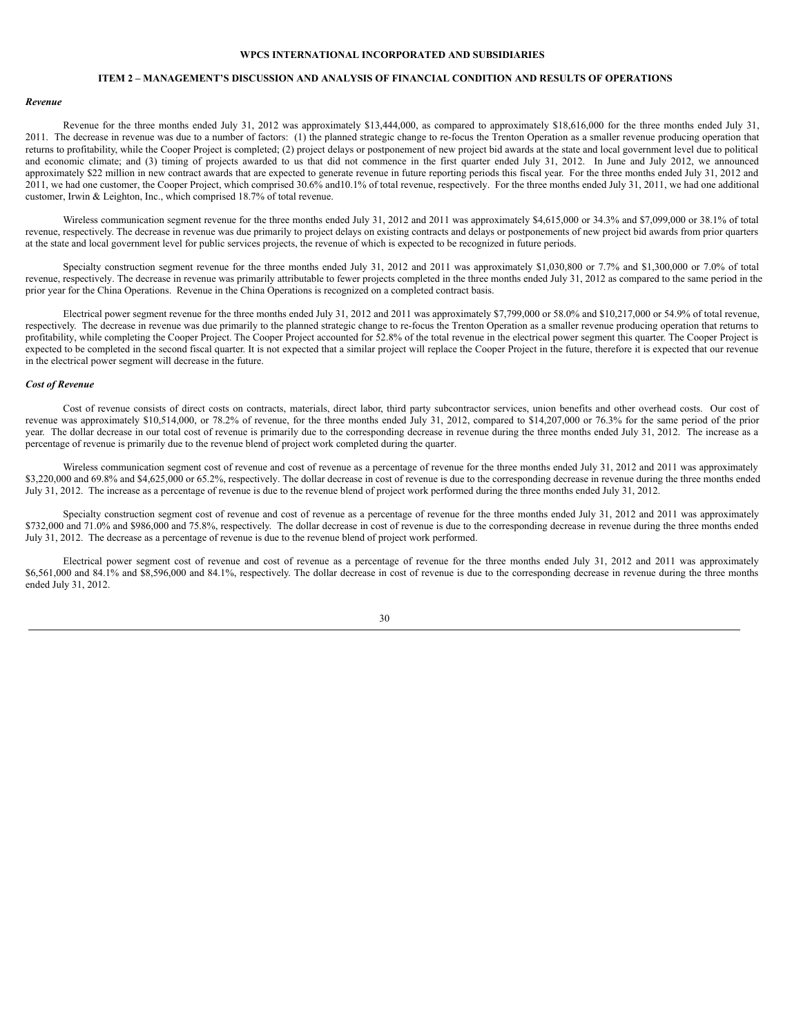**WPCS INTERNATIONAL INCORPORATED AND SUBSIDIARIES**

**ITEM 2 – MANAGEMENT'S DISCUSSION AND ANALYSIS OF FINANCIAL CONDITION AND RESULTS OF OPERATIONS**

***Revenue***

Revenue for the three months ended July 31, 2012 was approximately $13,444,000, as compared to approximately $18,616,000 for the three months ended July 31, 2011. The decrease in revenue was due to a number of factors: (1) the planned strategic change to re-focus the Trenton Operation as a smaller revenue producing operation that returns to profitability, while the Cooper Project is completed; (2) project delays or postponement of new project bid awards at the state and local government level due to political and economic climate; and (3) timing of projects awarded to us that did not commence in the first quarter ended July 31, 2012. In June and July 2012, we announced approximately $22 million in new contract awards that are expected to generate revenue in future reporting periods this fiscal year. For the three months ended July 31, 2012 and 2011, we had one customer, the Cooper Project, which comprised 30.6% and10.1% of total revenue, respectively. For the three months ended July 31, 2011, we had one additional customer, Irwin & Leighton, Inc., which comprised 18.7% of total revenue.

Wireless communication segment revenue for the three months ended July 31, 2012 and 2011 was approximately $4,615,000 or 34.3% and $7,099,000 or 38.1% of total revenue, respectively. The decrease in revenue was due primarily to project delays on existing contracts and delays or postponements of new project bid awards from prior quarters at the state and local government level for public services projects, the revenue of which is expected to be recognized in future periods.

Specialty construction segment revenue for the three months ended July 31, 2012 and 2011 was approximately $1,030,800 or 7.7% and $1,300,000 or 7.0% of total revenue, respectively. The decrease in revenue was primarily attributable to fewer projects completed in the three months ended July 31, 2012 as compared to the same period in the prior year for the China Operations. Revenue in the China Operations is recognized on a completed contract basis.

Electrical power segment revenue for the three months ended July 31, 2012 and 2011 was approximately $7,799,000 or 58.0% and $10,217,000 or 54.9% of total revenue, respectively. The decrease in revenue was due primarily to the planned strategic change to re-focus the Trenton Operation as a smaller revenue producing operation that returns to profitability, while completing the Cooper Project. The Cooper Project accounted for 52.8% of the total revenue in the electrical power segment this quarter. The Cooper Project is expected to be completed in the second fiscal quarter. It is not expected that a similar project will replace the Cooper Project in the future, therefore it is expected that our revenue in the electrical power segment will decrease in the future.

***Cost of Revenue***

Cost of revenue consists of direct costs on contracts, materials, direct labor, third party subcontractor services, union benefits and other overhead costs. Our cost of revenue was approximately $10,514,000, or 78.2% of revenue, for the three months ended July 31, 2012, compared to $14,207,000 or 76.3% for the same period of the prior year. The dollar decrease in our total cost of revenue is primarily due to the corresponding decrease in revenue during the three months ended July 31, 2012. The increase as a percentage of revenue is primarily due to the revenue blend of project work completed during the quarter.

Wireless communication segment cost of revenue and cost of revenue as a percentage of revenue for the three months ended July 31, 2012 and 2011 was approximately $3,220,000 and 69.8% and $4,625,000 or 65.2%, respectively. The dollar decrease in cost of revenue is due to the corresponding decrease in revenue during the three months ended July 31, 2012. The increase as a percentage of revenue is due to the revenue blend of project work performed during the three months ended July 31, 2012.

Specialty construction segment cost of revenue and cost of revenue as a percentage of revenue for the three months ended July 31, 2012 and 2011 was approximately $732,000 and 71.0% and $986,000 and 75.8%, respectively. The dollar decrease in cost of revenue is due to the corresponding decrease in revenue during the three months ended July 31, 2012. The decrease as a percentage of revenue is due to the revenue blend of project work performed.

Electrical power segment cost of revenue and cost of revenue as a percentage of revenue for the three months ended July 31, 2012 and 2011 was approximately $6,561,000 and 84.1% and $8,596,000 and 84.1%, respectively. The dollar decrease in cost of revenue is due to the corresponding decrease in revenue during the three months ended July 31, 2012.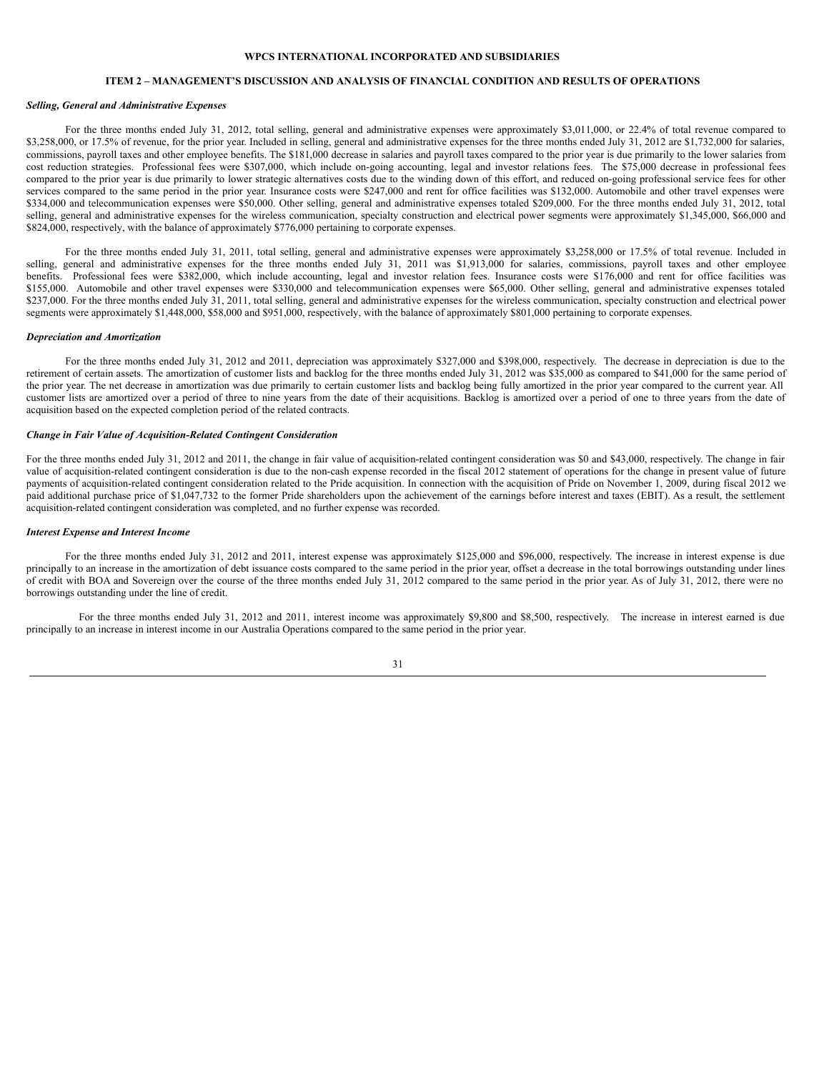**WPCS INTERNATIONAL INCORPORATED AND SUBSIDIARIES**

**ITEM 2 – MANAGEMENT'S DISCUSSION AND ANALYSIS OF FINANCIAL CONDITION AND RESULTS OF OPERATIONS**

***Selling, General and Administrative Expenses***

For the three months ended July 31, 2012, total selling, general and administrative expenses were approximately $3,011,000, or 22.4% of total revenue compared to $3,258,000, or 17.5% of revenue, for the prior year. Included in selling, general and administrative expenses for the three months ended July 31, 2012 are $1,732,000 for salaries, commissions, payroll taxes and other employee benefits. The $181,000 decrease in salaries and payroll taxes compared to the prior year is due primarily to the lower salaries from cost reduction strategies. Professional fees were $307,000, which include on-going accounting, legal and investor relations fees. The $75,000 decrease in professional fees compared to the prior year is due primarily to lower strategic alternatives costs due to the winding down of this effort, and reduced on-going professional service fees for other services compared to the same period in the prior year. Insurance costs were $247,000 and rent for office facilities was $132,000. Automobile and other travel expenses were $334,000 and telecommunication expenses were $50,000. Other selling, general and administrative expenses totaled $209,000. For the three months ended July 31, 2012, total selling, general and administrative expenses for the wireless communication, specialty construction and electrical power segments were approximately $1,345,000, $66,000 and $824,000, respectively, with the balance of approximately $776,000 pertaining to corporate expenses.

For the three months ended July 31, 2011, total selling, general and administrative expenses were approximately $3,258,000 or 17.5% of total revenue. Included in selling, general and administrative expenses for the three months ended July 31, 2011 was $1,913,000 for salaries, commissions, payroll taxes and other employee benefits. Professional fees were $382,000, which include accounting, legal and investor relation fees. Insurance costs were $176,000 and rent for office facilities was $155,000. Automobile and other travel expenses were $330,000 and telecommunication expenses were $65,000. Other selling, general and administrative expenses totaled $237,000. For the three months ended July 31, 2011, total selling, general and administrative expenses for the wireless communication, specialty construction and electrical power segments were approximately $1,448,000, $58,000 and $951,000, respectively, with the balance of approximately $801,000 pertaining to corporate expenses.

***Depreciation and Amortization***

For the three months ended July 31, 2012 and 2011, depreciation was approximately $327,000 and $398,000, respectively. The decrease in depreciation is due to the retirement of certain assets. The amortization of customer lists and backlog for the three months ended July 31, 2012 was $35,000 as compared to $41,000 for the same period of the prior year. The net decrease in amortization was due primarily to certain customer lists and backlog being fully amortized in the prior year compared to the current year. All customer lists are amortized over a period of three to nine years from the date of their acquisitions. Backlog is amortized over a period of one to three years from the date of acquisition based on the expected completion period of the related contracts.

***Change in Fair Value of Acquisition-Related Contingent Consideration***

For the three months ended July 31, 2012 and 2011, the change in fair value of acquisition-related contingent consideration was $0 and $43,000, respectively. The change in fair value of acquisition-related contingent consideration is due to the non-cash expense recorded in the fiscal 2012 statement of operations for the change in present value of future payments of acquisition-related contingent consideration related to the Pride acquisition. In connection with the acquisition of Pride on November 1, 2009, during fiscal 2012 we paid additional purchase price of $1,047,732 to the former Pride shareholders upon the achievement of the earnings before interest and taxes (EBIT). As a result, the settlement acquisition-related contingent consideration was completed, and no further expense was recorded.

***Interest Expense and Interest Income***

For the three months ended July 31, 2012 and 2011, interest expense was approximately $125,000 and $96,000, respectively. The increase in interest expense is due principally to an increase in the amortization of debt issuance costs compared to the same period in the prior year, offset a decrease in the total borrowings outstanding under lines of credit with BOA and Sovereign over the course of the three months ended July 31, 2012 compared to the same period in the prior year. As of July 31, 2012, there were no borrowings outstanding under the line of credit.

For the three months ended July 31, 2012 and 2011, interest income was approximately $9,800 and $8,500, respectively. The increase in interest earned is due principally to an increase in interest income in our Australia Operations compared to the same period in the prior year.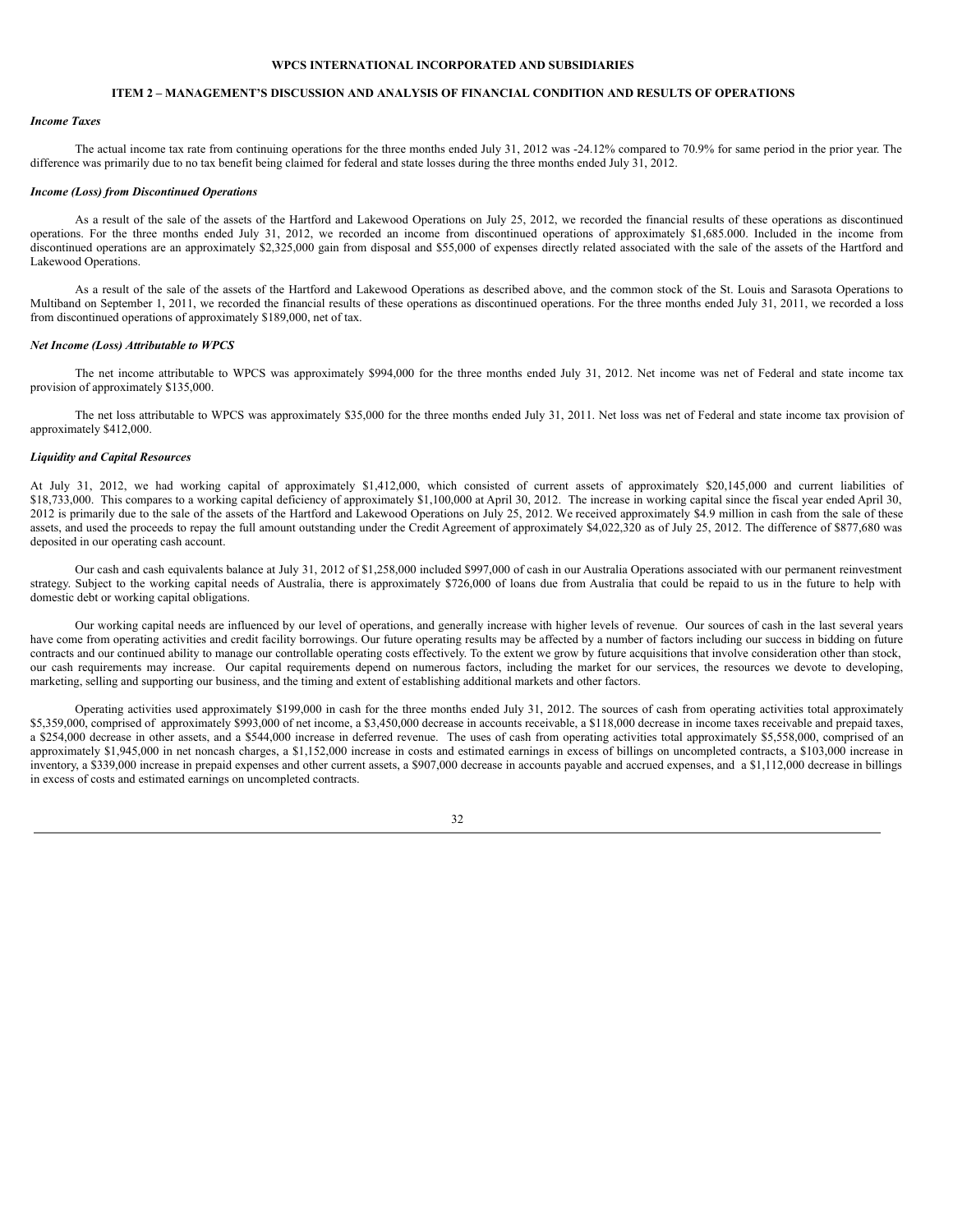**WPCS INTERNATIONAL INCORPORATED AND SUBSIDIARIES**

**ITEM 2 – MANAGEMENT'S DISCUSSION AND ANALYSIS OF FINANCIAL CONDITION AND RESULTS OF OPERATIONS**

***Income Taxes***

The actual income tax rate from continuing operations for the three months ended July 31, 2012 was -24.12% compared to 70.9% for same period in the prior year. The difference was primarily due to no tax benefit being claimed for federal and state losses during the three months ended July 31, 2012.

***Income (Loss) from Discontinued Operations***

As a result of the sale of the assets of the Hartford and Lakewood Operations on July 25, 2012, we recorded the financial results of these operations as discontinued operations. For the three months ended July 31, 2012, we recorded an income from discontinued operations of approximately $1,685.000. Included in the income from discontinued operations are an approximately $2,325,000 gain from disposal and $55,000 of expenses directly related associated with the sale of the assets of the Hartford and Lakewood Operations.

As a result of the sale of the assets of the Hartford and Lakewood Operations as described above, and the common stock of the St. Louis and Sarasota Operations to Multiband on September 1, 2011, we recorded the financial results of these operations as discontinued operations. For the three months ended July 31, 2011, we recorded a loss from discontinued operations of approximately $189,000, net of tax.

***Net Income (Loss) Attributable to WPCS***

The net income attributable to WPCS was approximately $994,000 for the three months ended July 31, 2012. Net income was net of Federal and state income tax provision of approximately $135,000.

The net loss attributable to WPCS was approximately $35,000 for the three months ended July 31, 2011. Net loss was net of Federal and state income tax provision of approximately $412,000.

***Liquidity and Capital Resources***

At July 31, 2012, we had working capital of approximately $1,412,000, which consisted of current assets of approximately $20,145,000 and current liabilities of $18,733,000. This compares to a working capital deficiency of approximately $1,100,000 at April 30, 2012. The increase in working capital since the fiscal year ended April 30, 2012 is primarily due to the sale of the assets of the Hartford and Lakewood Operations on July 25, 2012. We received approximately $4.9 million in cash from the sale of these assets, and used the proceeds to repay the full amount outstanding under the Credit Agreement of approximately $4,022,320 as of July 25, 2012. The difference of $877,680 was deposited in our operating cash account.

Our cash and cash equivalents balance at July 31, 2012 of $1,258,000 included $997,000 of cash in our Australia Operations associated with our permanent reinvestment strategy. Subject to the working capital needs of Australia, there is approximately $726,000 of loans due from Australia that could be repaid to us in the future to help with domestic debt or working capital obligations.

Our working capital needs are influenced by our level of operations, and generally increase with higher levels of revenue. Our sources of cash in the last several years have come from operating activities and credit facility borrowings. Our future operating results may be affected by a number of factors including our success in bidding on future contracts and our continued ability to manage our controllable operating costs effectively. To the extent we grow by future acquisitions that involve consideration other than stock, our cash requirements may increase. Our capital requirements depend on numerous factors, including the market for our services, the resources we devote to developing, marketing, selling and supporting our business, and the timing and extent of establishing additional markets and other factors.

Operating activities used approximately $199,000 in cash for the three months ended July 31, 2012. The sources of cash from operating activities total approximately $5,359,000, comprised of approximately $993,000 of net income, a $3,450,000 decrease in accounts receivable, a $118,000 decrease in income taxes receivable and prepaid taxes, a $254,000 decrease in other assets, and a $544,000 increase in deferred revenue. The uses of cash from operating activities total approximately $5,558,000, comprised of an approximately $1,945,000 in net noncash charges, a $1,152,000 increase in costs and estimated earnings in excess of billings on uncompleted contracts, a $103,000 increase in inventory, a $339,000 increase in prepaid expenses and other current assets, a $907,000 decrease in accounts payable and accrued expenses, and a $1,112,000 decrease in billings in excess of costs and estimated earnings on uncompleted contracts.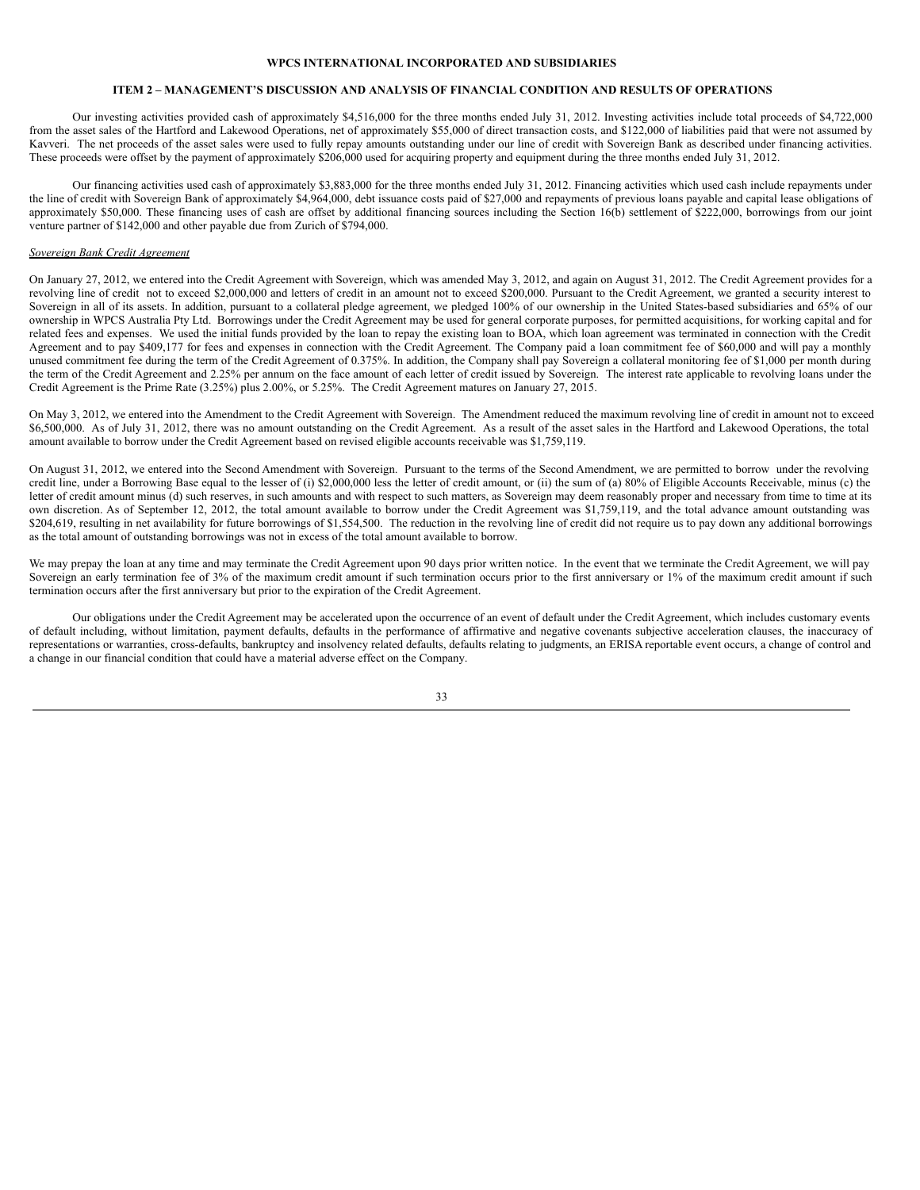**WPCS INTERNATIONAL INCORPORATED AND SUBSIDIARIES**

**ITEM 2 – MANAGEMENT'S DISCUSSION AND ANALYSIS OF FINANCIAL CONDITION AND RESULTS OF OPERATIONS**

Our investing activities provided cash of approximately $4,516,000 for the three months ended July 31, 2012. Investing activities include total proceeds of $4,722,000 from the asset sales of the Hartford and Lakewood Operations, net of approximately $55,000 of direct transaction costs, and $122,000 of liabilities paid that were not assumed by Kavveri. The net proceeds of the asset sales were used to fully repay amounts outstanding under our line of credit with Sovereign Bank as described under financing activities. These proceeds were offset by the payment of approximately $206,000 used for acquiring property and equipment during the three months ended July 31, 2012.

Our financing activities used cash of approximately $3,883,000 for the three months ended July 31, 2012. Financing activities which used cash include repayments under the line of credit with Sovereign Bank of approximately $4,964,000, debt issuance costs paid of $27,000 and repayments of previous loans payable and capital lease obligations of approximately $50,000. These financing uses of cash are offset by additional financing sources including the Section 16(b) settlement of $222,000, borrowings from our joint venture partner of $142,000 and other payable due from Zurich of $794,000.

*Sovereign Bank Credit Agreement*

On January 27, 2012, we entered into the Credit Agreement with Sovereign, which was amended May 3, 2012, and again on August 31, 2012. The Credit Agreement provides for a revolving line of credit not to exceed $2,000,000 and letters of credit in an amount not to exceed $200,000. Pursuant to the Credit Agreement, we granted a security interest to Sovereign in all of its assets. In addition, pursuant to a collateral pledge agreement, we pledged 100% of our ownership in the United States-based subsidiaries and 65% of our ownership in WPCS Australia Pty Ltd. Borrowings under the Credit Agreement may be used for general corporate purposes, for permitted acquisitions, for working capital and for related fees and expenses. We used the initial funds provided by the loan to repay the existing loan to BOA, which loan agreement was terminated in connection with the Credit Agreement and to pay $409,177 for fees and expenses in connection with the Credit Agreement. The Company paid a loan commitment fee of $60,000 and will pay a monthly unused commitment fee during the term of the Credit Agreement of 0.375%. In addition, the Company shall pay Sovereign a collateral monitoring fee of $1,000 per month during the term of the Credit Agreement and 2.25% per annum on the face amount of each letter of credit issued by Sovereign. The interest rate applicable to revolving loans under the Credit Agreement is the Prime Rate (3.25%) plus 2.00%, or 5.25%. The Credit Agreement matures on January 27, 2015.

On May 3, 2012, we entered into the Amendment to the Credit Agreement with Sovereign. The Amendment reduced the maximum revolving line of credit in amount not to exceed $6,500,000. As of July 31, 2012, there was no amount outstanding on the Credit Agreement. As a result of the asset sales in the Hartford and Lakewood Operations, the total amount available to borrow under the Credit Agreement based on revised eligible accounts receivable was $1,759,119.

On August 31, 2012, we entered into the Second Amendment with Sovereign. Pursuant to the terms of the Second Amendment, we are permitted to borrow under the revolving credit line, under a Borrowing Base equal to the lesser of (i) $2,000,000 less the letter of credit amount, or (ii) the sum of (a) 80% of Eligible Accounts Receivable, minus (c) the letter of credit amount minus (d) such reserves, in such amounts and with respect to such matters, as Sovereign may deem reasonably proper and necessary from time to time at its own discretion. As of September 12, 2012, the total amount available to borrow under the Credit Agreement was $1,759,119, and the total advance amount outstanding was $204,619, resulting in net availability for future borrowings of $1,554,500. The reduction in the revolving line of credit did not require us to pay down any additional borrowings as the total amount of outstanding borrowings was not in excess of the total amount available to borrow.

We may prepay the loan at any time and may terminate the Credit Agreement upon 90 days prior written notice. In the event that we terminate the Credit Agreement, we will pay Sovereign an early termination fee of 3% of the maximum credit amount if such termination occurs prior to the first anniversary or 1% of the maximum credit amount if such termination occurs after the first anniversary but prior to the expiration of the Credit Agreement.

Our obligations under the Credit Agreement may be accelerated upon the occurrence of an event of default under the Credit Agreement, which includes customary events of default including, without limitation, payment defaults, defaults in the performance of affirmative and negative covenants subjective acceleration clauses, the inaccuracy of representations or warranties, cross-defaults, bankruptcy and insolvency related defaults, defaults relating to judgments, an ERISA reportable event occurs, a change of control and a change in our financial condition that could have a material adverse effect on the Company.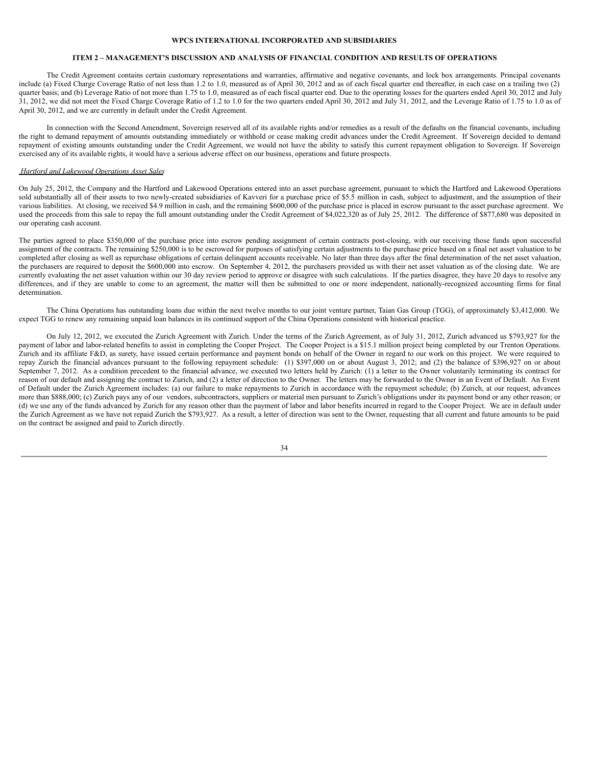The Credit Agreement contains certain customary representations and warranties, affirmative and negative covenants, and lock box arrangements. Principal covenants include (a) Fixed Charge Coverage Ratio of not less than 1.2 to 1.0, measured as of April 30, 2012 and as of each fiscal quarter end thereafter, in each case on a trailing two (2) quarter basis; and (b) Leverage Ratio of not more than 1.75 to 1.0, measured as of each fiscal quarter end. Due to the operating losses for the quarters ended April 30, 2012 and July 31, 2012, we did not meet the Fixed Charge Coverage Ratio of 1.2 to 1.0 for the two quarters ended April 30, 2012 and July 31, 2012, and the Leverage Ratio of 1.75 to 1.0 as of April 30, 2012, and we are currently in default under the Credit Agreement.

In connection with the Second Amendment, Sovereign reserved all of its available rights and/or remedies as a result of the defaults on the financial covenants, including the right to demand repayment of amounts outstanding immediately or withhold or cease making credit advances under the Credit Agreement. If Sovereign decided to demand repayment of existing amounts outstanding under the Credit Agreement, we would not have the ability to satisfy this current repayment obligation to Sovereign. If Sovereign exercised any of its available rights, it would have a serious adverse effect on our business, operations and future prospects.

*Hartford and Lakewood Operations Asset Sales*

On July 25, 2012, the Company and the Hartford and Lakewood Operations entered into an asset purchase agreement, pursuant to which the Hartford and Lakewood Operations sold substantially all of their assets to two newly-created subsidiaries of Kavveri for a purchase price of $5.5 million in cash, subject to adjustment, and the assumption of their various liabilities. At closing, we received $4.9 million in cash, and the remaining $600,000 of the purchase price is placed in escrow pursuant to the asset purchase agreement. We used the proceeds from this sale to repay the full amount outstanding under the Credit Agreement of $4,022,320 as of July 25, 2012. The difference of $877,680 was deposited in our operating cash account.

The parties agreed to place $350,000 of the purchase price into escrow pending assignment of certain contracts post-closing, with our receiving those funds upon successful assignment of the contracts. The remaining $250,000 is to be escrowed for purposes of satisfying certain adjustments to the purchase price based on a final net asset valuation to be completed after closing as well as repurchase obligations of certain delinquent accounts receivable. No later than three days after the final determination of the net asset valuation, the purchasers are required to deposit the $600,000 into escrow. On September 4, 2012, the purchasers provided us with their net asset valuation as of the closing date. We are currently evaluating the net asset valuation within our 30 day review period to approve or disagree with such calculations. If the parties disagree, they have 20 days to resolve any differences, and if they are unable to come to an agreement, the matter will then be submitted to one or more independent, nationally-recognized accounting firms for final determination.

The China Operations has outstanding loans due within the next twelve months to our joint venture partner, Taian Gas Group (TGG), of approximately $3,412,000. We expect TGG to renew any remaining unpaid loan balances in its continued support of the China Operations consistent with historical practice.

On July 12, 2012, we executed the Zurich Agreement with Zurich. Under the terms of the Zurich Agreement, as of July 31, 2012, Zurich advanced us $793,927 for the payment of labor and labor-related benefits to assist in completing the Cooper Project. The Cooper Project is a $15.1 million project being completed by our Trenton Operations. Zurich and its affiliate F&D, as surety, have issued certain performance and payment bonds on behalf of the Owner in regard to our work on this project. We were required to repay Zurich the financial advances pursuant to the following repayment schedule: (1) $397,000 on or about August 3, 2012; and (2) the balance of $396,927 on or about September 7, 2012. As a condition precedent to the financial advance, we executed two letters held by Zurich: (1) a letter to the Owner voluntarily terminating its contract for reason of our default and assigning the contract to Zurich, and (2) a letter of direction to the Owner. The letters may be forwarded to the Owner in an Event of Default. An Event of Default under the Zurich Agreement includes: (a) our failure to make repayments to Zurich in accordance with the repayment schedule; (b) Zurich, at our request, advances more than $888,000; (c) Zurich pays any of our vendors, subcontractors, suppliers or material men pursuant to Zurich's obligations under its payment bond or any other reason; or (d) we use any of the funds advanced by Zurich for any reason other than the payment of labor and labor benefits incurred in regard to the Cooper Project. We are in default under the Zurich Agreement as we have not repaid Zurich the $793,927. As a result, a letter of direction was sent to the Owner, requesting that all current and future amounts to be paid on the contract be assigned and paid to Zurich directly.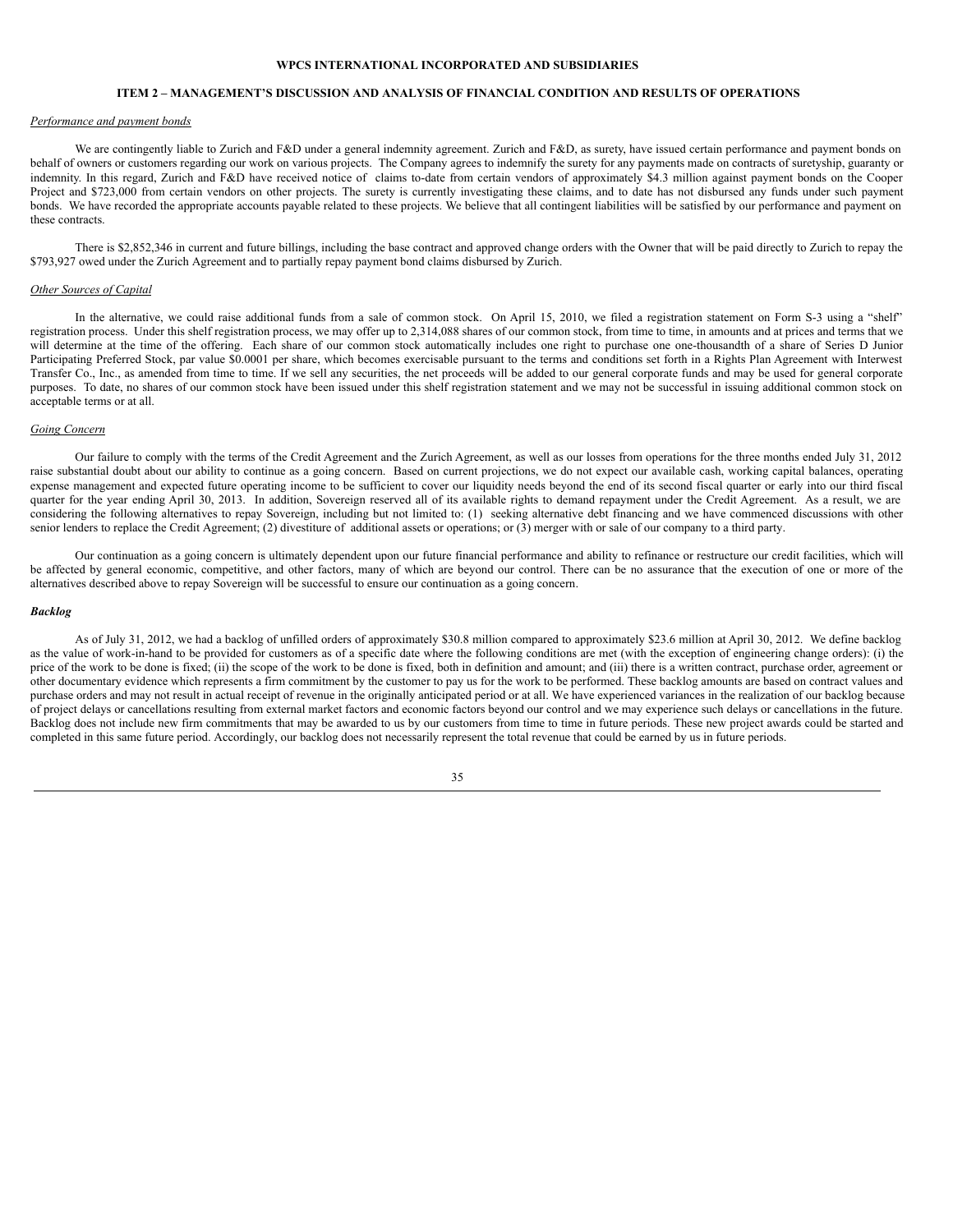**WPCS INTERNATIONAL INCORPORATED AND SUBSIDIARIES**

**ITEM 2 – MANAGEMENT'S DISCUSSION AND ANALYSIS OF FINANCIAL CONDITION AND RESULTS OF OPERATIONS**

*Performance and payment bonds*

We are contingently liable to Zurich and F&D under a general indemnity agreement. Zurich and F&D, as surety, have issued certain performance and payment bonds on behalf of owners or customers regarding our work on various projects. The Company agrees to indemnify the surety for any payments made on contracts of suretyship, guaranty or indemnity. In this regard, Zurich and F&D have received notice of claims to-date from certain vendors of approximately $4.3 million against payment bonds on the Cooper Project and $723,000 from certain vendors on other projects. The surety is currently investigating these claims, and to date has not disbursed any funds under such payment bonds. We have recorded the appropriate accounts payable related to these projects. We believe that all contingent liabilities will be satisfied by our performance and payment on these contracts.

There is $2,852,346 in current and future billings, including the base contract and approved change orders with the Owner that will be paid directly to Zurich to repay the $793,927 owed under the Zurich Agreement and to partially repay payment bond claims disbursed by Zurich.

*Other Sources of Capital*

In the alternative, we could raise additional funds from a sale of common stock. On April 15, 2010, we filed a registration statement on Form S-3 using a "shelf" registration process. Under this shelf registration process, we may offer up to 2,314,088 shares of our common stock, from time to time, in amounts and at prices and terms that we will determine at the time of the offering. Each share of our common stock automatically includes one right to purchase one one-thousandth of a share of Series D Junior Participating Preferred Stock, par value $0.0001 per share, which becomes exercisable pursuant to the terms and conditions set forth in a Rights Plan Agreement with Interwest Transfer Co., Inc., as amended from time to time. If we sell any securities, the net proceeds will be added to our general corporate funds and may be used for general corporate purposes. To date, no shares of our common stock have been issued under this shelf registration statement and we may not be successful in issuing additional common stock on acceptable terms or at all.

*Going Concern*

Our failure to comply with the terms of the Credit Agreement and the Zurich Agreement, as well as our losses from operations for the three months ended July 31, 2012 raise substantial doubt about our ability to continue as a going concern. Based on current projections, we do not expect our available cash, working capital balances, operating expense management and expected future operating income to be sufficient to cover our liquidity needs beyond the end of its second fiscal quarter or early into our third fiscal quarter for the year ending April 30, 2013. In addition, Sovereign reserved all of its available rights to demand repayment under the Credit Agreement. As a result, we are considering the following alternatives to repay Sovereign, including but not limited to: (1) seeking alternative debt financing and we have commenced discussions with other senior lenders to replace the Credit Agreement; (2) divestiture of additional assets or operations; or (3) merger with or sale of our company to a third party.

Our continuation as a going concern is ultimately dependent upon our future financial performance and ability to refinance or restructure our credit facilities, which will be affected by general economic, competitive, and other factors, many of which are beyond our control. There can be no assurance that the execution of one or more of the alternatives described above to repay Sovereign will be successful to ensure our continuation as a going concern.

***Backlog***

As of July 31, 2012, we had a backlog of unfilled orders of approximately $30.8 million compared to approximately $23.6 million at April 30, 2012. We define backlog as the value of work-in-hand to be provided for customers as of a specific date where the following conditions are met (with the exception of engineering change orders): (i) the price of the work to be done is fixed; (ii) the scope of the work to be done is fixed, both in definition and amount; and (iii) there is a written contract, purchase order, agreement or other documentary evidence which represents a firm commitment by the customer to pay us for the work to be performed. These backlog amounts are based on contract values and purchase orders and may not result in actual receipt of revenue in the originally anticipated period or at all. We have experienced variances in the realization of our backlog because of project delays or cancellations resulting from external market factors and economic factors beyond our control and we may experience such delays or cancellations in the future. Backlog does not include new firm commitments that may be awarded to us by our customers from time to time in future periods. These new project awards could be started and completed in this same future period. Accordingly, our backlog does not necessarily represent the total revenue that could be earned by us in future periods.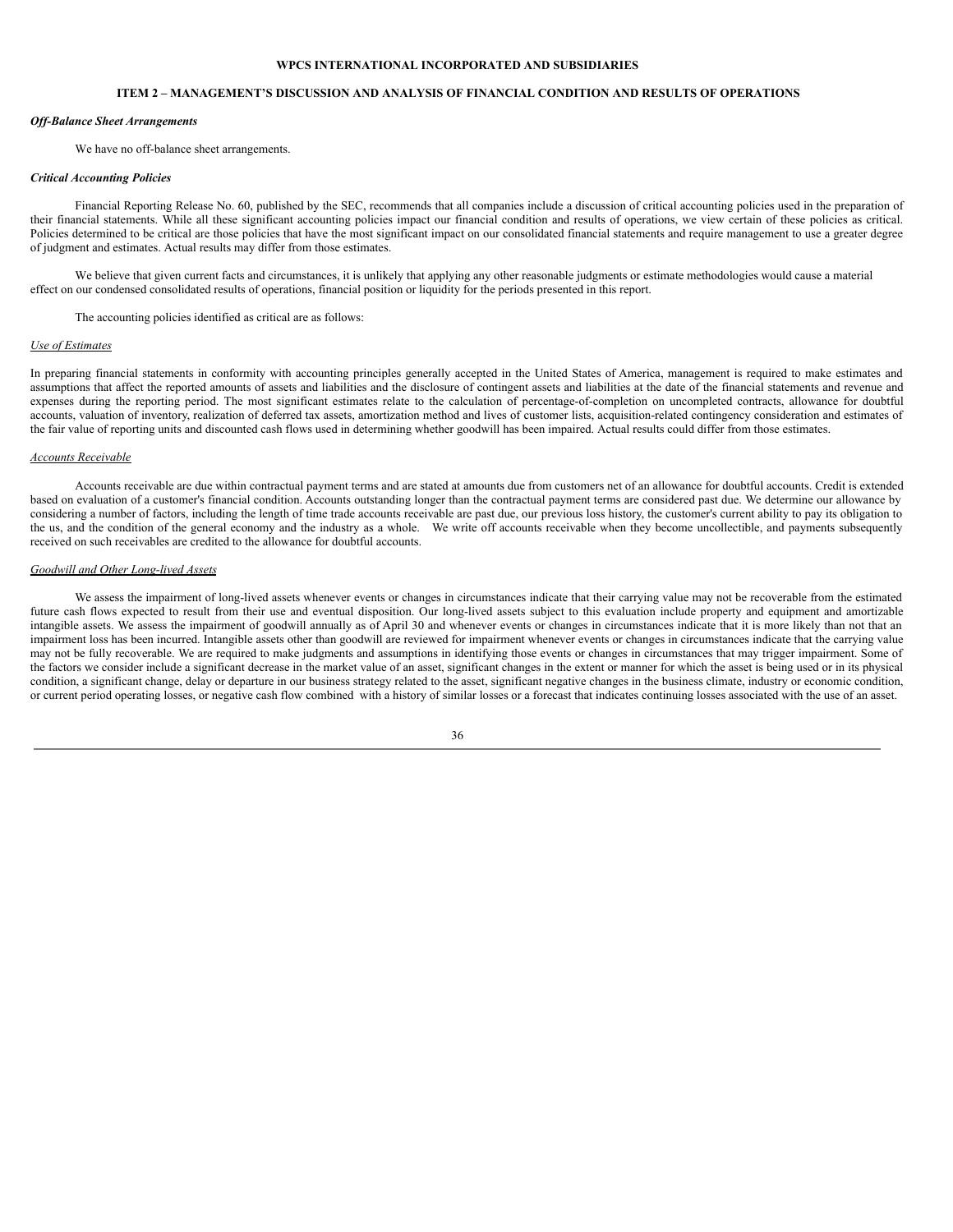**WPCS INTERNATIONAL INCORPORATED AND SUBSIDIARIES**

**ITEM 2 – MANAGEMENT'S DISCUSSION AND ANALYSIS OF FINANCIAL CONDITION AND RESULTS OF OPERATIONS**

***Off-Balance Sheet Arrangements***

We have no off-balance sheet arrangements.

***Critical Accounting Policies***

Financial Reporting Release No. 60, published by the SEC, recommends that all companies include a discussion of critical accounting policies used in the preparation of their financial statements. While all these significant accounting policies impact our financial condition and results of operations, we view certain of these policies as critical. Policies determined to be critical are those policies that have the most significant impact on our consolidated financial statements and require management to use a greater degree of judgment and estimates. Actual results may differ from those estimates.

We believe that given current facts and circumstances, it is unlikely that applying any other reasonable judgments or estimate methodologies would cause a material effect on our condensed consolidated results of operations, financial position or liquidity for the periods presented in this report.

The accounting policies identified as critical are as follows:

<u>Use of Estimates</u>

In preparing financial statements in conformity with accounting principles generally accepted in the United States of America, management is required to make estimates and assumptions that affect the reported amounts of assets and liabilities and the disclosure of contingent assets and liabilities at the date of the financial statements and revenue and expenses during the reporting period. The most significant estimates relate to the calculation of percentage-of-completion on uncompleted contracts, allowance for doubtful accounts, valuation of inventory, realization of deferred tax assets, amortization method and lives of customer lists, acquisition-related contingency consideration and estimates of the fair value of reporting units and discounted cash flows used in determining whether goodwill has been impaired. Actual results could differ from those estimates.

<u>Accounts Receivable</u>

Accounts receivable are due within contractual payment terms and are stated at amounts due from customers net of an allowance for doubtful accounts. Credit is extended based on evaluation of a customer's financial condition. Accounts outstanding longer than the contractual payment terms are considered past due. We determine our allowance by considering a number of factors, including the length of time trade accounts receivable are past due, our previous loss history, the customer's current ability to pay its obligation to the us, and the condition of the general economy and the industry as a whole. We write off accounts receivable when they become uncollectible, and payments subsequently received on such receivables are credited to the allowance for doubtful accounts.

<u>Goodwill and Other Long-lived Assets</u>

We assess the impairment of long-lived assets whenever events or changes in circumstances indicate that their carrying value may not be recoverable from the estimated future cash flows expected to result from their use and eventual disposition. Our long-lived assets subject to this evaluation include property and equipment and amortizable intangible assets. We assess the impairment of goodwill annually as of April 30 and whenever events or changes in circumstances indicate that it is more likely than not that an impairment loss has been incurred. Intangible assets other than goodwill are reviewed for impairment whenever events or changes in circumstances indicate that the carrying value may not be fully recoverable. We are required to make judgments and assumptions in identifying those events or changes in circumstances that may trigger impairment. Some of the factors we consider include a significant decrease in the market value of an asset, significant changes in the extent or manner for which the asset is being used or in its physical condition, a significant change, delay or departure in our business strategy related to the asset, significant negative changes in the business climate, industry or economic condition, or current period operating losses, or negative cash flow combined with a history of similar losses or a forecast that indicates continuing losses associated with the use of an asset.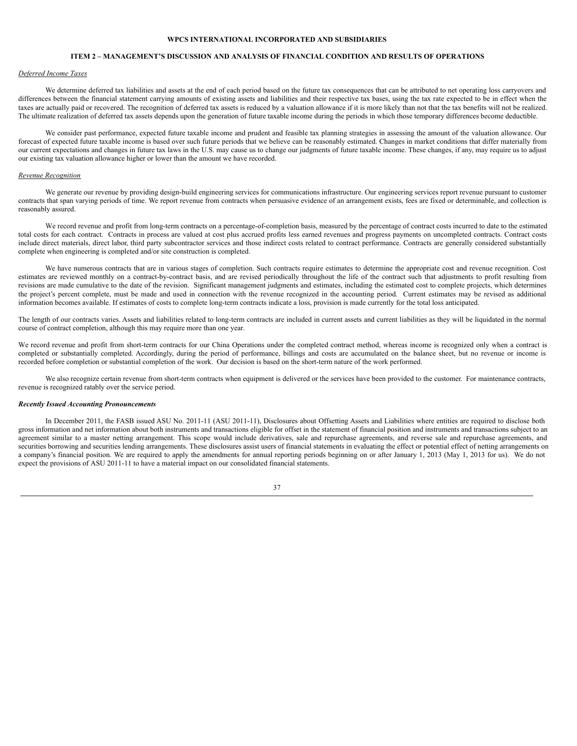**WPCS INTERNATIONAL INCORPORATED AND SUBSIDIARIES**

**ITEM 2 – MANAGEMENT'S DISCUSSION AND ANALYSIS OF FINANCIAL CONDITION AND RESULTS OF OPERATIONS**

*Deferred Income Taxes*

We determine deferred tax liabilities and assets at the end of each period based on the future tax consequences that can be attributed to net operating loss carryovers and differences between the financial statement carrying amounts of existing assets and liabilities and their respective tax bases, using the tax rate expected to be in effect when the taxes are actually paid or recovered. The recognition of deferred tax assets is reduced by a valuation allowance if it is more likely than not that the tax benefits will not be realized. The ultimate realization of deferred tax assets depends upon the generation of future taxable income during the periods in which those temporary differences become deductible.

We consider past performance, expected future taxable income and prudent and feasible tax planning strategies in assessing the amount of the valuation allowance. Our forecast of expected future taxable income is based over such future periods that we believe can be reasonably estimated. Changes in market conditions that differ materially from our current expectations and changes in future tax laws in the U.S. may cause us to change our judgments of future taxable income. These changes, if any, may require us to adjust our existing tax valuation allowance higher or lower than the amount we have recorded.

*Revenue Recognition*

We generate our revenue by providing design-build engineering services for communications infrastructure. Our engineering services report revenue pursuant to customer contracts that span varying periods of time. We report revenue from contracts when persuasive evidence of an arrangement exists, fees are fixed or determinable, and collection is reasonably assured.

We record revenue and profit from long-term contracts on a percentage-of-completion basis, measured by the percentage of contract costs incurred to date to the estimated total costs for each contract. Contracts in process are valued at cost plus accrued profits less earned revenues and progress payments on uncompleted contracts. Contract costs include direct materials, direct labor, third party subcontractor services and those indirect costs related to contract performance. Contracts are generally considered substantially complete when engineering is completed and/or site construction is completed.

We have numerous contracts that are in various stages of completion. Such contracts require estimates to determine the appropriate cost and revenue recognition. Cost estimates are reviewed monthly on a contract-by-contract basis, and are revised periodically throughout the life of the contract such that adjustments to profit resulting from revisions are made cumulative to the date of the revision. Significant management judgments and estimates, including the estimated cost to complete projects, which determines the project's percent complete, must be made and used in connection with the revenue recognized in the accounting period. Current estimates may be revised as additional information becomes available. If estimates of costs to complete long-term contracts indicate a loss, provision is made currently for the total loss anticipated.

The length of our contracts varies. Assets and liabilities related to long-term contracts are included in current assets and current liabilities as they will be liquidated in the normal course of contract completion, although this may require more than one year.

We record revenue and profit from short-term contracts for our China Operations under the completed contract method, whereas income is recognized only when a contract is completed or substantially completed. Accordingly, during the period of performance, billings and costs are accumulated on the balance sheet, but no revenue or income is recorded before completion or substantial completion of the work. Our decision is based on the short-term nature of the work performed.

We also recognize certain revenue from short-term contracts when equipment is delivered or the services have been provided to the customer. For maintenance contracts, revenue is recognized ratably over the service period.

***Recently Issued Accounting Pronouncements***

In December 2011, the FASB issued ASU No. 2011-11 (ASU 2011-11), Disclosures about Offsetting Assets and Liabilities where entities are required to disclose both gross information and net information about both instruments and transactions eligible for offset in the statement of financial position and instruments and transactions subject to an agreement similar to a master netting arrangement. This scope would include derivatives, sale and repurchase agreements, and reverse sale and repurchase agreements, and securities borrowing and securities lending arrangements. These disclosures assist users of financial statements in evaluating the effect or potential effect of netting arrangements on a company's financial position. We are required to apply the amendments for annual reporting periods beginning on or after January 1, 2013 (May 1, 2013 for us). We do not expect the provisions of ASU 2011-11 to have a material impact on our consolidated financial statements.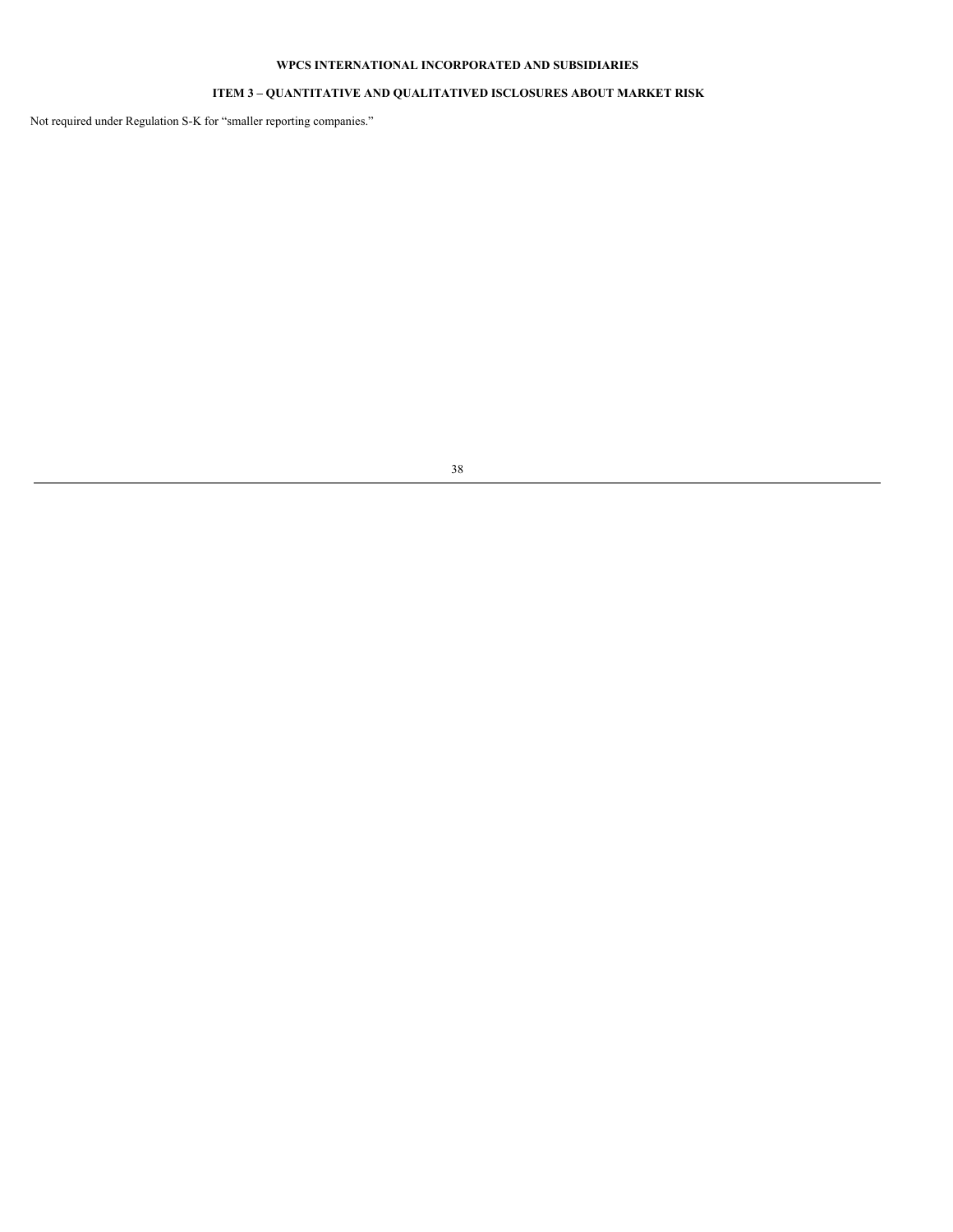**WPCS INTERNATIONAL INCORPORATED AND SUBSIDIARIES**

## ITEM 3 – QUANTITATIVE AND QUALITATIVED ISCLOSURES ABOUT MARKET RISK

Not required under Regulation S-K for "smaller reporting companies."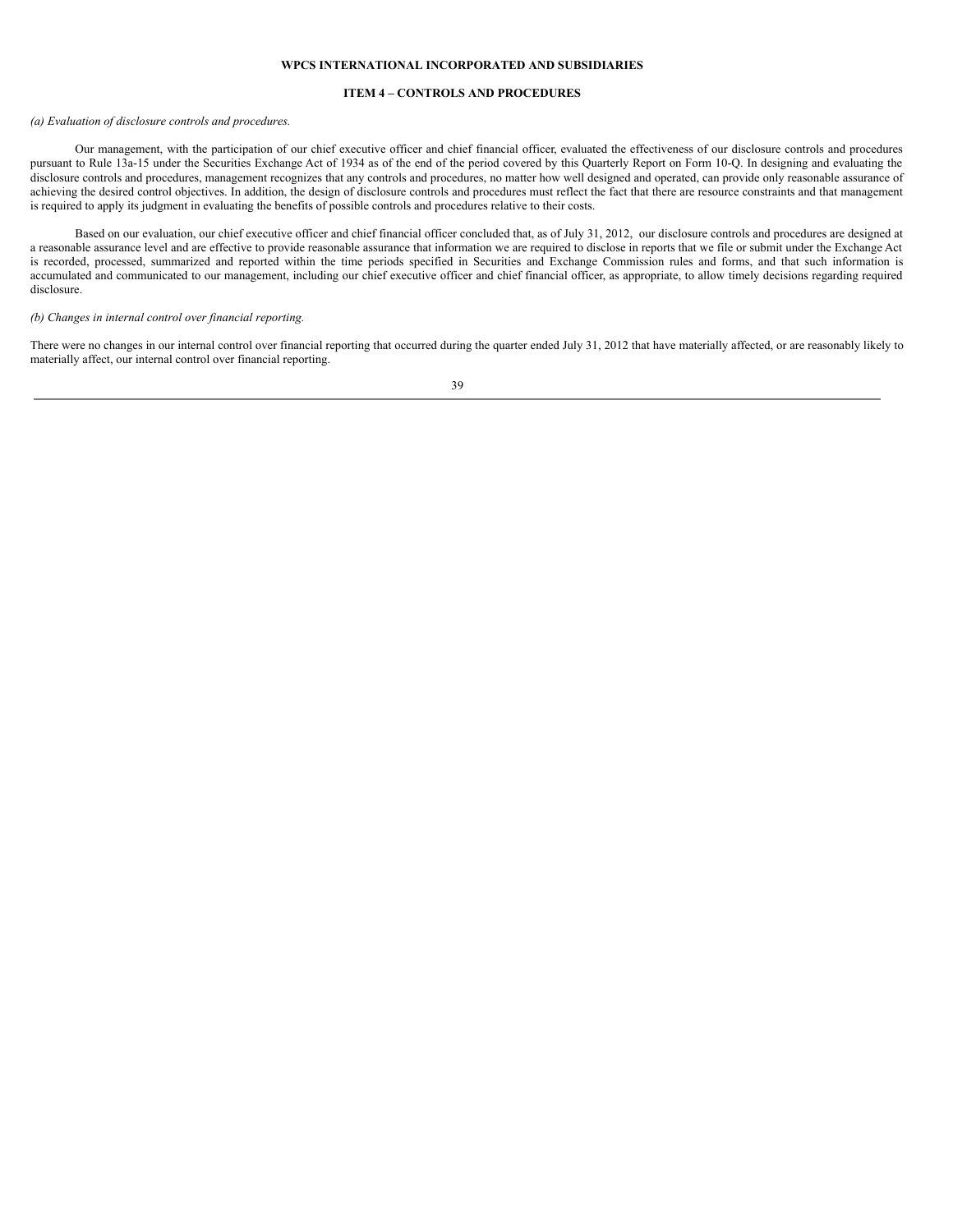**WPCS INTERNATIONAL INCORPORATED AND SUBSIDIARIES**

## ITEM 4 – CONTROLS AND PROCEDURES

*(a) Evaluation of disclosure controls and procedures.*

Our management, with the participation of our chief executive officer and chief financial officer, evaluated the effectiveness of our disclosure controls and procedures pursuant to Rule 13a-15 under the Securities Exchange Act of 1934 as of the end of the period covered by this Quarterly Report on Form 10-Q. In designing and evaluating the disclosure controls and procedures, management recognizes that any controls and procedures, no matter how well designed and operated, can provide only reasonable assurance of achieving the desired control objectives. In addition, the design of disclosure controls and procedures must reflect the fact that there are resource constraints and that management is required to apply its judgment in evaluating the benefits of possible controls and procedures relative to their costs.

Based on our evaluation, our chief executive officer and chief financial officer concluded that, as of July 31, 2012, our disclosure controls and procedures are designed at a reasonable assurance level and are effective to provide reasonable assurance that information we are required to disclose in reports that we file or submit under the Exchange Act is recorded, processed, summarized and reported within the time periods specified in Securities and Exchange Commission rules and forms, and that such information is accumulated and communicated to our management, including our chief executive officer and chief financial officer, as appropriate, to allow timely decisions regarding required disclosure.

*(b) Changes in internal control over financial reporting.*

There were no changes in our internal control over financial reporting that occurred during the quarter ended July 31, 2012 that have materially affected, or are reasonably likely to materially affect, our internal control over financial reporting.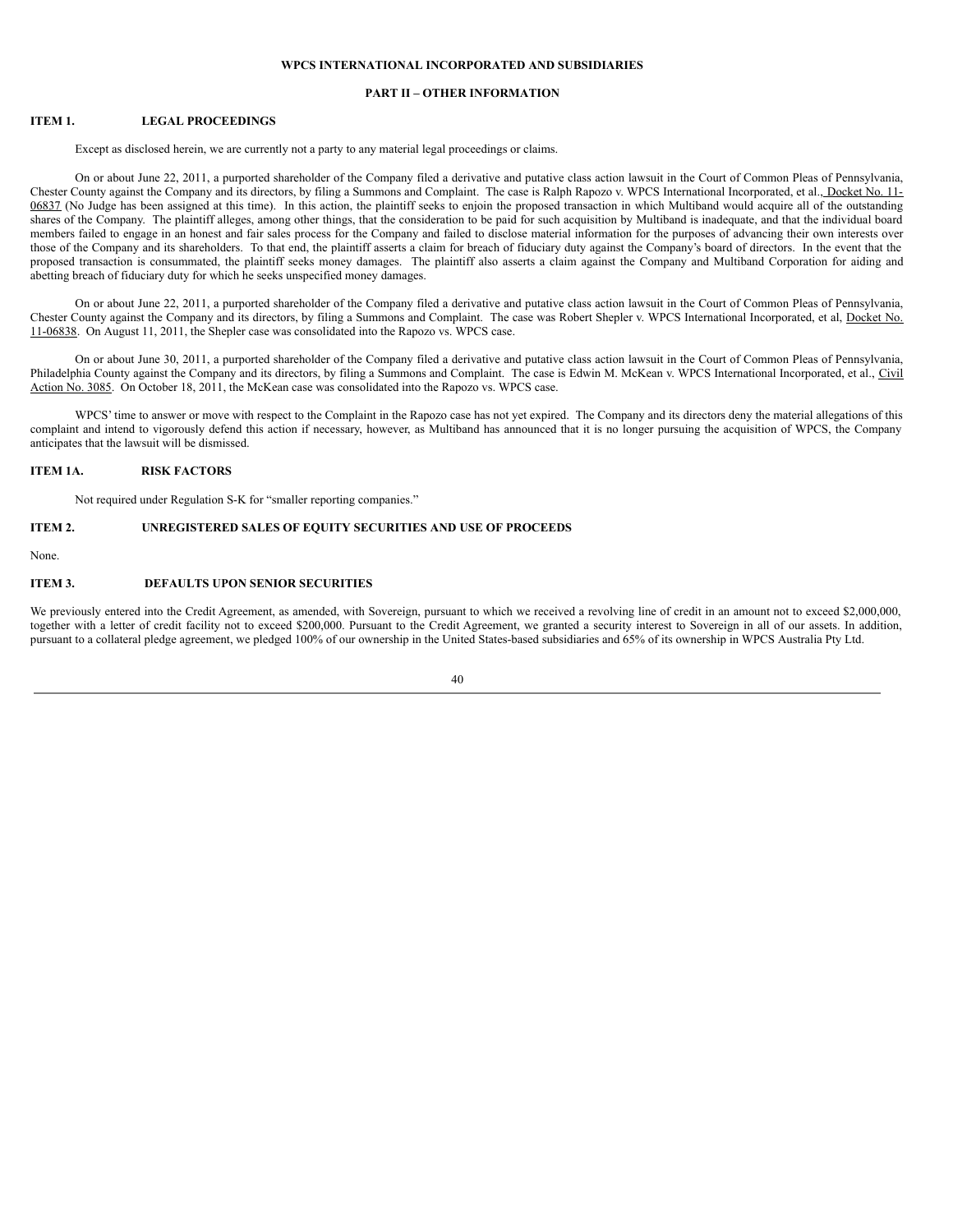**WPCS INTERNATIONAL INCORPORATED AND SUBSIDIARIES**

**PART II – OTHER INFORMATION**

**ITEM 1. LEGAL PROCEEDINGS**

Except as disclosed herein, we are currently not a party to any material legal proceedings or claims.

On or about June 22, 2011, a purported shareholder of the Company filed a derivative and putative class action lawsuit in the Court of Common Pleas of Pennsylvania, Chester County against the Company and its directors, by filing a Summons and Complaint. The case is Ralph Rapozo v. WPCS International Incorporated, et al., Docket No. 11-06837 (No Judge has been assigned at this time). In this action, the plaintiff seeks to enjoin the proposed transaction in which Multiband would acquire all of the outstanding shares of the Company. The plaintiff alleges, among other things, that the consideration to be paid for such acquisition by Multiband is inadequate, and that the individual board members failed to engage in an honest and fair sales process for the Company and failed to disclose material information for the purposes of advancing their own interests over those of the Company and its shareholders. To that end, the plaintiff asserts a claim for breach of fiduciary duty against the Company's board of directors. In the event that the proposed transaction is consummated, the plaintiff seeks money damages. The plaintiff also asserts a claim against the Company and Multiband Corporation for aiding and abetting breach of fiduciary duty for which he seeks unspecified money damages.

On or about June 22, 2011, a purported shareholder of the Company filed a derivative and putative class action lawsuit in the Court of Common Pleas of Pennsylvania, Chester County against the Company and its directors, by filing a Summons and Complaint. The case was Robert Shepler v. WPCS International Incorporated, et al, Docket No. 11-06838. On August 11, 2011, the Shepler case was consolidated into the Rapozo vs. WPCS case.

On or about June 30, 2011, a purported shareholder of the Company filed a derivative and putative class action lawsuit in the Court of Common Pleas of Pennsylvania, Philadelphia County against the Company and its directors, by filing a Summons and Complaint. The case is Edwin M. McKean v. WPCS International Incorporated, et al., Civil Action No. 3085. On October 18, 2011, the McKean case was consolidated into the Rapozo vs. WPCS case.

WPCS' time to answer or move with respect to the Complaint in the Rapozo case has not yet expired. The Company and its directors deny the material allegations of this complaint and intend to vigorously defend this action if necessary, however, as Multiband has announced that it is no longer pursuing the acquisition of WPCS, the Company anticipates that the lawsuit will be dismissed.

**ITEM 1A. RISK FACTORS**

Not required under Regulation S-K for "smaller reporting companies."

**ITEM 2. UNREGISTERED SALES OF EQUITY SECURITIES AND USE OF PROCEEDS**

None.

**ITEM 3. DEFAULTS UPON SENIOR SECURITIES**

We previously entered into the Credit Agreement, as amended, with Sovereign, pursuant to which we received a revolving line of credit in an amount not to exceed $2,000,000, together with a letter of credit facility not to exceed $200,000. Pursuant to the Credit Agreement, we granted a security interest to Sovereign in all of our assets. In addition, pursuant to a collateral pledge agreement, we pledged 100% of our ownership in the United States-based subsidiaries and 65% of its ownership in WPCS Australia Pty Ltd.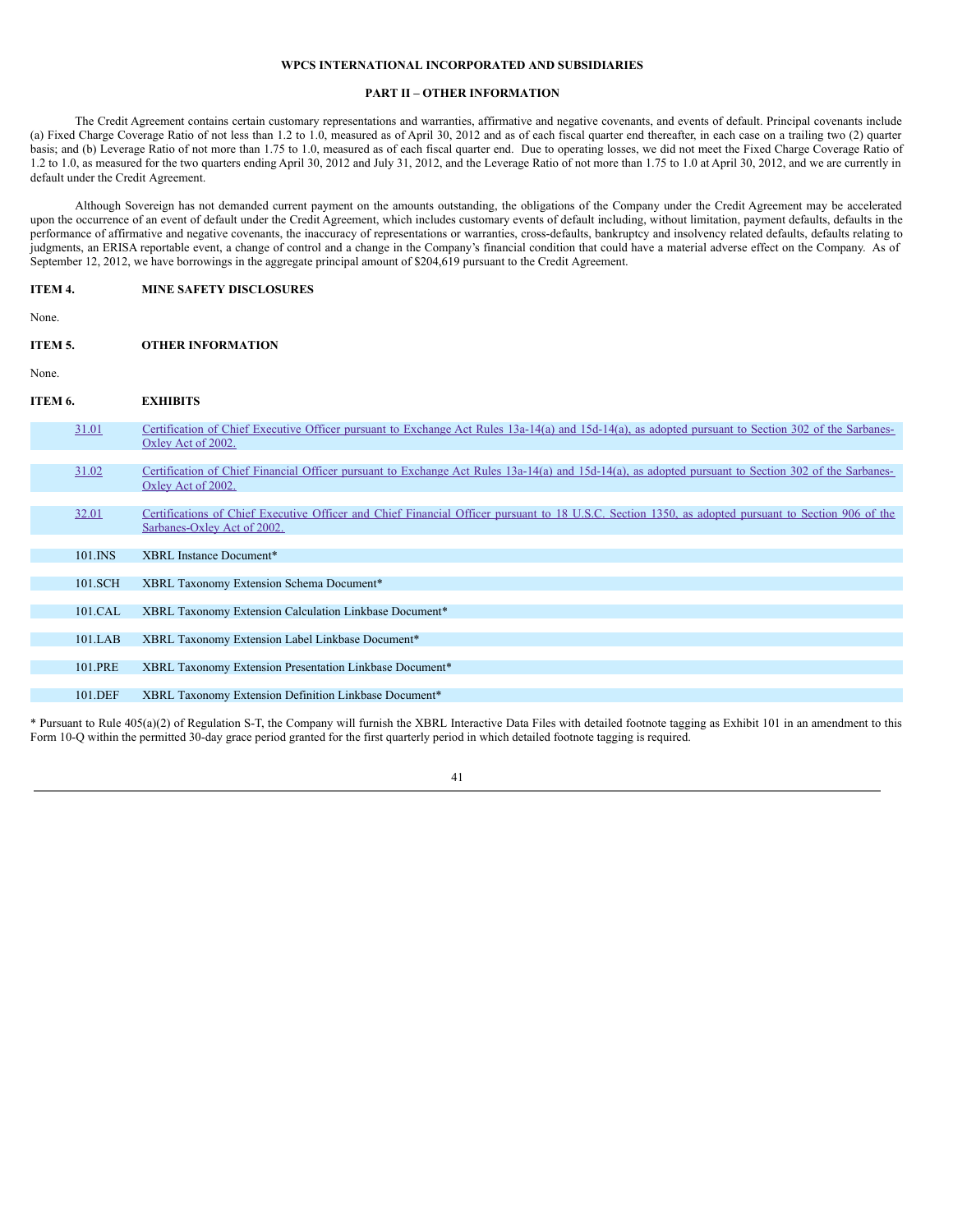**WPCS INTERNATIONAL INCORPORATED AND SUBSIDIARIES**

**PART II – OTHER INFORMATION**

The Credit Agreement contains certain customary representations and warranties, affirmative and negative covenants, and events of default. Principal covenants include (a) Fixed Charge Coverage Ratio of not less than 1.2 to 1.0, measured as of April 30, 2012 and as of each fiscal quarter end thereafter, in each case on a trailing two (2) quarter basis; and (b) Leverage Ratio of not more than 1.75 to 1.0, measured as of each fiscal quarter end. Due to operating losses, we did not meet the Fixed Charge Coverage Ratio of 1.2 to 1.0, as measured for the two quarters ending April 30, 2012 and July 31, 2012, and the Leverage Ratio of not more than 1.75 to 1.0 at April 30, 2012, and we are currently in default under the Credit Agreement.

Although Sovereign has not demanded current payment on the amounts outstanding, the obligations of the Company under the Credit Agreement may be accelerated upon the occurrence of an event of default under the Credit Agreement, which includes customary events of default including, without limitation, payment defaults, defaults in the performance of affirmative and negative covenants, the inaccuracy of representations or warranties, cross-defaults, bankruptcy and insolvency related defaults, defaults relating to judgments, an ERISA reportable event, a change of control and a change in the Company's financial condition that could have a material adverse effect on the Company. As of September 12, 2012, we have borrowings in the aggregate principal amount of $204,619 pursuant to the Credit Agreement.

**ITEM 4. MINE SAFETY DISCLOSURES**

None.

**ITEM 5. OTHER INFORMATION**

None.

**ITEM 6. EXHIBITS**

| | |
|---|---|
| 31.01 | Certification of Chief Executive Officer pursuant to Exchange Act Rules 13a-14(a) and 15d-14(a), as adopted pursuant to Section 302 of the Sarbanes-Oxley Act of 2002. |
| 31.02 | Certification of Chief Financial Officer pursuant to Exchange Act Rules 13a-14(a) and 15d-14(a), as adopted pursuant to Section 302 of the Sarbanes-Oxley Act of 2002. |
| 32.01 | Certifications of Chief Executive Officer and Chief Financial Officer pursuant to 18 U.S.C. Section 1350, as adopted pursuant to Section 906 of the Sarbanes-Oxley Act of 2002. |
| 101.INS | XBRL Instance Document* |
| 101.SCH | XBRL Taxonomy Extension Schema Document* |
| 101.CAL | XBRL Taxonomy Extension Calculation Linkbase Document* |
| 101.LAB | XBRL Taxonomy Extension Label Linkbase Document* |
| 101.PRE | XBRL Taxonomy Extension Presentation Linkbase Document* |
| 101.DEF | XBRL Taxonomy Extension Definition Linkbase Document* |

* Pursuant to Rule 405(a)(2) of Regulation S-T, the Company will furnish the XBRL Interactive Data Files with detailed footnote tagging as Exhibit 101 in an amendment to this Form 10-Q within the permitted 30-day grace period granted for the first quarterly period in which detailed footnote tagging is required.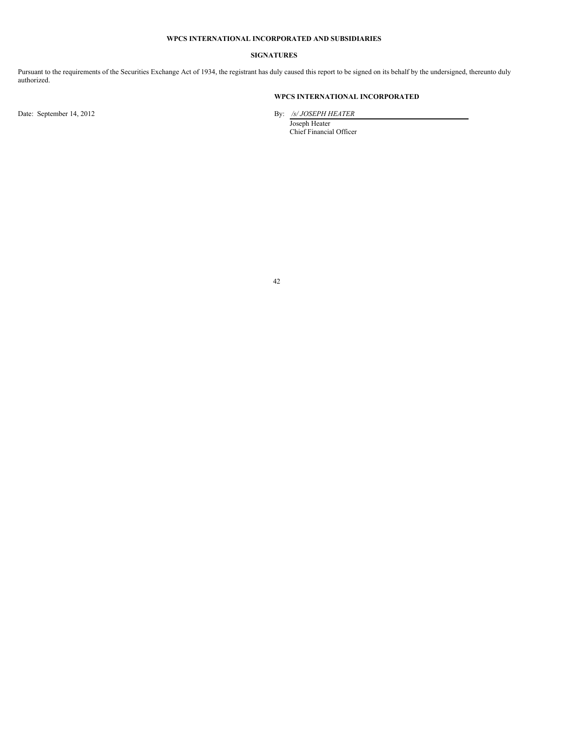**WPCS INTERNATIONAL INCORPORATED AND SUBSIDIARIES**

**SIGNATURES**

Pursuant to the requirements of the Securities Exchange Act of 1934, the registrant has duly caused this report to be signed on its behalf by the undersigned, thereunto duly authorized.

**WPCS INTERNATIONAL INCORPORATED**

Date: September 14, 2012

By: */s/ JOSEPH HEATER*
Joseph Heater
Chief Financial Officer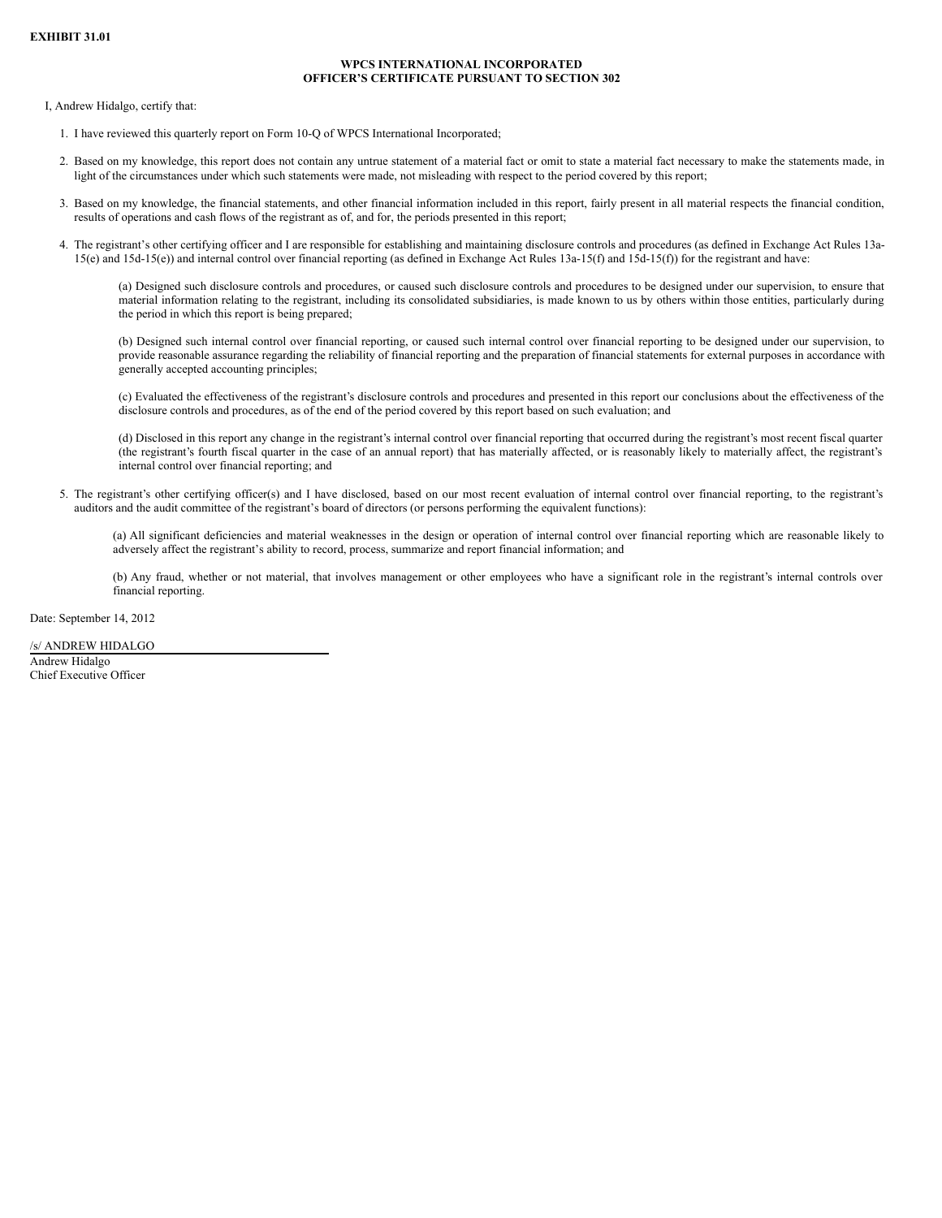**EXHIBIT 31.01**

**WPCS INTERNATIONAL INCORPORATED**
**OFFICER'S CERTIFICATE PURSUANT TO SECTION 302**

I, Andrew Hidalgo, certify that:

1. I have reviewed this quarterly report on Form 10-Q of WPCS International Incorporated;

2. Based on my knowledge, this report does not contain any untrue statement of a material fact or omit to state a material fact necessary to make the statements made, in light of the circumstances under which such statements were made, not misleading with respect to the period covered by this report;

3. Based on my knowledge, the financial statements, and other financial information included in this report, fairly present in all material respects the financial condition, results of operations and cash flows of the registrant as of, and for, the periods presented in this report;

4. The registrant's other certifying officer and I are responsible for establishing and maintaining disclosure controls and procedures (as defined in Exchange Act Rules 13a-15(e) and 15d-15(e)) and internal control over financial reporting (as defined in Exchange Act Rules 13a-15(f) and 15d-15(f)) for the registrant and have:

   (a) Designed such disclosure controls and procedures, or caused such disclosure controls and procedures to be designed under our supervision, to ensure that material information relating to the registrant, including its consolidated subsidiaries, is made known to us by others within those entities, particularly during the period in which this report is being prepared;

   (b) Designed such internal control over financial reporting, or caused such internal control over financial reporting to be designed under our supervision, to provide reasonable assurance regarding the reliability of financial reporting and the preparation of financial statements for external purposes in accordance with generally accepted accounting principles;

   (c) Evaluated the effectiveness of the registrant's disclosure controls and procedures and presented in this report our conclusions about the effectiveness of the disclosure controls and procedures, as of the end of the period covered by this report based on such evaluation; and

   (d) Disclosed in this report any change in the registrant's internal control over financial reporting that occurred during the registrant's most recent fiscal quarter (the registrant's fourth fiscal quarter in the case of an annual report) that has materially affected, or is reasonably likely to materially affect, the registrant's internal control over financial reporting; and

5. The registrant's other certifying officer(s) and I have disclosed, based on our most recent evaluation of internal control over financial reporting, to the registrant's auditors and the audit committee of the registrant's board of directors (or persons performing the equivalent functions):

   (a) All significant deficiencies and material weaknesses in the design or operation of internal control over financial reporting which are reasonable likely to adversely affect the registrant's ability to record, process, summarize and report financial information; and

   (b) Any fraud, whether or not material, that involves management or other employees who have a significant role in the registrant's internal controls over financial reporting.

Date: September 14, 2012

/s/ ANDREW HIDALGO
Andrew Hidalgo
Chief Executive Officer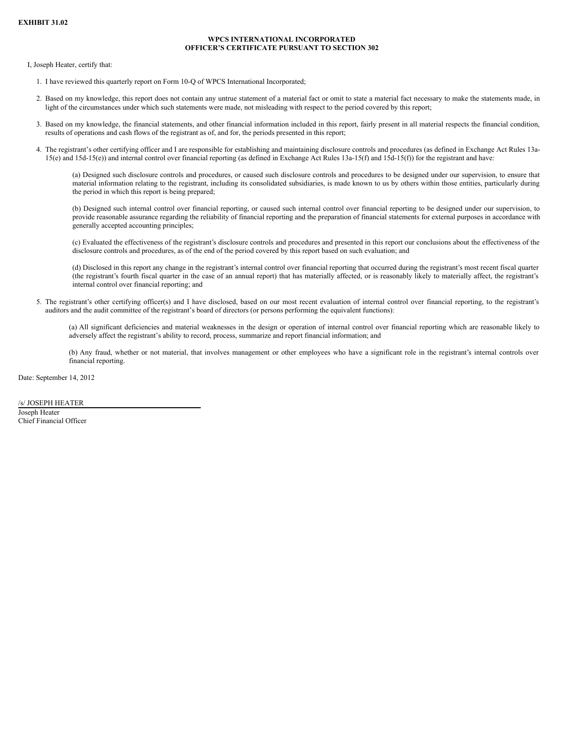**EXHIBIT 31.02**

**WPCS INTERNATIONAL INCORPORATED**
**OFFICER'S CERTIFICATE PURSUANT TO SECTION 302**

I, Joseph Heater, certify that:

1. I have reviewed this quarterly report on Form 10-Q of WPCS International Incorporated;

2. Based on my knowledge, this report does not contain any untrue statement of a material fact or omit to state a material fact necessary to make the statements made, in light of the circumstances under which such statements were made, not misleading with respect to the period covered by this report;

3. Based on my knowledge, the financial statements, and other financial information included in this report, fairly present in all material respects the financial condition, results of operations and cash flows of the registrant as of, and for, the periods presented in this report;

4. The registrant's other certifying officer and I are responsible for establishing and maintaining disclosure controls and procedures (as defined in Exchange Act Rules 13a-15(e) and 15d-15(e)) and internal control over financial reporting (as defined in Exchange Act Rules 13a-15(f) and 15d-15(f)) for the registrant and have:

   (a) Designed such disclosure controls and procedures, or caused such disclosure controls and procedures to be designed under our supervision, to ensure that material information relating to the registrant, including its consolidated subsidiaries, is made known to us by others within those entities, particularly during the period in which this report is being prepared;

   (b) Designed such internal control over financial reporting, or caused such internal control over financial reporting to be designed under our supervision, to provide reasonable assurance regarding the reliability of financial reporting and the preparation of financial statements for external purposes in accordance with generally accepted accounting principles;

   (c) Evaluated the effectiveness of the registrant's disclosure controls and procedures and presented in this report our conclusions about the effectiveness of the disclosure controls and procedures, as of the end of the period covered by this report based on such evaluation; and

   (d) Disclosed in this report any change in the registrant's internal control over financial reporting that occurred during the registrant's most recent fiscal quarter (the registrant's fourth fiscal quarter in the case of an annual report) that has materially affected, or is reasonably likely to materially affect, the registrant's internal control over financial reporting; and

5. The registrant's other certifying officer(s) and I have disclosed, based on our most recent evaluation of internal control over financial reporting, to the registrant's auditors and the audit committee of the registrant's board of directors (or persons performing the equivalent functions):

   (a) All significant deficiencies and material weaknesses in the design or operation of internal control over financial reporting which are reasonable likely to adversely affect the registrant's ability to record, process, summarize and report financial information; and

   (b) Any fraud, whether or not material, that involves management or other employees who have a significant role in the registrant's internal controls over financial reporting.

Date: September 14, 2012

/s/ JOSEPH HEATER
Joseph Heater
Chief Financial Officer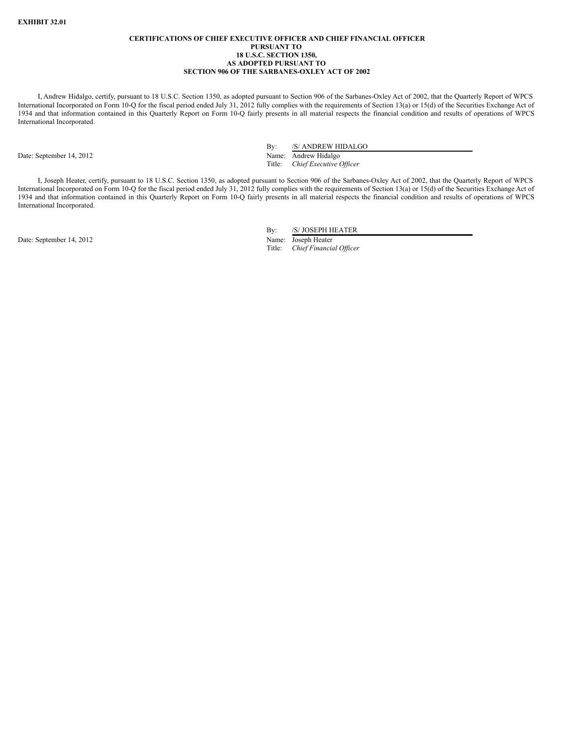**EXHIBIT 32.01**

**CERTIFICATIONS OF CHIEF EXECUTIVE OFFICER AND CHIEF FINANCIAL OFFICER PURSUANT TO 18 U.S.C. SECTION 1350, AS ADOPTED PURSUANT TO SECTION 906 OF THE SARBANES-OXLEY ACT OF 2002**

I, Andrew Hidalgo, certify, pursuant to 18 U.S.C. Section 1350, as adopted pursuant to Section 906 of the Sarbanes-Oxley Act of 2002, that the Quarterly Report of WPCS International Incorporated on Form 10-Q for the fiscal period ended July 31, 2012 fully complies with the requirements of Section 13(a) or 15(d) of the Securities Exchange Act of 1934 and that information contained in this Quarterly Report on Form 10-Q fairly presents in all material respects the financial condition and results of operations of WPCS International Incorporated.

Date: September 14, 2012

By: /S/ ANDREW HIDALGO
Name: Andrew Hidalgo
Title: *Chief Executive Officer*

I, Joseph Heater, certify, pursuant to 18 U.S.C. Section 1350, as adopted pursuant to Section 906 of the Sarbanes-Oxley Act of 2002, that the Quarterly Report of WPCS International Incorporated on Form 10-Q for the fiscal period ended July 31, 2012 fully complies with the requirements of Section 13(a) or 15(d) of the Securities Exchange Act of 1934 and that information contained in this Quarterly Report on Form 10-Q fairly presents in all material respects the financial condition and results of operations of WPCS International Incorporated.

Date: September 14, 2012

By: /S/ JOSEPH HEATER
Name: Joseph Heater
Title: *Chief Financial Officer*